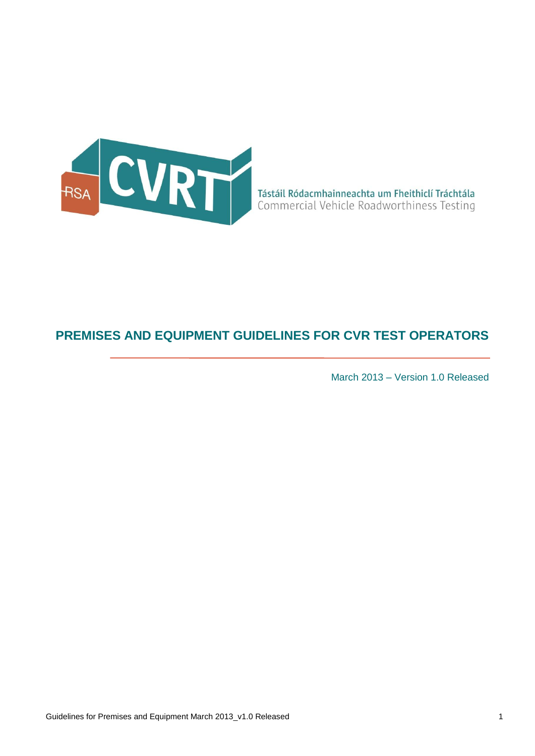Tástáil Ródacmhainneachta um Fheithiclí Tráchtála
Commercial Vehicle Roadworthiness Testing

# PREMISES AND EQUIPMENT GUIDELINES FOR CVR TEST OPERATORS

March 2013 – Version 1.0 Released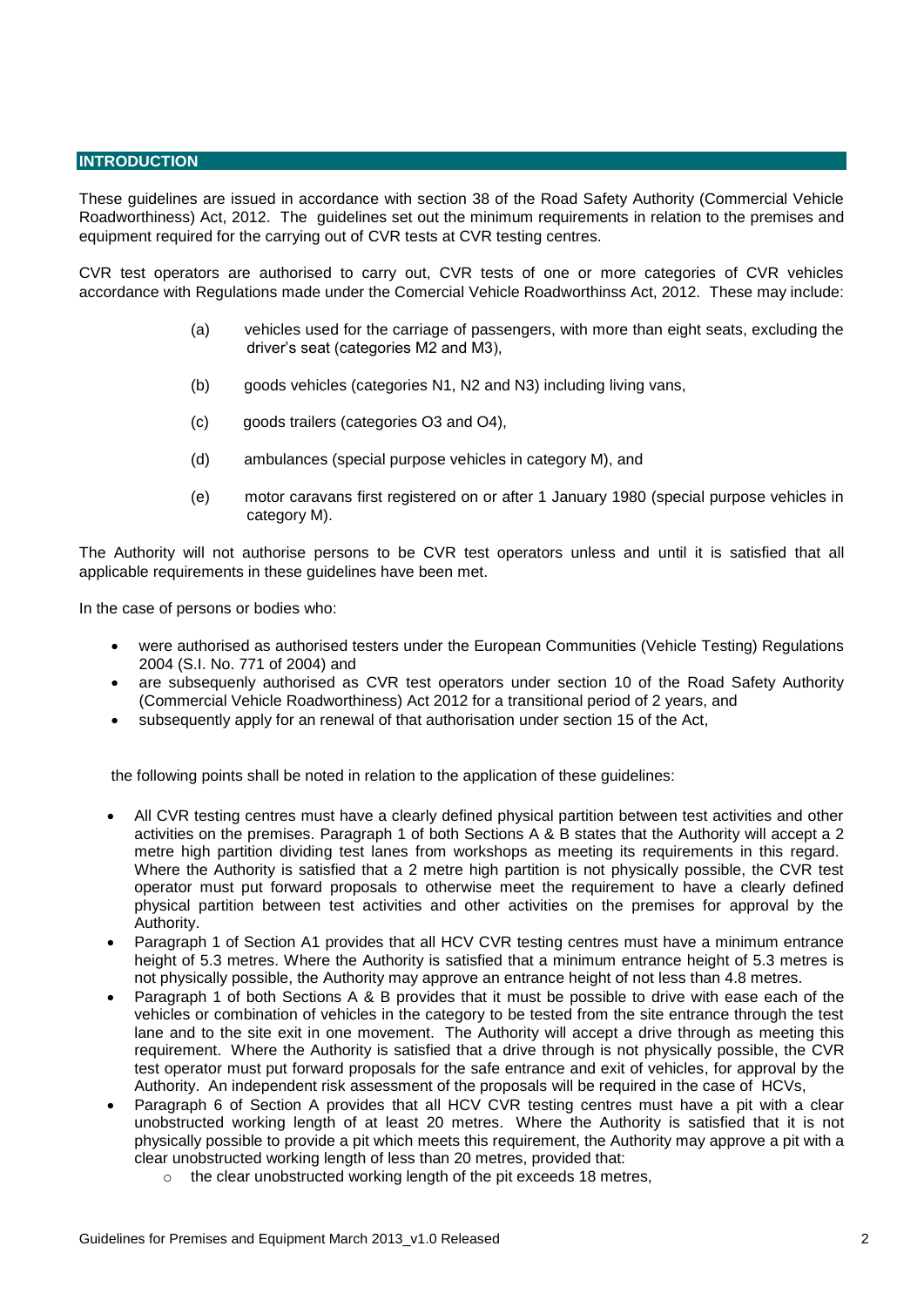## INTRODUCTION

These guidelines are issued in accordance with section 38 of the Road Safety Authority (Commercial Vehicle Roadworthiness) Act, 2012. The guidelines set out the minimum requirements in relation to the premises and equipment required for the carrying out of CVR tests at CVR testing centres.

CVR test operators are authorised to carry out, CVR tests of one or more categories of CVR vehicles accordance with Regulations made under the Comercial Vehicle Roadworthinss Act, 2012. These may include:

(a) vehicles used for the carriage of passengers, with more than eight seats, excluding the driver's seat (categories M2 and M3),

(b) goods vehicles (categories N1, N2 and N3) including living vans,

(c) goods trailers (categories O3 and O4),

(d) ambulances (special purpose vehicles in category M), and

(e) motor caravans first registered on or after 1 January 1980 (special purpose vehicles in category M).

The Authority will not authorise persons to be CVR test operators unless and until it is satisfied that all applicable requirements in these guidelines have been met.

In the case of persons or bodies who:

- were authorised as authorised testers under the European Communities (Vehicle Testing) Regulations 2004 (S.I. No. 771 of 2004) and
- are subsequenly authorised as CVR test operators under section 10 of the Road Safety Authority (Commercial Vehicle Roadworthiness) Act 2012 for a transitional period of 2 years, and
- subsequently apply for an renewal of that authorisation under section 15 of the Act,

the following points shall be noted in relation to the application of these guidelines:

- All CVR testing centres must have a clearly defined physical partition between test activities and other activities on the premises. Paragraph 1 of both Sections A & B states that the Authority will accept a 2 metre high partition dividing test lanes from workshops as meeting its requirements in this regard. Where the Authority is satisfied that a 2 metre high partition is not physically possible, the CVR test operator must put forward proposals to otherwise meet the requirement to have a clearly defined physical partition between test activities and other activities on the premises for approval by the Authority.
- Paragraph 1 of Section A1 provides that all HCV CVR testing centres must have a minimum entrance height of 5.3 metres. Where the Authority is satisfied that a minimum entrance height of 5.3 metres is not physically possible, the Authority may approve an entrance height of not less than 4.8 metres.
- Paragraph 1 of both Sections A & B provides that it must be possible to drive with ease each of the vehicles or combination of vehicles in the category to be tested from the site entrance through the test lane and to the site exit in one movement. The Authority will accept a drive through as meeting this requirement. Where the Authority is satisfied that a drive through is not physically possible, the CVR test operator must put forward proposals for the safe entrance and exit of vehicles, for approval by the Authority. An independent risk assessment of the proposals will be required in the case of HCVs,
- Paragraph 6 of Section A provides that all HCV CVR testing centres must have a pit with a clear unobstructed working length of at least 20 metres. Where the Authority is satisfied that it is not physically possible to provide a pit which meets this requirement, the Authority may approve a pit with a clear unobstructed working length of less than 20 metres, provided that:
  - the clear unobstructed working length of the pit exceeds 18 metres,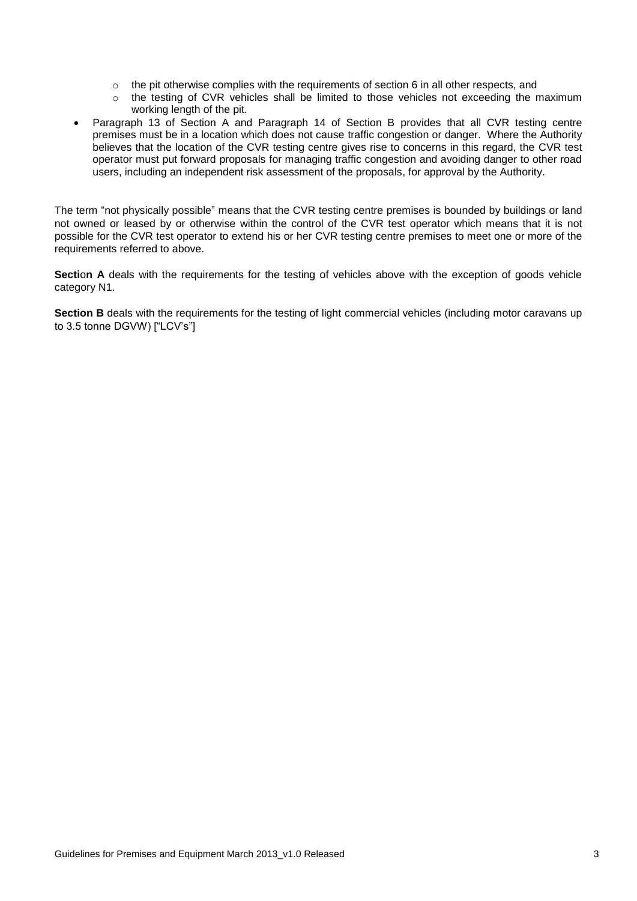- the pit otherwise complies with the requirements of section 6 in all other respects, and
   - the testing of CVR vehicles shall be limited to those vehicles not exceeding the maximum working length of the pit.
- Paragraph 13 of Section A and Paragraph 14 of Section B provides that all CVR testing centre premises must be in a location which does not cause traffic congestion or danger. Where the Authority believes that the location of the CVR testing centre gives rise to concerns in this regard, the CVR test operator must put forward proposals for managing traffic congestion and avoiding danger to other road users, including an independent risk assessment of the proposals, for approval by the Authority.

The term "not physically possible" means that the CVR testing centre premises is bounded by buildings or land not owned or leased by or otherwise within the control of the CVR test operator which means that it is not possible for the CVR test operator to extend his or her CVR testing centre premises to meet one or more of the requirements referred to above.

**Section A** deals with the requirements for the testing of vehicles above with the exception of goods vehicle category N1.

**Section B** deals with the requirements for the testing of light commercial vehicles (including motor caravans up to 3.5 tonne DGVW) ["LCV's"]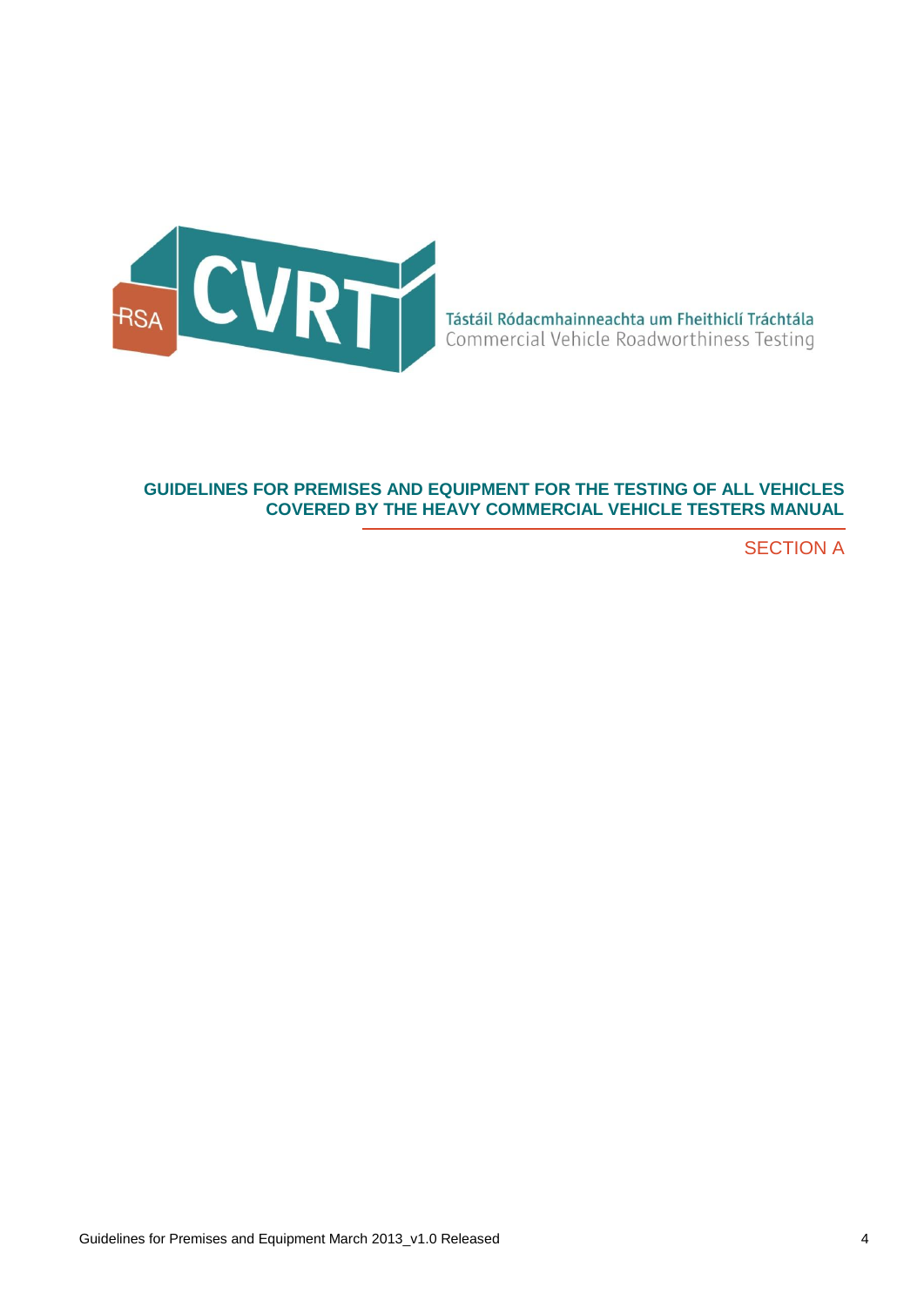Tástáil Ródacmhainneachta um Fheithiclí Tráchtála
Commercial Vehicle Roadworthiness Testing

# GUIDELINES FOR PREMISES AND EQUIPMENT FOR THE TESTING OF ALL VEHICLES COVERED BY THE HEAVY COMMERCIAL VEHICLE TESTERS MANUAL

## SECTION A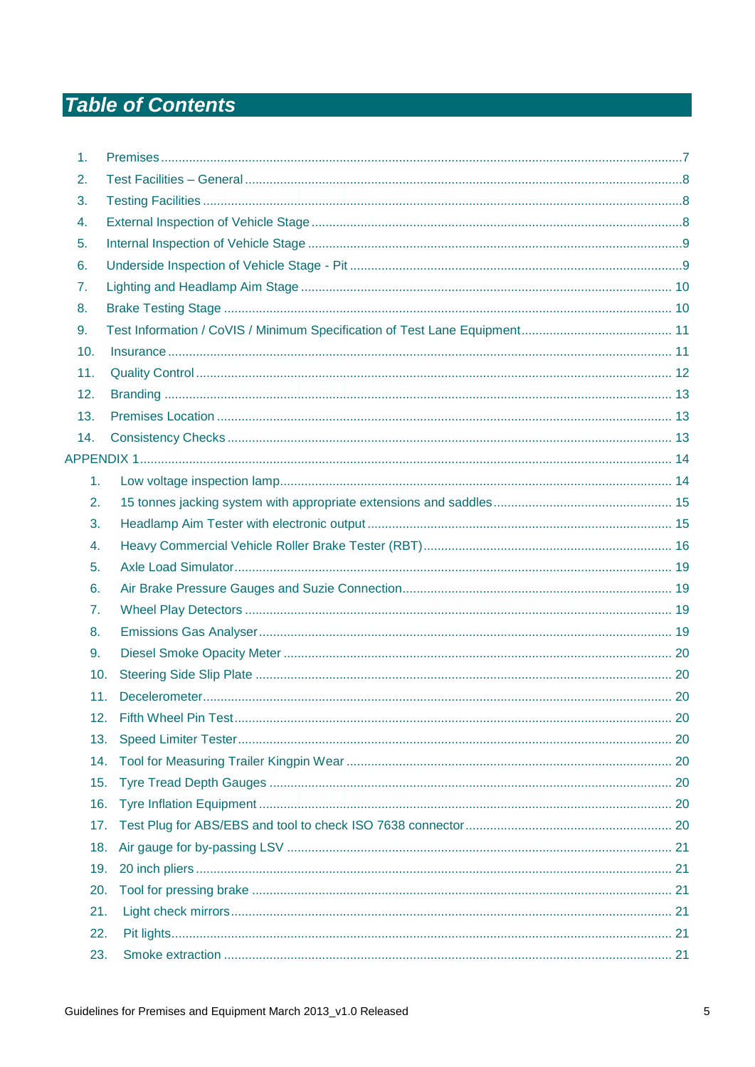# Table of Contents

1. Premises ..................................................................................................................................7
2. Test Facilities – General ..........................................................................................................8
3. Testing Facilities ......................................................................................................................8
4. External Inspection of Vehicle Stage ........................................................................................8
5. Internal Inspection of Vehicle Stage .........................................................................................9
6. Underside Inspection of Vehicle Stage - Pit .............................................................................9
7. Lighting and Headlamp Aim Stage ........................................................................................ 10
8. Brake Testing Stage ............................................................................................................. 10
9. Test Information / CoVIS / Minimum Specification of Test Lane Equipment........................................... 11
10. Insurance .............................................................................................................................. 11
11. Quality Control ...................................................................................................................... 12
12. Branding ............................................................................................................................... 13
13. Premises Location ................................................................................................................ 13
14. Consistency Checks ............................................................................................................. 13

APPENDIX 1..................................................................................................................................... 14

1. Low voltage inspection lamp.............................................................................................. 14
2. 15 tonnes jacking system with appropriate extensions and saddles.................................................. 15
3. Headlamp Aim Tester with electronic output ..................................................................... 15
4. Heavy Commercial Vehicle Roller Brake Tester (RBT)..................................................................... 16
5. Axle Load Simulator.......................................................................................................... 19
6. Air Brake Pressure Gauges and Suzie Connection........................................................................... 19
7. Wheel Play Detectors ....................................................................................................... 19
8. Emissions Gas Analyser.................................................................................................... 19
9. Diesel Smoke Opacity Meter ............................................................................................. 20
10. Steering Side Slip Plate ..................................................................................................... 20
11. Decelerometer.................................................................................................................... 20
12. Fifth Wheel Pin Test........................................................................................................... 20
13. Speed Limiter Tester.......................................................................................................... 20
14. Tool for Measuring Trailer Kingpin Wear ........................................................................... 20
15. Tyre Tread Depth Gauges ................................................................................................. 20
16. Tyre Inflation Equipment .................................................................................................... 20
17. Test Plug for ABS/EBS and tool to check ISO 7638 connector.......................................................... 20
18. Air gauge for by-passing LSV ............................................................................................ 21
19. 20 inch pliers ...................................................................................................................... 21
20. Tool for pressing brake ...................................................................................................... 21
21. Light check mirrors............................................................................................................ 21
22. Pit lights............................................................................................................................. 21
23. Smoke extraction .............................................................................................................. 21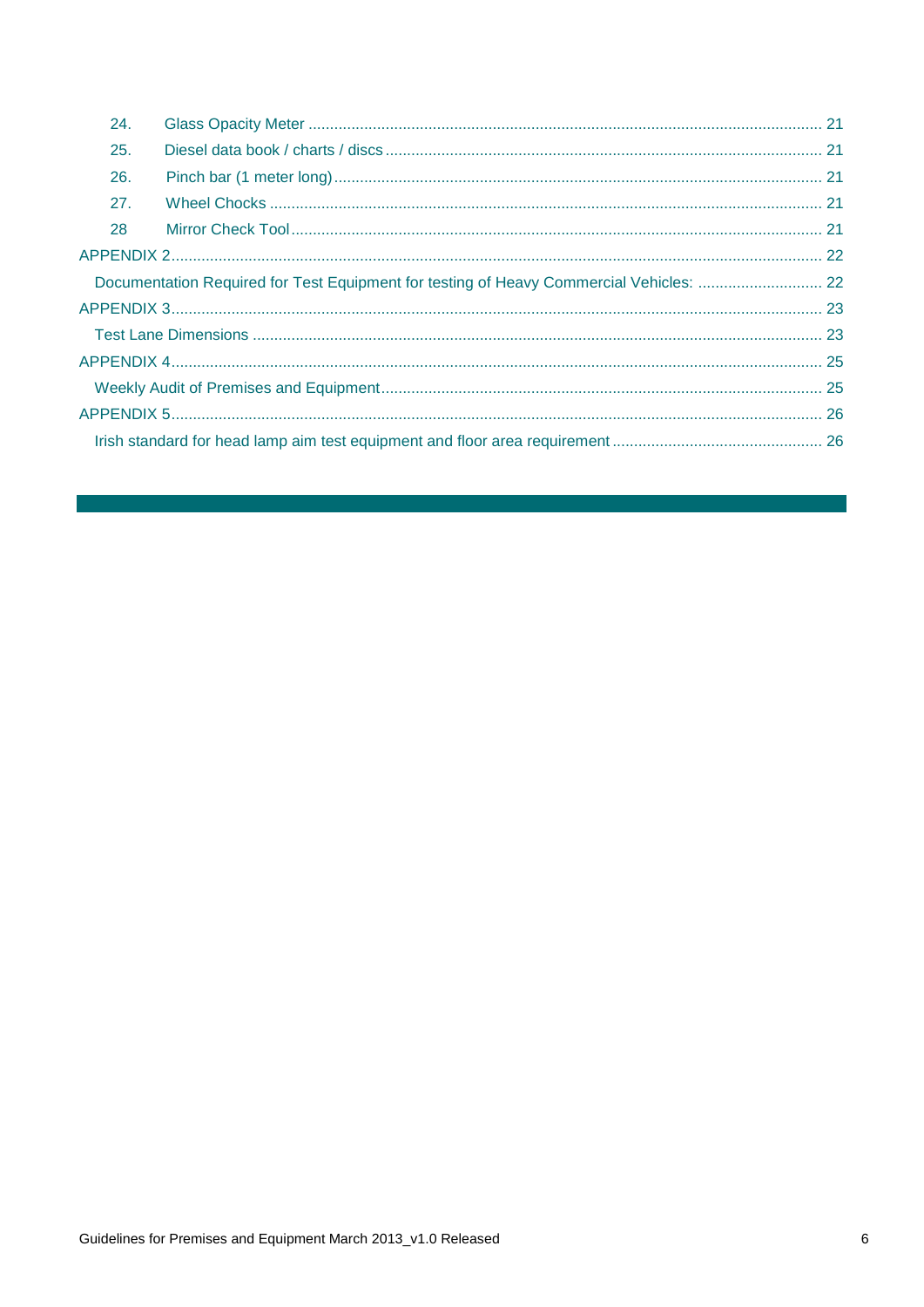24. Glass Opacity Meter ....................................................................................................... 21

25. Diesel data book / charts / discs ..................................................................................... 21

26. Pinch bar (1 meter long) ................................................................................................. 21

27. Wheel Chocks ................................................................................................................. 21

28 Mirror Check Tool ........................................................................................................... 21

APPENDIX 2 ....................................................................................................................... 22

Documentation Required for Test Equipment for testing of Heavy Commercial Vehicles: ............................ 22

APPENDIX 3 ....................................................................................................................... 23

Test Lane Dimensions ....................................................................................................... 23

APPENDIX 4 ....................................................................................................................... 25

Weekly Audit of Premises and Equipment ......................................................................... 25

APPENDIX 5 ....................................................................................................................... 26

Irish standard for head lamp aim test equipment and floor area requirement ................................................ 26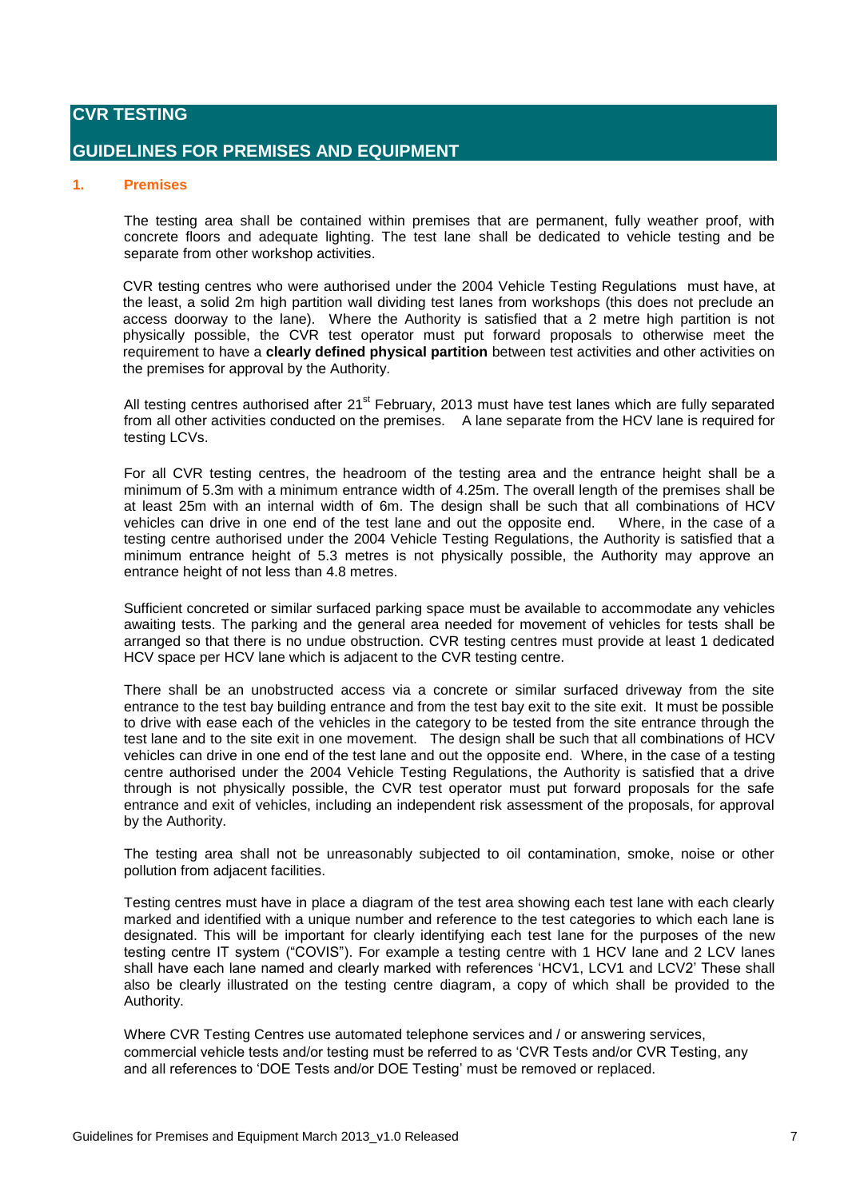# CVR TESTING

## GUIDELINES FOR PREMISES AND EQUIPMENT

### 1. Premises

The testing area shall be contained within premises that are permanent, fully weather proof, with concrete floors and adequate lighting. The test lane shall be dedicated to vehicle testing and be separate from other workshop activities.

CVR testing centres who were authorised under the 2004 Vehicle Testing Regulations must have, at the least, a solid 2m high partition wall dividing test lanes from workshops (this does not preclude an access doorway to the lane). Where the Authority is satisfied that a 2 metre high partition is not physically possible, the CVR test operator must put forward proposals to otherwise meet the requirement to have a **clearly defined physical partition** between test activities and other activities on the premises for approval by the Authority.

All testing centres authorised after 21st February, 2013 must have test lanes which are fully separated from all other activities conducted on the premises. A lane separate from the HCV lane is required for testing LCVs.

For all CVR testing centres, the headroom of the testing area and the entrance height shall be a minimum of 5.3m with a minimum entrance width of 4.25m. The overall length of the premises shall be at least 25m with an internal width of 6m. The design shall be such that all combinations of HCV vehicles can drive in one end of the test lane and out the opposite end. Where, in the case of a testing centre authorised under the 2004 Vehicle Testing Regulations, the Authority is satisfied that a minimum entrance height of 5.3 metres is not physically possible, the Authority may approve an entrance height of not less than 4.8 metres.

Sufficient concreted or similar surfaced parking space must be available to accommodate any vehicles awaiting tests. The parking and the general area needed for movement of vehicles for tests shall be arranged so that there is no undue obstruction. CVR testing centres must provide at least 1 dedicated HCV space per HCV lane which is adjacent to the CVR testing centre.

There shall be an unobstructed access via a concrete or similar surfaced driveway from the site entrance to the test bay building entrance and from the test bay exit to the site exit. It must be possible to drive with ease each of the vehicles in the category to be tested from the site entrance through the test lane and to the site exit in one movement. The design shall be such that all combinations of HCV vehicles can drive in one end of the test lane and out the opposite end. Where, in the case of a testing centre authorised under the 2004 Vehicle Testing Regulations, the Authority is satisfied that a drive through is not physically possible, the CVR test operator must put forward proposals for the safe entrance and exit of vehicles, including an independent risk assessment of the proposals, for approval by the Authority.

The testing area shall not be unreasonably subjected to oil contamination, smoke, noise or other pollution from adjacent facilities.

Testing centres must have in place a diagram of the test area showing each test lane with each clearly marked and identified with a unique number and reference to the test categories to which each lane is designated. This will be important for clearly identifying each test lane for the purposes of the new testing centre IT system ("COVIS"). For example a testing centre with 1 HCV lane and 2 LCV lanes shall have each lane named and clearly marked with references 'HCV1, LCV1 and LCV2' These shall also be clearly illustrated on the testing centre diagram, a copy of which shall be provided to the Authority.

Where CVR Testing Centres use automated telephone services and / or answering services, commercial vehicle tests and/or testing must be referred to as 'CVR Tests and/or CVR Testing, any and all references to 'DOE Tests and/or DOE Testing' must be removed or replaced.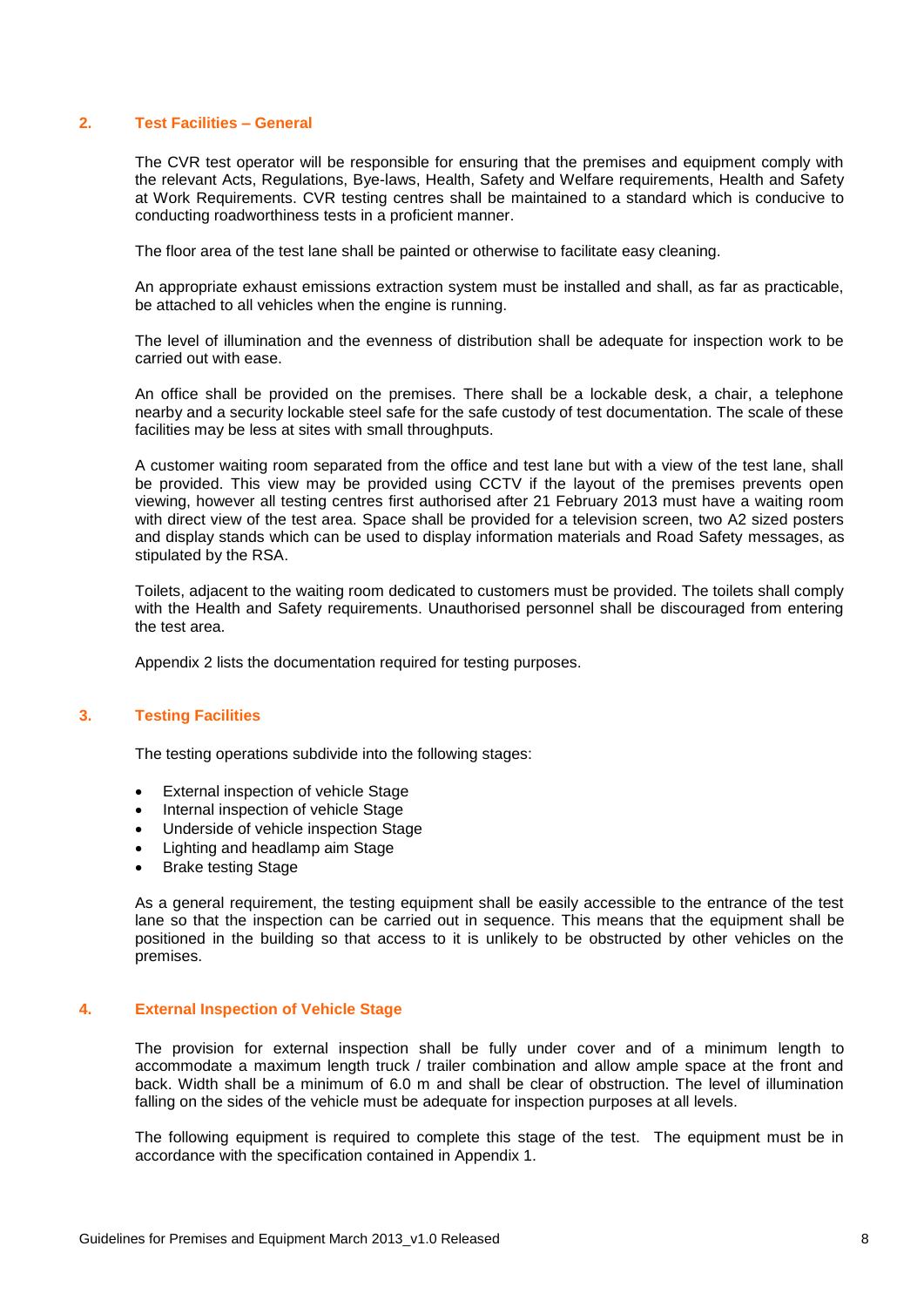## 2. Test Facilities – General

The CVR test operator will be responsible for ensuring that the premises and equipment comply with the relevant Acts, Regulations, Bye-laws, Health, Safety and Welfare requirements, Health and Safety at Work Requirements. CVR testing centres shall be maintained to a standard which is conducive to conducting roadworthiness tests in a proficient manner.

The floor area of the test lane shall be painted or otherwise to facilitate easy cleaning.

An appropriate exhaust emissions extraction system must be installed and shall, as far as practicable, be attached to all vehicles when the engine is running.

The level of illumination and the evenness of distribution shall be adequate for inspection work to be carried out with ease.

An office shall be provided on the premises. There shall be a lockable desk, a chair, a telephone nearby and a security lockable steel safe for the safe custody of test documentation. The scale of these facilities may be less at sites with small throughputs.

A customer waiting room separated from the office and test lane but with a view of the test lane, shall be provided. This view may be provided using CCTV if the layout of the premises prevents open viewing, however all testing centres first authorised after 21 February 2013 must have a waiting room with direct view of the test area. Space shall be provided for a television screen, two A2 sized posters and display stands which can be used to display information materials and Road Safety messages, as stipulated by the RSA.

Toilets, adjacent to the waiting room dedicated to customers must be provided. The toilets shall comply with the Health and Safety requirements. Unauthorised personnel shall be discouraged from entering the test area.

Appendix 2 lists the documentation required for testing purposes.

## 3. Testing Facilities

The testing operations subdivide into the following stages:

- External inspection of vehicle Stage
- Internal inspection of vehicle Stage
- Underside of vehicle inspection Stage
- Lighting and headlamp aim Stage
- Brake testing Stage

As a general requirement, the testing equipment shall be easily accessible to the entrance of the test lane so that the inspection can be carried out in sequence. This means that the equipment shall be positioned in the building so that access to it is unlikely to be obstructed by other vehicles on the premises.

## 4. External Inspection of Vehicle Stage

The provision for external inspection shall be fully under cover and of a minimum length to accommodate a maximum length truck / trailer combination and allow ample space at the front and back. Width shall be a minimum of 6.0 m and shall be clear of obstruction. The level of illumination falling on the sides of the vehicle must be adequate for inspection purposes at all levels.

The following equipment is required to complete this stage of the test. The equipment must be in accordance with the specification contained in Appendix 1.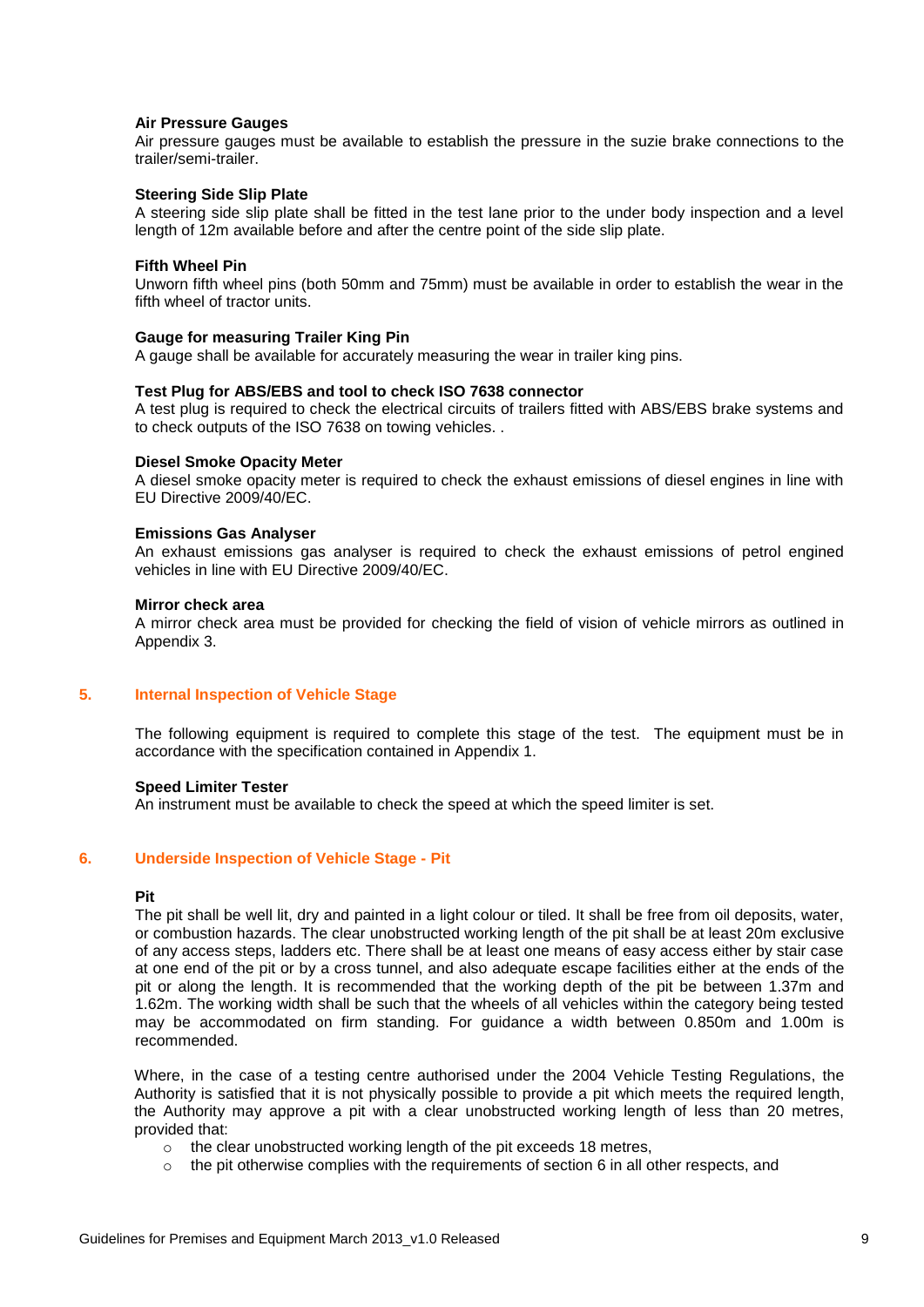**Air Pressure Gauges**

Air pressure gauges must be available to establish the pressure in the suzie brake connections to the trailer/semi-trailer.

**Steering Side Slip Plate**

A steering side slip plate shall be fitted in the test lane prior to the under body inspection and a level length of 12m available before and after the centre point of the side slip plate.

**Fifth Wheel Pin**

Unworn fifth wheel pins (both 50mm and 75mm) must be available in order to establish the wear in the fifth wheel of tractor units.

**Gauge for measuring Trailer King Pin**

A gauge shall be available for accurately measuring the wear in trailer king pins.

**Test Plug for ABS/EBS and tool to check ISO 7638 connector**

A test plug is required to check the electrical circuits of trailers fitted with ABS/EBS brake systems and to check outputs of the ISO 7638 on towing vehicles. .

**Diesel Smoke Opacity Meter**

A diesel smoke opacity meter is required to check the exhaust emissions of diesel engines in line with EU Directive 2009/40/EC.

**Emissions Gas Analyser**

An exhaust emissions gas analyser is required to check the exhaust emissions of petrol engined vehicles in line with EU Directive 2009/40/EC.

**Mirror check area**

A mirror check area must be provided for checking the field of vision of vehicle mirrors as outlined in Appendix 3.

## 5. Internal Inspection of Vehicle Stage

The following equipment is required to complete this stage of the test. The equipment must be in accordance with the specification contained in Appendix 1.

**Speed Limiter Tester**

An instrument must be available to check the speed at which the speed limiter is set.

## 6. Underside Inspection of Vehicle Stage - Pit

**Pit**

The pit shall be well lit, dry and painted in a light colour or tiled. It shall be free from oil deposits, water, or combustion hazards. The clear unobstructed working length of the pit shall be at least 20m exclusive of any access steps, ladders etc. There shall be at least one means of easy access either by stair case at one end of the pit or by a cross tunnel, and also adequate escape facilities either at the ends of the pit or along the length. It is recommended that the working depth of the pit be between 1.37m and 1.62m. The working width shall be such that the wheels of all vehicles within the category being tested may be accommodated on firm standing. For guidance a width between 0.850m and 1.00m is recommended.

Where, in the case of a testing centre authorised under the 2004 Vehicle Testing Regulations, the Authority is satisfied that it is not physically possible to provide a pit which meets the required length, the Authority may approve a pit with a clear unobstructed working length of less than 20 metres, provided that:

- the clear unobstructed working length of the pit exceeds 18 metres,
- the pit otherwise complies with the requirements of section 6 in all other respects, and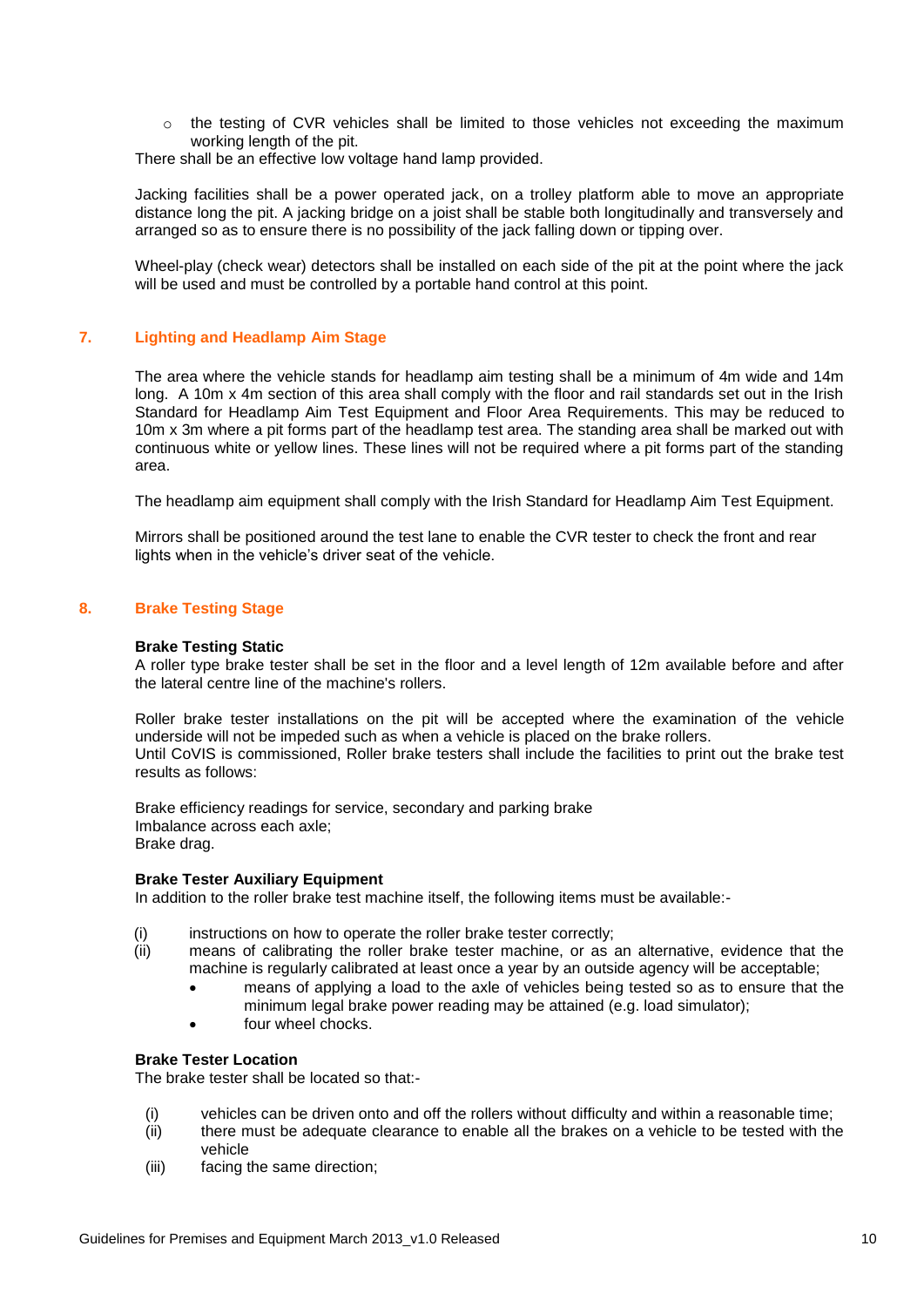- the testing of CVR vehicles shall be limited to those vehicles not exceeding the maximum working length of the pit.

There shall be an effective low voltage hand lamp provided.

Jacking facilities shall be a power operated jack, on a trolley platform able to move an appropriate distance long the pit. A jacking bridge on a joist shall be stable both longitudinally and transversely and arranged so as to ensure there is no possibility of the jack falling down or tipping over.

Wheel-play (check wear) detectors shall be installed on each side of the pit at the point where the jack will be used and must be controlled by a portable hand control at this point.

## 7. Lighting and Headlamp Aim Stage

The area where the vehicle stands for headlamp aim testing shall be a minimum of 4m wide and 14m long. A 10m x 4m section of this area shall comply with the floor and rail standards set out in the Irish Standard for Headlamp Aim Test Equipment and Floor Area Requirements. This may be reduced to 10m x 3m where a pit forms part of the headlamp test area. The standing area shall be marked out with continuous white or yellow lines. These lines will not be required where a pit forms part of the standing area.

The headlamp aim equipment shall comply with the Irish Standard for Headlamp Aim Test Equipment.

Mirrors shall be positioned around the test lane to enable the CVR tester to check the front and rear lights when in the vehicle's driver seat of the vehicle.

## 8. Brake Testing Stage

**Brake Testing Static**

A roller type brake tester shall be set in the floor and a level length of 12m available before and after the lateral centre line of the machine's rollers.

Roller brake tester installations on the pit will be accepted where the examination of the vehicle underside will not be impeded such as when a vehicle is placed on the brake rollers.
Until CoVIS is commissioned, Roller brake testers shall include the facilities to print out the brake test results as follows:

Brake efficiency readings for service, secondary and parking brake
Imbalance across each axle;
Brake drag.

**Brake Tester Auxiliary Equipment**

In addition to the roller brake test machine itself, the following items must be available:-

(i) instructions on how to operate the roller brake tester correctly;
(ii) means of calibrating the roller brake tester machine, or as an alternative, evidence that the machine is regularly calibrated at least once a year by an outside agency will be acceptable;
   - means of applying a load to the axle of vehicles being tested so as to ensure that the minimum legal brake power reading may be attained (e.g. load simulator);
   - four wheel chocks.

**Brake Tester Location**

The brake tester shall be located so that:-

(i) vehicles can be driven onto and off the rollers without difficulty and within a reasonable time;
(ii) there must be adequate clearance to enable all the brakes on a vehicle to be tested with the vehicle
(iii) facing the same direction;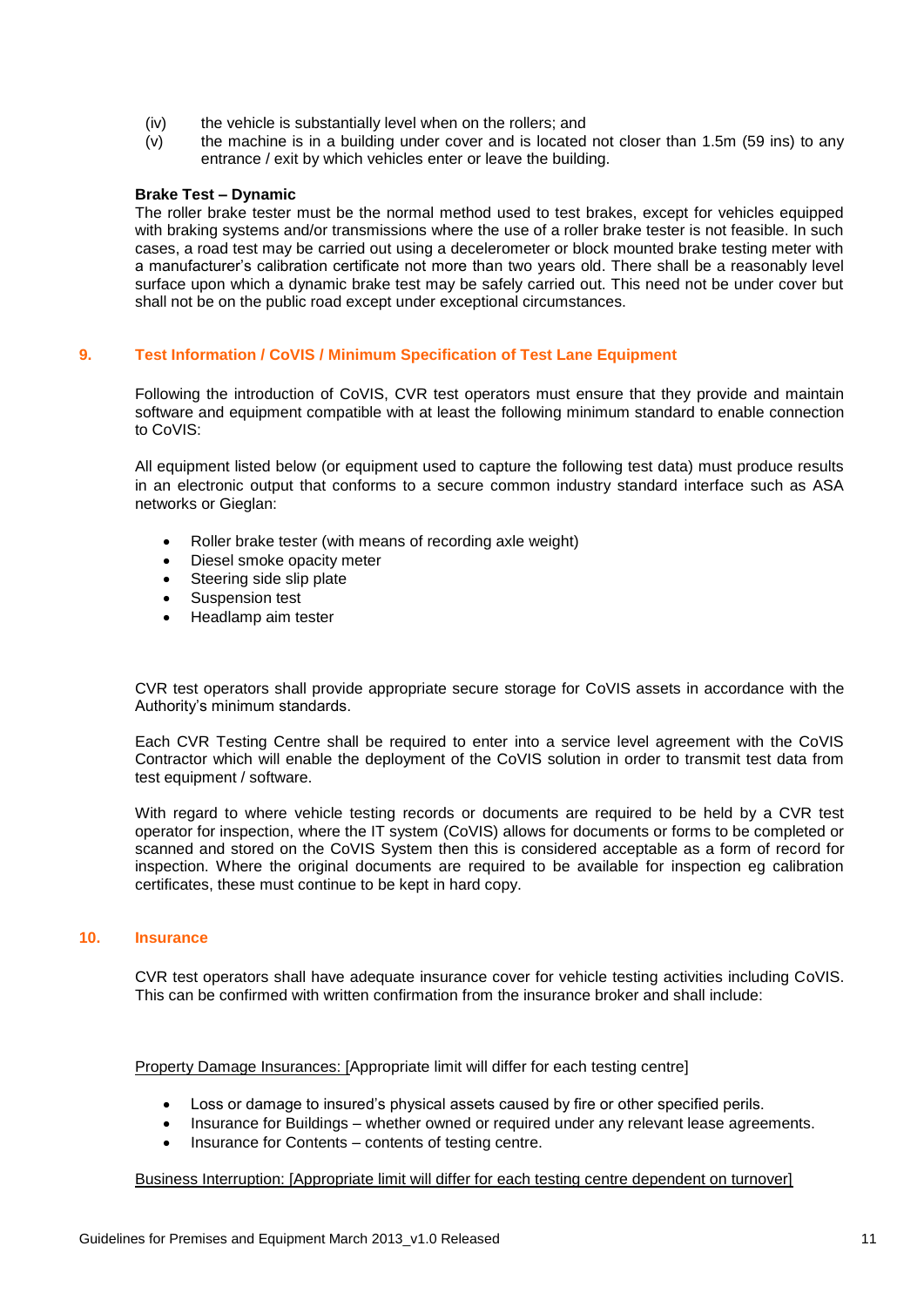(iv) the vehicle is substantially level when on the rollers; and

(v) the machine is in a building under cover and is located not closer than 1.5m (59 ins) to any entrance / exit by which vehicles enter or leave the building.

**Brake Test – Dynamic**

The roller brake tester must be the normal method used to test brakes, except for vehicles equipped with braking systems and/or transmissions where the use of a roller brake tester is not feasible. In such cases, a road test may be carried out using a decelerometer or block mounted brake testing meter with a manufacturer's calibration certificate not more than two years old. There shall be a reasonably level surface upon which a dynamic brake test may be safely carried out. This need not be under cover but shall not be on the public road except under exceptional circumstances.

## 9. Test Information / CoVIS / Minimum Specification of Test Lane Equipment

Following the introduction of CoVIS, CVR test operators must ensure that they provide and maintain software and equipment compatible with at least the following minimum standard to enable connection to CoVIS:

All equipment listed below (or equipment used to capture the following test data) must produce results in an electronic output that conforms to a secure common industry standard interface such as ASA networks or Gieglan:

- Roller brake tester (with means of recording axle weight)
- Diesel smoke opacity meter
- Steering side slip plate
- Suspension test
- Headlamp aim tester

CVR test operators shall provide appropriate secure storage for CoVIS assets in accordance with the Authority's minimum standards.

Each CVR Testing Centre shall be required to enter into a service level agreement with the CoVIS Contractor which will enable the deployment of the CoVIS solution in order to transmit test data from test equipment / software.

With regard to where vehicle testing records or documents are required to be held by a CVR test operator for inspection, where the IT system (CoVIS) allows for documents or forms to be completed or scanned and stored on the CoVIS System then this is considered acceptable as a form of record for inspection. Where the original documents are required to be available for inspection eg calibration certificates, these must continue to be kept in hard copy.

## 10. Insurance

CVR test operators shall have adequate insurance cover for vehicle testing activities including CoVIS. This can be confirmed with written confirmation from the insurance broker and shall include:

Property Damage Insurances: [Appropriate limit will differ for each testing centre]

- Loss or damage to insured's physical assets caused by fire or other specified perils.
- Insurance for Buildings – whether owned or required under any relevant lease agreements.
- Insurance for Contents – contents of testing centre.

Business Interruption: [Appropriate limit will differ for each testing centre dependent on turnover]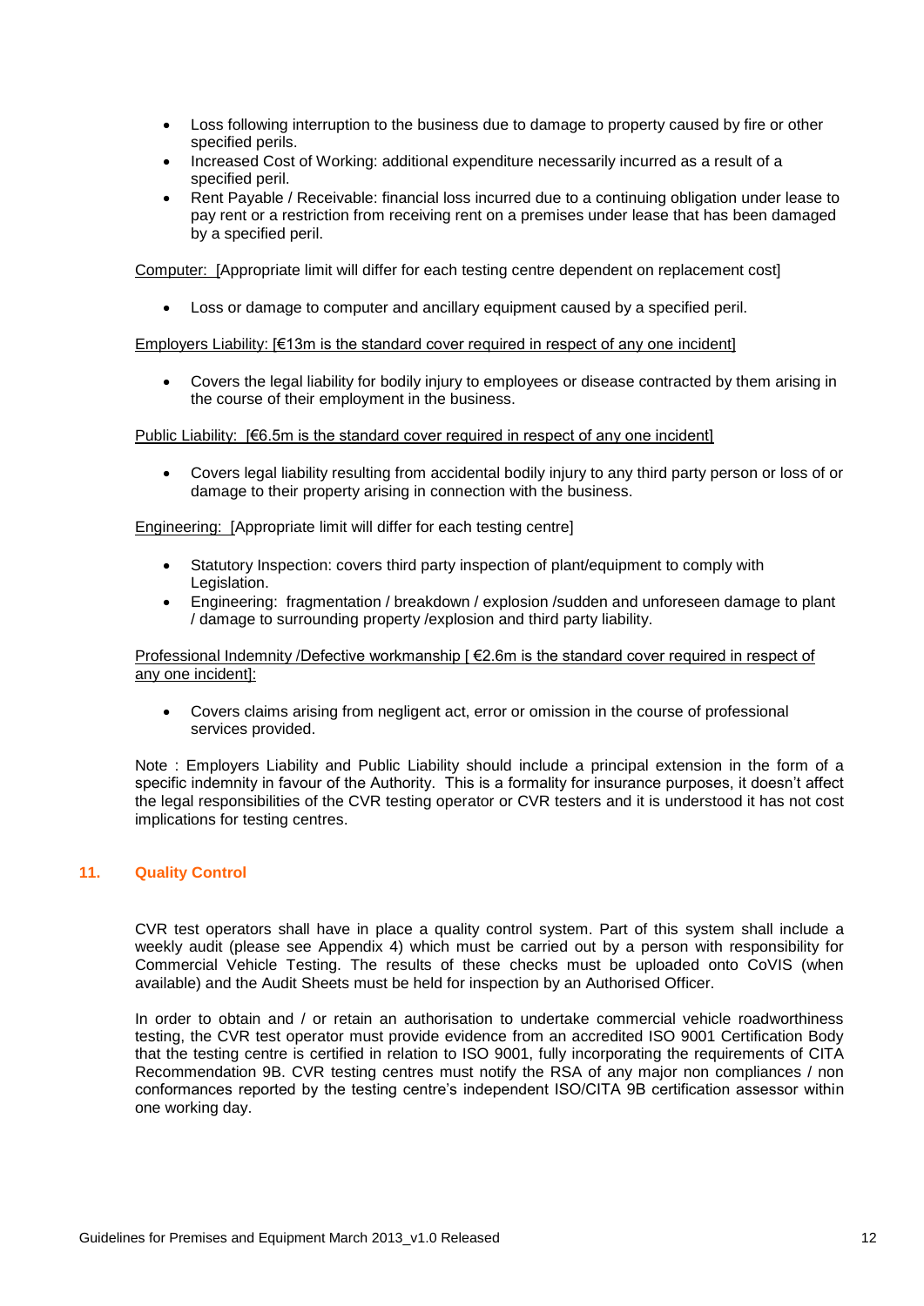- Loss following interruption to the business due to damage to property caused by fire or other specified perils.
- Increased Cost of Working: additional expenditure necessarily incurred as a result of a specified peril.
- Rent Payable / Receivable: financial loss incurred due to a continuing obligation under lease to pay rent or a restriction from receiving rent on a premises under lease that has been damaged by a specified peril.

Computer: [Appropriate limit will differ for each testing centre dependent on replacement cost]

- Loss or damage to computer and ancillary equipment caused by a specified peril.

Employers Liability: [€13m is the standard cover required in respect of any one incident]

- Covers the legal liability for bodily injury to employees or disease contracted by them arising in the course of their employment in the business.

Public Liability: [€6.5m is the standard cover required in respect of any one incident]

- Covers legal liability resulting from accidental bodily injury to any third party person or loss of or damage to their property arising in connection with the business.

Engineering: [Appropriate limit will differ for each testing centre]

- Statutory Inspection: covers third party inspection of plant/equipment to comply with Legislation.
- Engineering: fragmentation / breakdown / explosion /sudden and unforeseen damage to plant / damage to surrounding property /explosion and third party liability.

Professional Indemnity /Defective workmanship [ €2.6m is the standard cover required in respect of any one incident]:

- Covers claims arising from negligent act, error or omission in the course of professional services provided.

Note : Employers Liability and Public Liability should include a principal extension in the form of a specific indemnity in favour of the Authority. This is a formality for insurance purposes, it doesn't affect the legal responsibilities of the CVR testing operator or CVR testers and it is understood it has not cost implications for testing centres.

## 11. Quality Control

CVR test operators shall have in place a quality control system. Part of this system shall include a weekly audit (please see Appendix 4) which must be carried out by a person with responsibility for Commercial Vehicle Testing. The results of these checks must be uploaded onto CoVIS (when available) and the Audit Sheets must be held for inspection by an Authorised Officer.

In order to obtain and / or retain an authorisation to undertake commercial vehicle roadworthiness testing, the CVR test operator must provide evidence from an accredited ISO 9001 Certification Body that the testing centre is certified in relation to ISO 9001, fully incorporating the requirements of CITA Recommendation 9B. CVR testing centres must notify the RSA of any major non compliances / non conformances reported by the testing centre's independent ISO/CITA 9B certification assessor within one working day.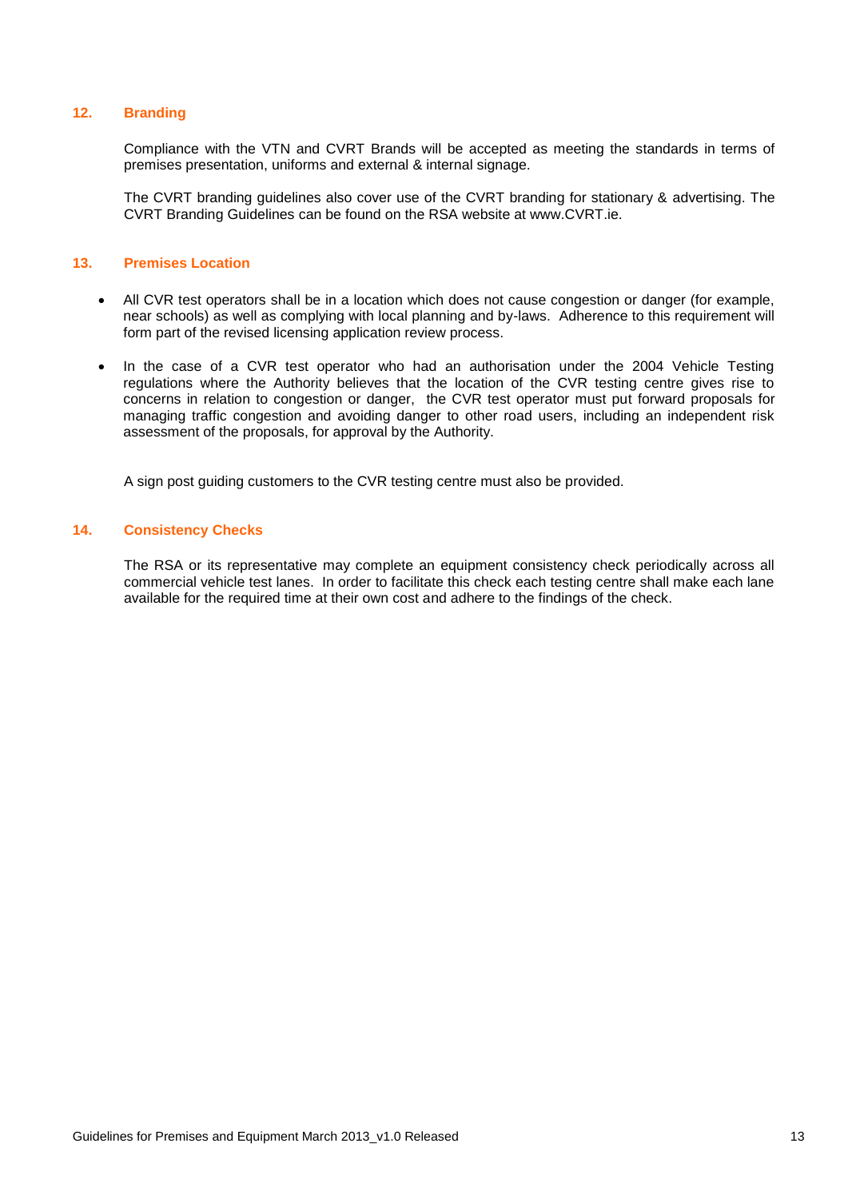## 12. Branding

Compliance with the VTN and CVRT Brands will be accepted as meeting the standards in terms of premises presentation, uniforms and external & internal signage.

The CVRT branding guidelines also cover use of the CVRT branding for stationary & advertising. The CVRT Branding Guidelines can be found on the RSA website at www.CVRT.ie.

## 13. Premises Location

- All CVR test operators shall be in a location which does not cause congestion or danger (for example, near schools) as well as complying with local planning and by-laws. Adherence to this requirement will form part of the revised licensing application review process.
- In the case of a CVR test operator who had an authorisation under the 2004 Vehicle Testing regulations where the Authority believes that the location of the CVR testing centre gives rise to concerns in relation to congestion or danger, the CVR test operator must put forward proposals for managing traffic congestion and avoiding danger to other road users, including an independent risk assessment of the proposals, for approval by the Authority.

A sign post guiding customers to the CVR testing centre must also be provided.

## 14. Consistency Checks

The RSA or its representative may complete an equipment consistency check periodically across all commercial vehicle test lanes. In order to facilitate this check each testing centre shall make each lane available for the required time at their own cost and adhere to the findings of the check.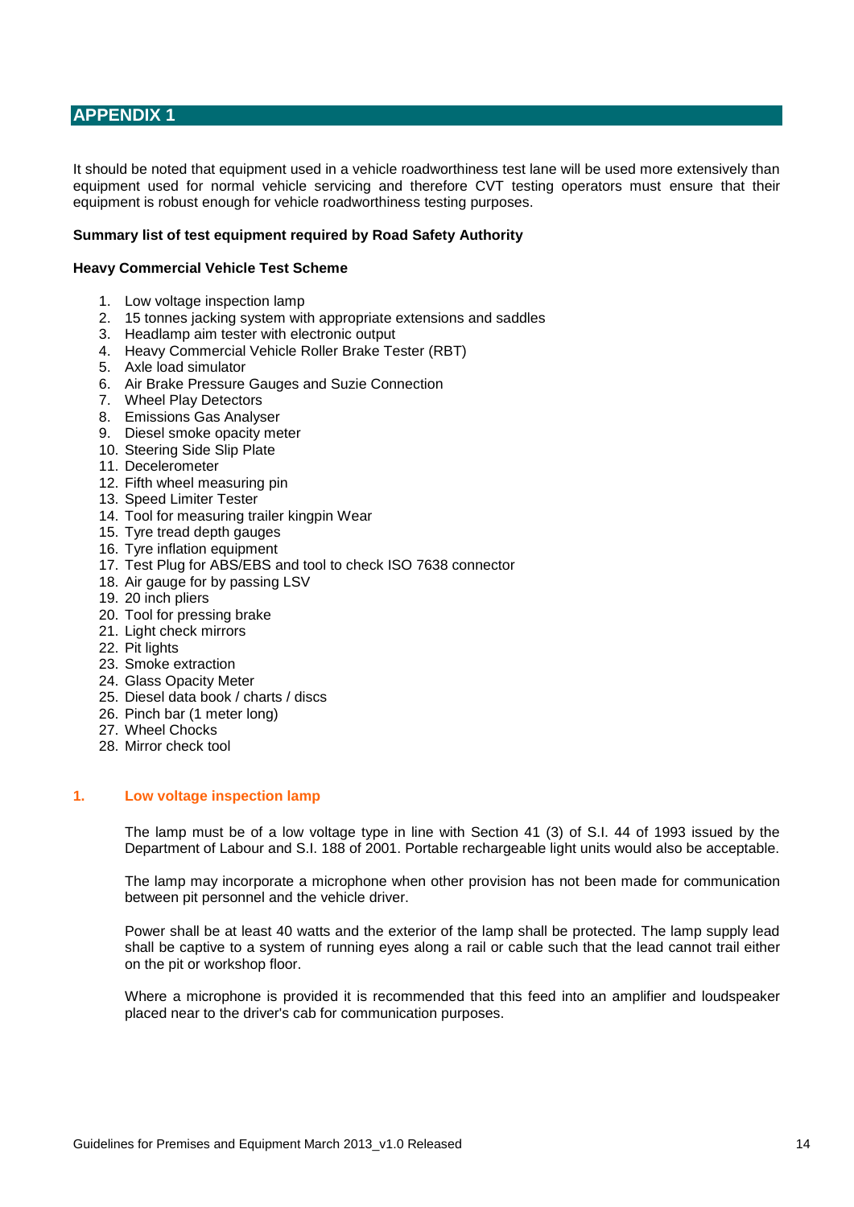# APPENDIX 1

It should be noted that equipment used in a vehicle roadworthiness test lane will be used more extensively than equipment used for normal vehicle servicing and therefore CVT testing operators must ensure that their equipment is robust enough for vehicle roadworthiness testing purposes.

**Summary list of test equipment required by Road Safety Authority**

**Heavy Commercial Vehicle Test Scheme**

1. Low voltage inspection lamp
2. 15 tonnes jacking system with appropriate extensions and saddles
3. Headlamp aim tester with electronic output
4. Heavy Commercial Vehicle Roller Brake Tester (RBT)
5. Axle load simulator
6. Air Brake Pressure Gauges and Suzie Connection
7. Wheel Play Detectors
8. Emissions Gas Analyser
9. Diesel smoke opacity meter
10. Steering Side Slip Plate
11. Decelerometer
12. Fifth wheel measuring pin
13. Speed Limiter Tester
14. Tool for measuring trailer kingpin Wear
15. Tyre tread depth gauges
16. Tyre inflation equipment
17. Test Plug for ABS/EBS and tool to check ISO 7638 connector
18. Air gauge for by passing LSV
19. 20 inch pliers
20. Tool for pressing brake
21. Light check mirrors
22. Pit lights
23. Smoke extraction
24. Glass Opacity Meter
25. Diesel data book / charts / discs
26. Pinch bar (1 meter long)
27. Wheel Chocks
28. Mirror check tool

## 1. Low voltage inspection lamp

The lamp must be of a low voltage type in line with Section 41 (3) of S.I. 44 of 1993 issued by the Department of Labour and S.I. 188 of 2001. Portable rechargeable light units would also be acceptable.

The lamp may incorporate a microphone when other provision has not been made for communication between pit personnel and the vehicle driver.

Power shall be at least 40 watts and the exterior of the lamp shall be protected. The lamp supply lead shall be captive to a system of running eyes along a rail or cable such that the lead cannot trail either on the pit or workshop floor.

Where a microphone is provided it is recommended that this feed into an amplifier and loudspeaker placed near to the driver's cab for communication purposes.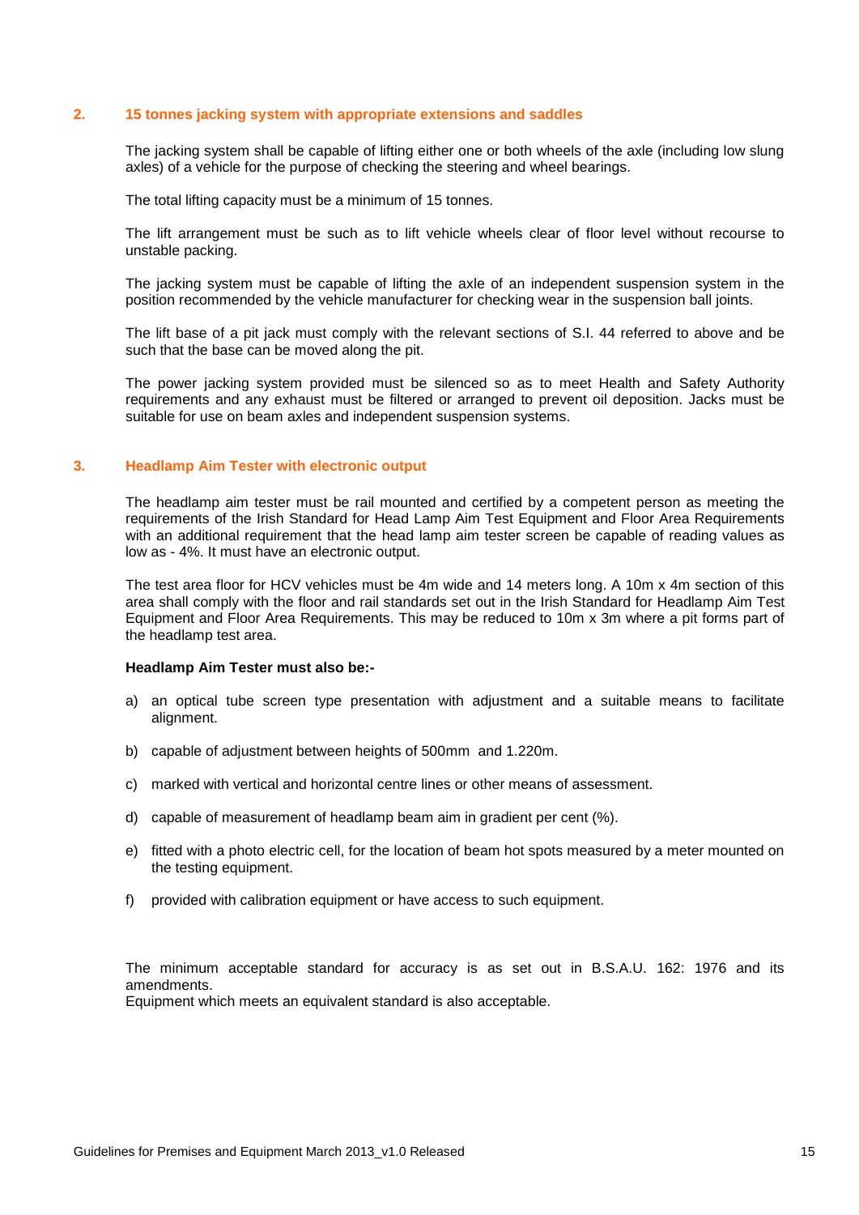## 2. 15 tonnes jacking system with appropriate extensions and saddles

The jacking system shall be capable of lifting either one or both wheels of the axle (including low slung axles) of a vehicle for the purpose of checking the steering and wheel bearings.

The total lifting capacity must be a minimum of 15 tonnes.

The lift arrangement must be such as to lift vehicle wheels clear of floor level without recourse to unstable packing.

The jacking system must be capable of lifting the axle of an independent suspension system in the position recommended by the vehicle manufacturer for checking wear in the suspension ball joints.

The lift base of a pit jack must comply with the relevant sections of S.I. 44 referred to above and be such that the base can be moved along the pit.

The power jacking system provided must be silenced so as to meet Health and Safety Authority requirements and any exhaust must be filtered or arranged to prevent oil deposition. Jacks must be suitable for use on beam axles and independent suspension systems.

## 3. Headlamp Aim Tester with electronic output

The headlamp aim tester must be rail mounted and certified by a competent person as meeting the requirements of the Irish Standard for Head Lamp Aim Test Equipment and Floor Area Requirements with an additional requirement that the head lamp aim tester screen be capable of reading values as low as - 4%. It must have an electronic output.

The test area floor for HCV vehicles must be 4m wide and 14 meters long. A 10m x 4m section of this area shall comply with the floor and rail standards set out in the Irish Standard for Headlamp Aim Test Equipment and Floor Area Requirements. This may be reduced to 10m x 3m where a pit forms part of the headlamp test area.

**Headlamp Aim Tester must also be:-**

a) an optical tube screen type presentation with adjustment and a suitable means to facilitate alignment.

b) capable of adjustment between heights of 500mm and 1.220m.

c) marked with vertical and horizontal centre lines or other means of assessment.

d) capable of measurement of headlamp beam aim in gradient per cent (%).

e) fitted with a photo electric cell, for the location of beam hot spots measured by a meter mounted on the testing equipment.

f) provided with calibration equipment or have access to such equipment.

The minimum acceptable standard for accuracy is as set out in B.S.A.U. 162: 1976 and its amendments.
Equipment which meets an equivalent standard is also acceptable.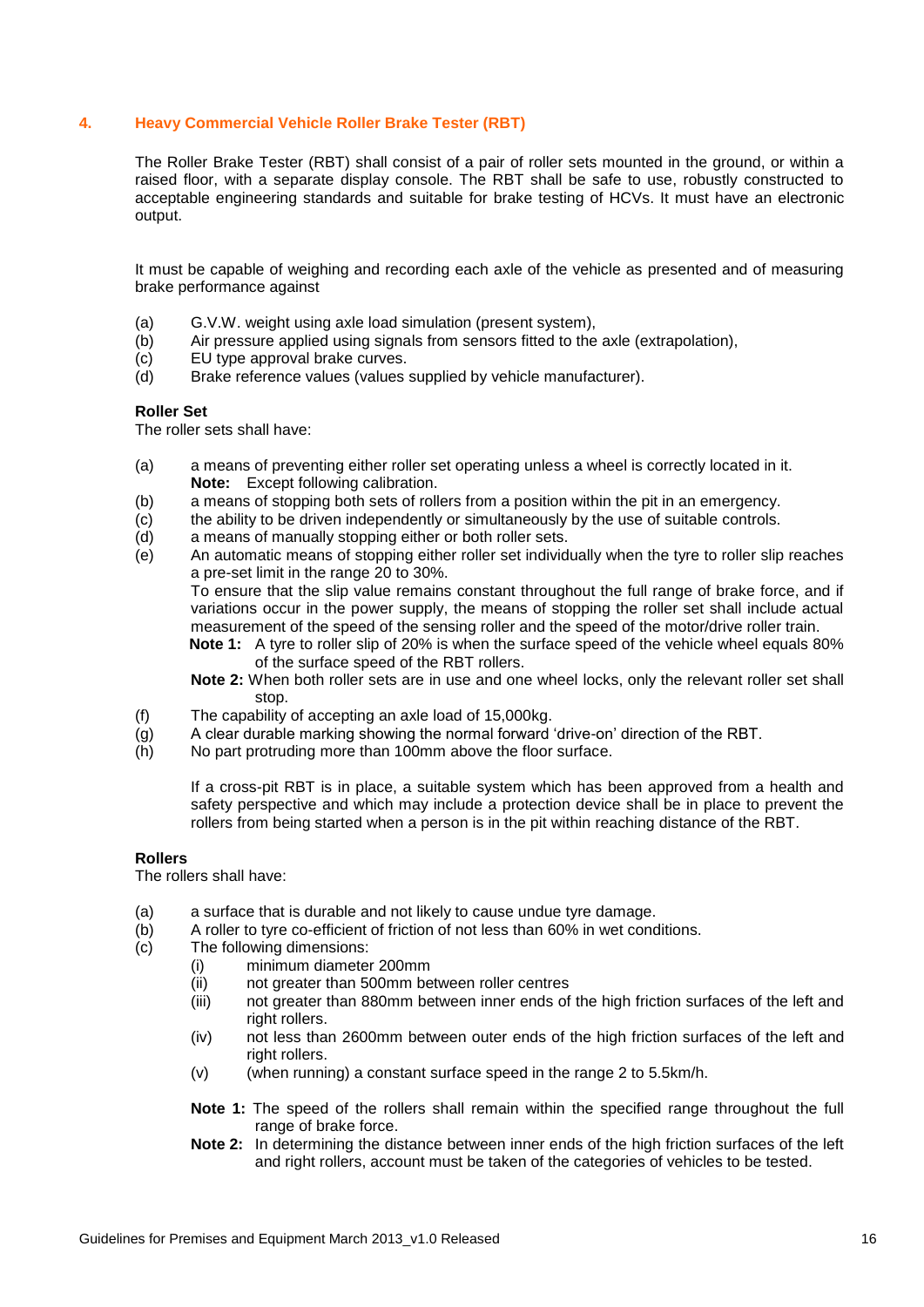## 4. Heavy Commercial Vehicle Roller Brake Tester (RBT)

The Roller Brake Tester (RBT) shall consist of a pair of roller sets mounted in the ground, or within a raised floor, with a separate display console. The RBT shall be safe to use, robustly constructed to acceptable engineering standards and suitable for brake testing of HCVs. It must have an electronic output.

It must be capable of weighing and recording each axle of the vehicle as presented and of measuring brake performance against

(a) G.V.W. weight using axle load simulation (present system),
(b) Air pressure applied using signals from sensors fitted to the axle (extrapolation),
(c) EU type approval brake curves.
(d) Brake reference values (values supplied by vehicle manufacturer).

**Roller Set**
The roller sets shall have:

(a) a means of preventing either roller set operating unless a wheel is correctly located in it.
**Note:** Except following calibration.
(b) a means of stopping both sets of rollers from a position within the pit in an emergency.
(c) the ability to be driven independently or simultaneously by the use of suitable controls.
(d) a means of manually stopping either or both roller sets.
(e) An automatic means of stopping either roller set individually when the tyre to roller slip reaches a pre-set limit in the range 20 to 30%.
To ensure that the slip value remains constant throughout the full range of brake force, and if variations occur in the power supply, the means of stopping the roller set shall include actual measurement of the speed of the sensing roller and the speed of the motor/drive roller train.
**Note 1:** A tyre to roller slip of 20% is when the surface speed of the vehicle wheel equals 80% of the surface speed of the RBT rollers.
**Note 2:** When both roller sets are in use and one wheel locks, only the relevant roller set shall stop.
(f) The capability of accepting an axle load of 15,000kg.
(g) A clear durable marking showing the normal forward 'drive-on' direction of the RBT.
(h) No part protruding more than 100mm above the floor surface.

If a cross-pit RBT is in place, a suitable system which has been approved from a health and safety perspective and which may include a protection device shall be in place to prevent the rollers from being started when a person is in the pit within reaching distance of the RBT.

**Rollers**
The rollers shall have:

(a) a surface that is durable and not likely to cause undue tyre damage.
(b) A roller to tyre co-efficient of friction of not less than 60% in wet conditions.
(c) The following dimensions:
 (i) minimum diameter 200mm
 (ii) not greater than 500mm between roller centres
 (iii) not greater than 880mm between inner ends of the high friction surfaces of the left and right rollers.
 (iv) not less than 2600mm between outer ends of the high friction surfaces of the left and right rollers.
 (v) (when running) a constant surface speed in the range 2 to 5.5km/h.

**Note 1:** The speed of the rollers shall remain within the specified range throughout the full range of brake force.
**Note 2:** In determining the distance between inner ends of the high friction surfaces of the left and right rollers, account must be taken of the categories of vehicles to be tested.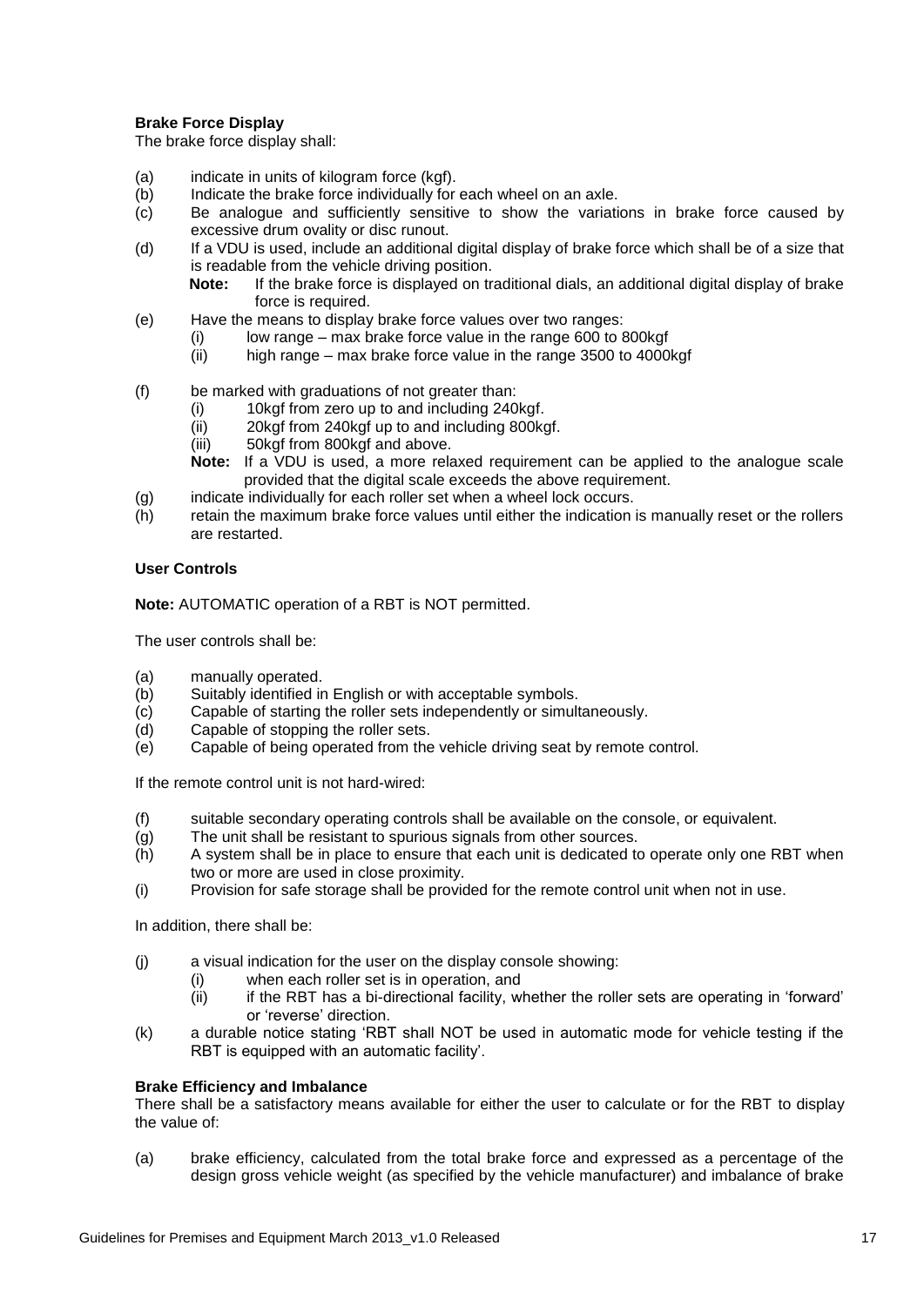**Brake Force Display**

The brake force display shall:

(a) indicate in units of kilogram force (kgf).
(b) Indicate the brake force individually for each wheel on an axle.
(c) Be analogue and sufficiently sensitive to show the variations in brake force caused by excessive drum ovality or disc runout.
(d) If a VDU is used, include an additional digital display of brake force which shall be of a size that is readable from the vehicle driving position.
 **Note:** If the brake force is displayed on traditional dials, an additional digital display of brake force is required.
(e) Have the means to display brake force values over two ranges:
 (i) low range – max brake force value in the range 600 to 800kgf
 (ii) high range – max brake force value in the range 3500 to 4000kgf
(f) be marked with graduations of not greater than:
 (i) 10kgf from zero up to and including 240kgf.
 (ii) 20kgf from 240kgf up to and including 800kgf.
 (iii) 50kgf from 800kgf and above.
 **Note:** If a VDU is used, a more relaxed requirement can be applied to the analogue scale provided that the digital scale exceeds the above requirement.
(g) indicate individually for each roller set when a wheel lock occurs.
(h) retain the maximum brake force values until either the indication is manually reset or the rollers are restarted.

**User Controls**

**Note:** AUTOMATIC operation of a RBT is NOT permitted.

The user controls shall be:

(a) manually operated.
(b) Suitably identified in English or with acceptable symbols.
(c) Capable of starting the roller sets independently or simultaneously.
(d) Capable of stopping the roller sets.
(e) Capable of being operated from the vehicle driving seat by remote control.

If the remote control unit is not hard-wired:

(f) suitable secondary operating controls shall be available on the console, or equivalent.
(g) The unit shall be resistant to spurious signals from other sources.
(h) A system shall be in place to ensure that each unit is dedicated to operate only one RBT when two or more are used in close proximity.
(i) Provision for safe storage shall be provided for the remote control unit when not in use.

In addition, there shall be:

(j) a visual indication for the user on the display console showing:
 (i) when each roller set is in operation, and
 (ii) if the RBT has a bi-directional facility, whether the roller sets are operating in 'forward' or 'reverse' direction.
(k) a durable notice stating 'RBT shall NOT be used in automatic mode for vehicle testing if the RBT is equipped with an automatic facility'.

**Brake Efficiency and Imbalance**

There shall be a satisfactory means available for either the user to calculate or for the RBT to display the value of:

(a) brake efficiency, calculated from the total brake force and expressed as a percentage of the design gross vehicle weight (as specified by the vehicle manufacturer) and imbalance of brake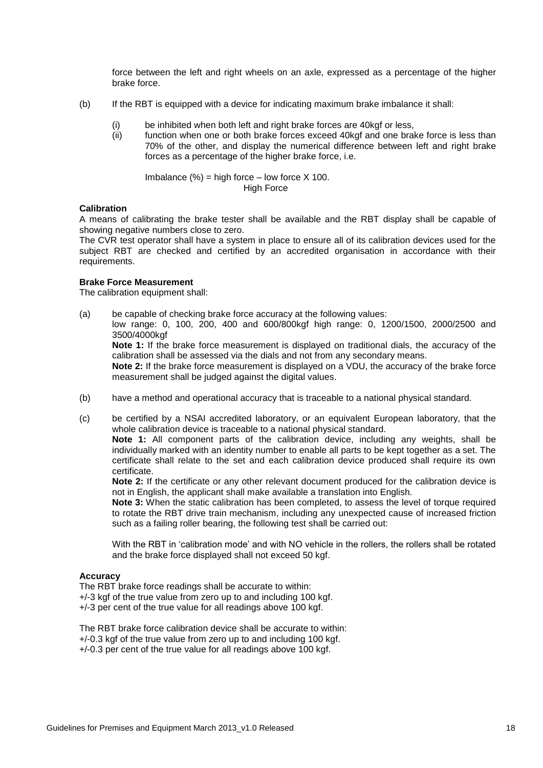force between the left and right wheels on an axle, expressed as a percentage of the higher brake force.

(b) If the RBT is equipped with a device for indicating maximum brake imbalance it shall:

(i) be inhibited when both left and right brake forces are 40kgf or less,

(ii) function when one or both brake forces exceed 40kgf and one brake force is less than 70% of the other, and display the numerical difference between left and right brake forces as a percentage of the higher brake force, i.e.

$$\text{Imbalance } (\%) = \frac{\text{high force} - \text{low force}}{\text{High Force}} \times 100.$$

**Calibration**

A means of calibrating the brake tester shall be available and the RBT display shall be capable of showing negative numbers close to zero.

The CVR test operator shall have a system in place to ensure all of its calibration devices used for the subject RBT are checked and certified by an accredited organisation in accordance with their requirements.

**Brake Force Measurement**

The calibration equipment shall:

(a) be capable of checking brake force accuracy at the following values: low range: 0, 100, 200, 400 and 600/800kgf high range: 0, 1200/1500, 2000/2500 and 3500/4000kgf

**Note 1:** If the brake force measurement is displayed on traditional dials, the accuracy of the calibration shall be assessed via the dials and not from any secondary means.

**Note 2:** If the brake force measurement is displayed on a VDU, the accuracy of the brake force measurement shall be judged against the digital values.

(b) have a method and operational accuracy that is traceable to a national physical standard.

(c) be certified by a NSAI accredited laboratory, or an equivalent European laboratory, that the whole calibration device is traceable to a national physical standard.

**Note 1:** All component parts of the calibration device, including any weights, shall be individually marked with an identity number to enable all parts to be kept together as a set. The certificate shall relate to the set and each calibration device produced shall require its own certificate.

**Note 2:** If the certificate or any other relevant document produced for the calibration device is not in English, the applicant shall make available a translation into English.

**Note 3:** When the static calibration has been completed, to assess the level of torque required to rotate the RBT drive train mechanism, including any unexpected cause of increased friction such as a failing roller bearing, the following test shall be carried out:

With the RBT in 'calibration mode' and with NO vehicle in the rollers, the rollers shall be rotated and the brake force displayed shall not exceed 50 kgf.

**Accuracy**

The RBT brake force readings shall be accurate to within:
+/-3 kgf of the true value from zero up to and including 100 kgf.
+/-3 per cent of the true value for all readings above 100 kgf.

The RBT brake force calibration device shall be accurate to within:
+/-0.3 kgf of the true value from zero up to and including 100 kgf.
+/-0.3 per cent of the true value for all readings above 100 kgf.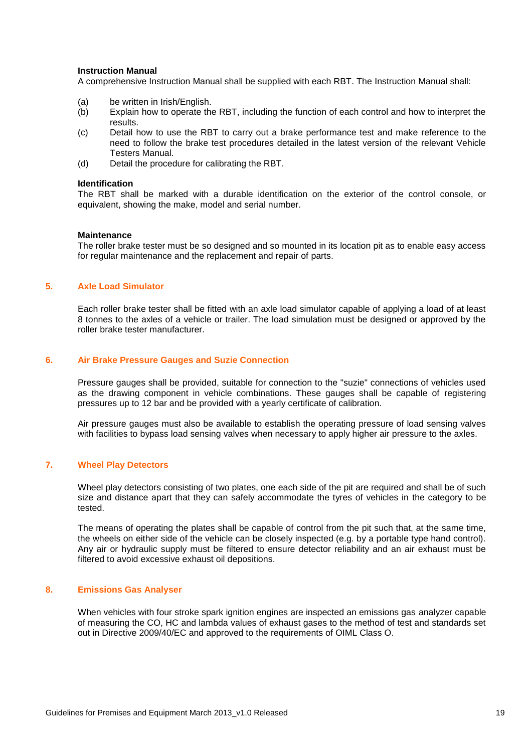**Instruction Manual**

A comprehensive Instruction Manual shall be supplied with each RBT. The Instruction Manual shall:

(a) be written in Irish/English.
(b) Explain how to operate the RBT, including the function of each control and how to interpret the results.
(c) Detail how to use the RBT to carry out a brake performance test and make reference to the need to follow the brake test procedures detailed in the latest version of the relevant Vehicle Testers Manual.
(d) Detail the procedure for calibrating the RBT.

**Identification**

The RBT shall be marked with a durable identification on the exterior of the control console, or equivalent, showing the make, model and serial number.

**Maintenance**

The roller brake tester must be so designed and so mounted in its location pit as to enable easy access for regular maintenance and the replacement and repair of parts.

## 5. Axle Load Simulator

Each roller brake tester shall be fitted with an axle load simulator capable of applying a load of at least 8 tonnes to the axles of a vehicle or trailer. The load simulation must be designed or approved by the roller brake tester manufacturer.

## 6. Air Brake Pressure Gauges and Suzie Connection

Pressure gauges shall be provided, suitable for connection to the "suzie" connections of vehicles used as the drawing component in vehicle combinations. These gauges shall be capable of registering pressures up to 12 bar and be provided with a yearly certificate of calibration.

Air pressure gauges must also be available to establish the operating pressure of load sensing valves with facilities to bypass load sensing valves when necessary to apply higher air pressure to the axles.

## 7. Wheel Play Detectors

Wheel play detectors consisting of two plates, one each side of the pit are required and shall be of such size and distance apart that they can safely accommodate the tyres of vehicles in the category to be tested.

The means of operating the plates shall be capable of control from the pit such that, at the same time, the wheels on either side of the vehicle can be closely inspected (e.g. by a portable type hand control). Any air or hydraulic supply must be filtered to ensure detector reliability and an air exhaust must be filtered to avoid excessive exhaust oil depositions.

## 8. Emissions Gas Analyser

When vehicles with four stroke spark ignition engines are inspected an emissions gas analyzer capable of measuring the CO, HC and lambda values of exhaust gases to the method of test and standards set out in Directive 2009/40/EC and approved to the requirements of OIML Class O.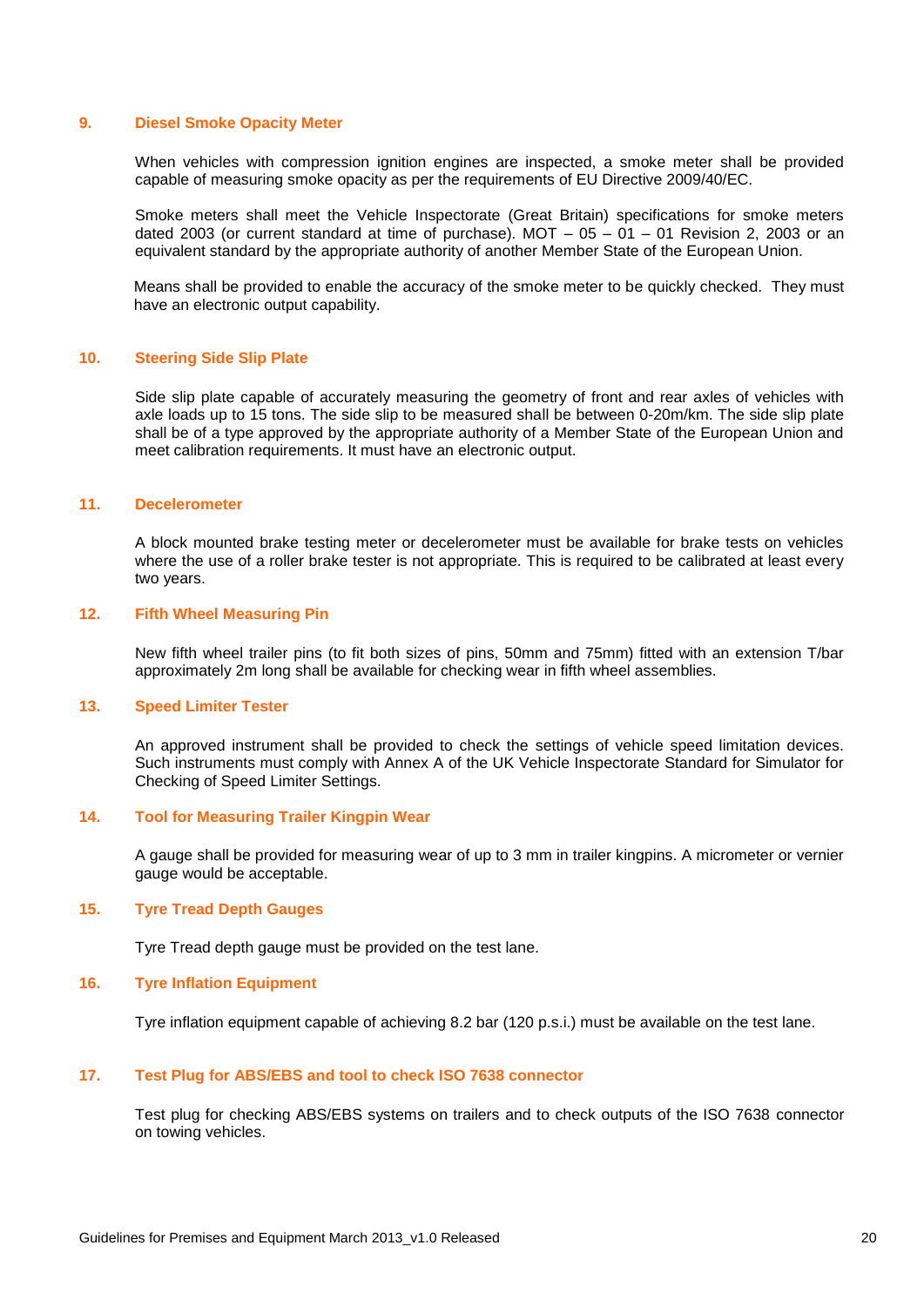## 9. Diesel Smoke Opacity Meter

When vehicles with compression ignition engines are inspected, a smoke meter shall be provided capable of measuring smoke opacity as per the requirements of EU Directive 2009/40/EC.

Smoke meters shall meet the Vehicle Inspectorate (Great Britain) specifications for smoke meters dated 2003 (or current standard at time of purchase). MOT – 05 – 01 – 01 Revision 2, 2003 or an equivalent standard by the appropriate authority of another Member State of the European Union.

Means shall be provided to enable the accuracy of the smoke meter to be quickly checked. They must have an electronic output capability.

## 10. Steering Side Slip Plate

Side slip plate capable of accurately measuring the geometry of front and rear axles of vehicles with axle loads up to 15 tons. The side slip to be measured shall be between 0-20m/km. The side slip plate shall be of a type approved by the appropriate authority of a Member State of the European Union and meet calibration requirements. It must have an electronic output.

## 11. Decelerometer

A block mounted brake testing meter or decelerometer must be available for brake tests on vehicles where the use of a roller brake tester is not appropriate. This is required to be calibrated at least every two years.

## 12. Fifth Wheel Measuring Pin

New fifth wheel trailer pins (to fit both sizes of pins, 50mm and 75mm) fitted with an extension T/bar approximately 2m long shall be available for checking wear in fifth wheel assemblies.

## 13. Speed Limiter Tester

An approved instrument shall be provided to check the settings of vehicle speed limitation devices. Such instruments must comply with Annex A of the UK Vehicle Inspectorate Standard for Simulator for Checking of Speed Limiter Settings.

## 14. Tool for Measuring Trailer Kingpin Wear

A gauge shall be provided for measuring wear of up to 3 mm in trailer kingpins. A micrometer or vernier gauge would be acceptable.

## 15. Tyre Tread Depth Gauges

Tyre Tread depth gauge must be provided on the test lane.

## 16. Tyre Inflation Equipment

Tyre inflation equipment capable of achieving 8.2 bar (120 p.s.i.) must be available on the test lane.

## 17. Test Plug for ABS/EBS and tool to check ISO 7638 connector

Test plug for checking ABS/EBS systems on trailers and to check outputs of the ISO 7638 connector on towing vehicles.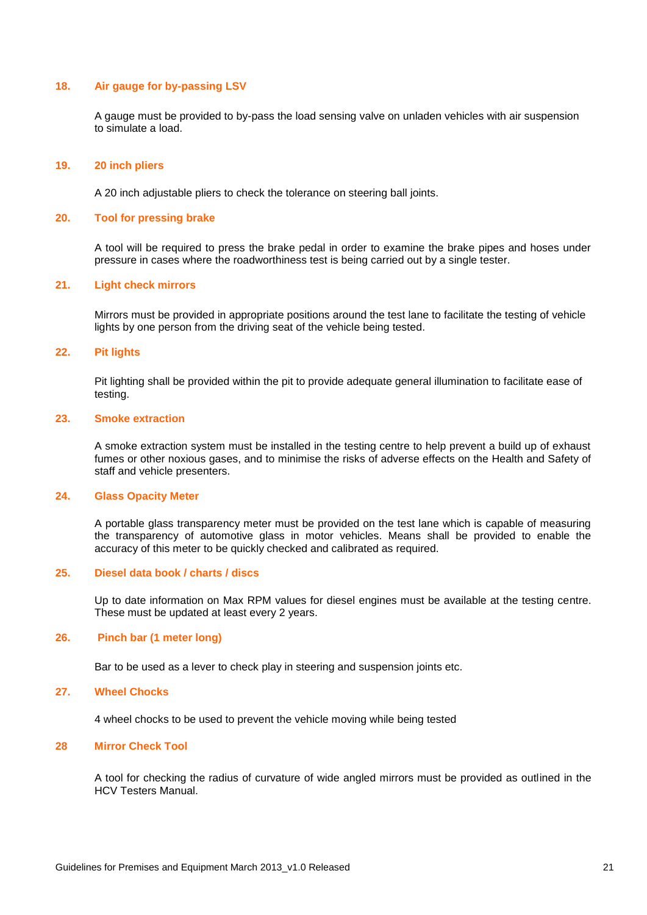### 18. Air gauge for by-passing LSV

A gauge must be provided to by-pass the load sensing valve on unladen vehicles with air suspension to simulate a load.

### 19. 20 inch pliers

A 20 inch adjustable pliers to check the tolerance on steering ball joints.

### 20. Tool for pressing brake

A tool will be required to press the brake pedal in order to examine the brake pipes and hoses under pressure in cases where the roadworthiness test is being carried out by a single tester.

### 21. Light check mirrors

Mirrors must be provided in appropriate positions around the test lane to facilitate the testing of vehicle lights by one person from the driving seat of the vehicle being tested.

### 22. Pit lights

Pit lighting shall be provided within the pit to provide adequate general illumination to facilitate ease of testing.

### 23. Smoke extraction

A smoke extraction system must be installed in the testing centre to help prevent a build up of exhaust fumes or other noxious gases, and to minimise the risks of adverse effects on the Health and Safety of staff and vehicle presenters.

### 24. Glass Opacity Meter

A portable glass transparency meter must be provided on the test lane which is capable of measuring the transparency of automotive glass in motor vehicles. Means shall be provided to enable the accuracy of this meter to be quickly checked and calibrated as required.

### 25. Diesel data book / charts / discs

Up to date information on Max RPM values for diesel engines must be available at the testing centre. These must be updated at least every 2 years.

### 26. Pinch bar (1 meter long)

Bar to be used as a lever to check play in steering and suspension joints etc.

### 27. Wheel Chocks

4 wheel chocks to be used to prevent the vehicle moving while being tested

### 28 Mirror Check Tool

A tool for checking the radius of curvature of wide angled mirrors must be provided as outlined in the HCV Testers Manual.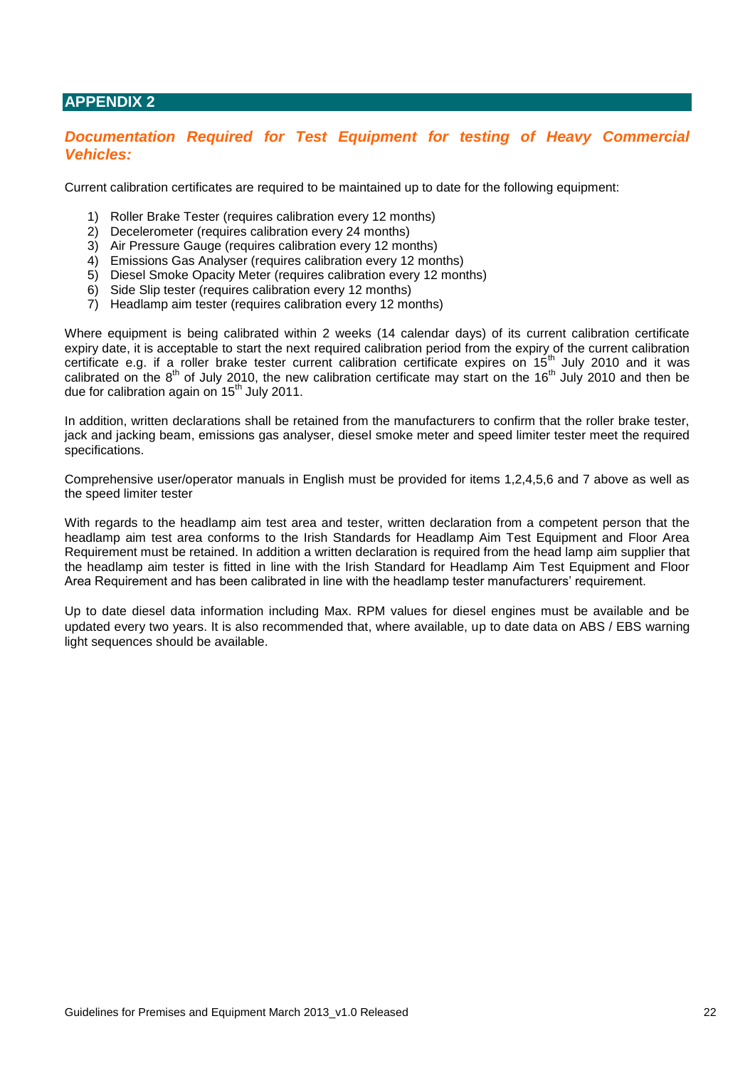## APPENDIX 2

### *Documentation Required for Test Equipment for testing of Heavy Commercial Vehicles:*

Current calibration certificates are required to be maintained up to date for the following equipment:

1) Roller Brake Tester (requires calibration every 12 months)
2) Decelerometer (requires calibration every 24 months)
3) Air Pressure Gauge (requires calibration every 12 months)
4) Emissions Gas Analyser (requires calibration every 12 months)
5) Diesel Smoke Opacity Meter (requires calibration every 12 months)
6) Side Slip tester (requires calibration every 12 months)
7) Headlamp aim tester (requires calibration every 12 months)

Where equipment is being calibrated within 2 weeks (14 calendar days) of its current calibration certificate expiry date, it is acceptable to start the next required calibration period from the expiry of the current calibration certificate e.g. if a roller brake tester current calibration certificate expires on 15th July 2010 and it was calibrated on the 8th of July 2010, the new calibration certificate may start on the 16th July 2010 and then be due for calibration again on 15th July 2011.

In addition, written declarations shall be retained from the manufacturers to confirm that the roller brake tester, jack and jacking beam, emissions gas analyser, diesel smoke meter and speed limiter tester meet the required specifications.

Comprehensive user/operator manuals in English must be provided for items 1,2,4,5,6 and 7 above as well as the speed limiter tester

With regards to the headlamp aim test area and tester, written declaration from a competent person that the headlamp aim test area conforms to the Irish Standards for Headlamp Aim Test Equipment and Floor Area Requirement must be retained. In addition a written declaration is required from the head lamp aim supplier that the headlamp aim tester is fitted in line with the Irish Standard for Headlamp Aim Test Equipment and Floor Area Requirement and has been calibrated in line with the headlamp tester manufacturers' requirement.

Up to date diesel data information including Max. RPM values for diesel engines must be available and be updated every two years. It is also recommended that, where available, up to date data on ABS / EBS warning light sequences should be available.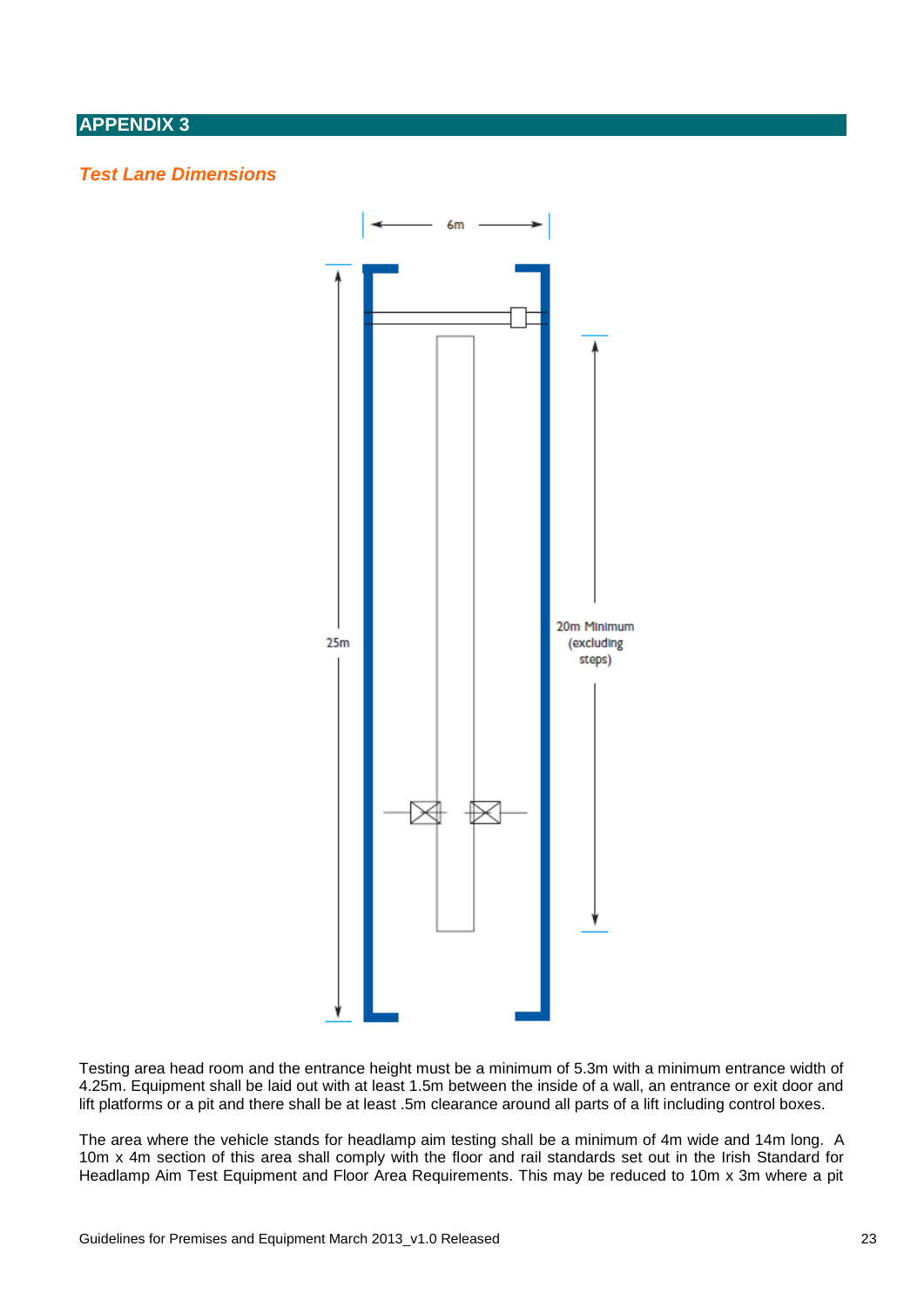## APPENDIX 3

### *Test Lane Dimensions*

6m

25m

20m Minimum (excluding steps)

Testing area head room and the entrance height must be a minimum of 5.3m with a minimum entrance width of 4.25m. Equipment shall be laid out with at least 1.5m between the inside of a wall, an entrance or exit door and lift platforms or a pit and there shall be at least .5m clearance around all parts of a lift including control boxes.

The area where the vehicle stands for headlamp aim testing shall be a minimum of 4m wide and 14m long. A 10m x 4m section of this area shall comply with the floor and rail standards set out in the Irish Standard for Headlamp Aim Test Equipment and Floor Area Requirements. This may be reduced to 10m x 3m where a pit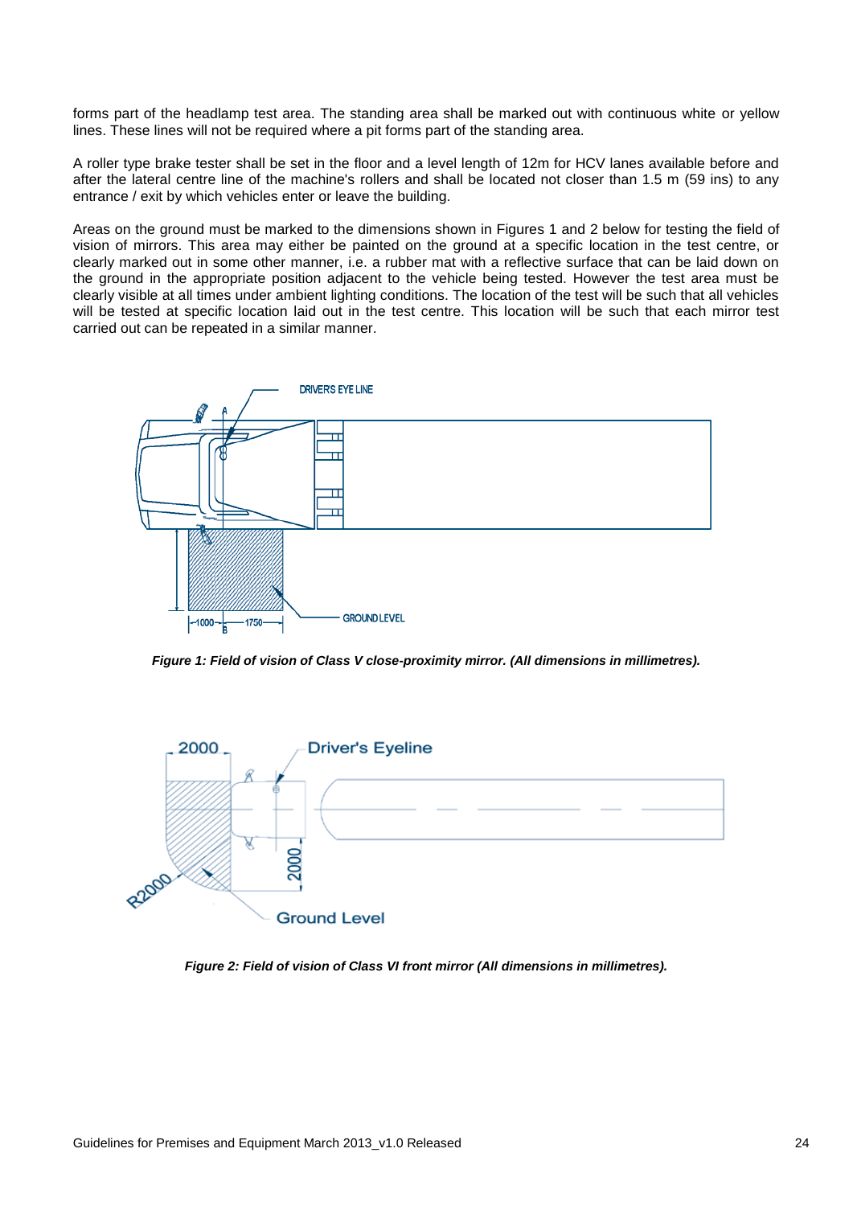forms part of the headlamp test area. The standing area shall be marked out with continuous white or yellow lines. These lines will not be required where a pit forms part of the standing area.

A roller type brake tester shall be set in the floor and a level length of 12m for HCV lanes available before and after the lateral centre line of the machine's rollers and shall be located not closer than 1.5 m (59 ins) to any entrance / exit by which vehicles enter or leave the building.

Areas on the ground must be marked to the dimensions shown in Figures 1 and 2 below for testing the field of vision of mirrors. This area may either be painted on the ground at a specific location in the test centre, or clearly marked out in some other manner, i.e. a rubber mat with a reflective surface that can be laid down on the ground in the appropriate position adjacent to the vehicle being tested. However the test area must be clearly visible at all times under ambient lighting conditions. The location of the test will be such that all vehicles will be tested at specific location laid out in the test centre. This location will be such that each mirror test carried out can be repeated in a similar manner.

DRIVER'S EYE LINE

A

B

1000

1750

GROUND LEVEL

*Figure 1: Field of vision of Class V close-proximity mirror. (All dimensions in millimetres).*

2000

Driver's Eyeline

2000

R2000

Ground Level

*Figure 2: Field of vision of Class VI front mirror (All dimensions in millimetres).*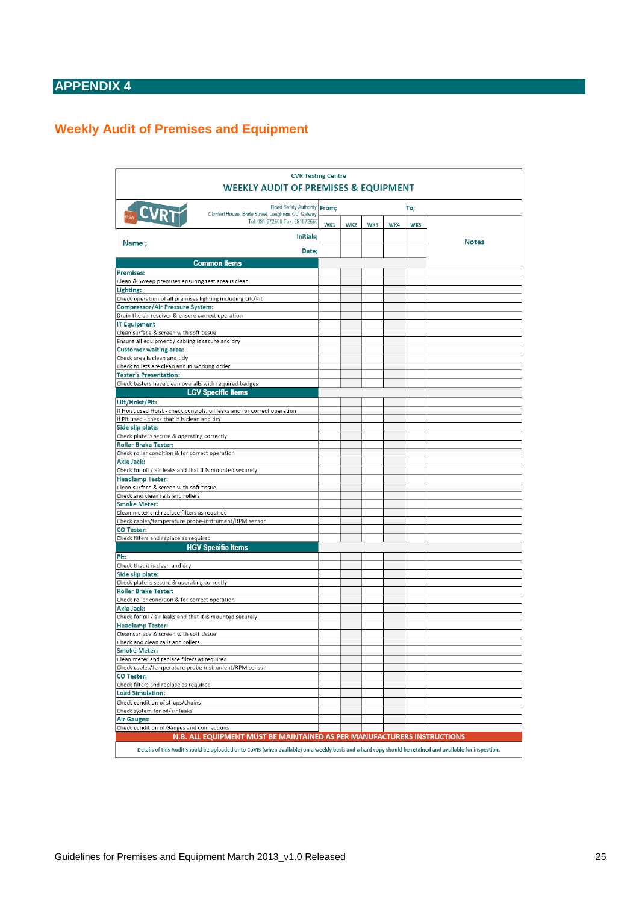# APPENDIX 4

## Weekly Audit of Premises and Equipment

**CVR Testing Centre**

**WEEKLY AUDIT OF PREMISES & EQUIPMENT**

CVRT

Road Safety Authority, Clonfert House, Bride Street, Loughrea, Co. Galway. Tel: 091 872600 Fax: 091872660

| | From; | | | To; | | |
|---|---|---|---|---|---|---|
| | WK1 | WK2 | WK3 | WK4 | WK5 | Notes |
| Name ; Initials; | | | | | | |
| Date; | | | | | | |
| **Common Items** | | | | | | |
| **Premises:** | | | | | | |
| Clean & Sweep premises ensuring test area is clean | | | | | | |
| **Lighting:** | | | | | | |
| Check operation of all premises lighting including Lift/Pit | | | | | | |
| **Compressor/Air Pressure System:** | | | | | | |
| Drain the air receiver & ensure correct operation | | | | | | |
| **IT Equipment** | | | | | | |
| Clean surface & screen with soft tissue | | | | | | |
| Ensure all equipment / cabling is secure and dry | | | | | | |
| **Customer waiting area:** | | | | | | |
| Check area is clean and tidy | | | | | | |
| Check toilets are clean and in working order | | | | | | |
| **Tester's Presentation:** | | | | | | |
| Check testers have clean overalls with required badges | | | | | | |
| **LGV Specific Items** | | | | | | |
| **Lift/Hoist/Pit:** | | | | | | |
| If Hoist used Hoist - check controls, oil leaks and for correct operation | | | | | | |
| If Pit used - check that it is clean and dry | | | | | | |
| **Side slip plate:** | | | | | | |
| Check plate is secure & operating correctly | | | | | | |
| **Roller Brake Tester:** | | | | | | |
| Check roller condition & for correct operation | | | | | | |
| **Axle Jack:** | | | | | | |
| Check for oil / air leaks and that it is mounted securely | | | | | | |
| **Headlamp Tester:** | | | | | | |
| Clean surface & screen with soft tissue | | | | | | |
| Check and clean rails and rollers | | | | | | |
| **Smoke Meter:** | | | | | | |
| Clean meter and replace filters as required | | | | | | |
| Check cables/temperature probe-instrument/RPM sensor | | | | | | |
| **CO Tester:** | | | | | | |
| Check filters and replace as required | | | | | | |
| **HGV Specific Items** | | | | | | |
| **Pit:** | | | | | | |
| Check that it is clean and dry | | | | | | |
| **Side slip plate:** | | | | | | |
| Check plate is secure & operating correctly | | | | | | |
| **Roller Brake Tester:** | | | | | | |
| Check roller condition & for correct operation | | | | | | |
| **Axle Jack:** | | | | | | |
| Check for oil / air leaks and that it is mounted securely | | | | | | |
| **Headlamp Tester:** | | | | | | |
| Clean surface & screen with soft tissue | | | | | | |
| Check and clean rails and rollers | | | | | | |
| **Smoke Meter:** | | | | | | |
| Clean meter and replace filters as required | | | | | | |
| Check cables/temperature probe-instrument/RPM sensor | | | | | | |
| **CO Tester:** | | | | | | |
| Check filters and replace as required | | | | | | |
| **Load Simulation:** | | | | | | |
| Check condition of straps/chains | | | | | | |
| Check system for oil/air leaks | | | | | | |
| **Air Gauges:** | | | | | | |
| Check condition of Gauges and connections | | | | | | |

**N.B. ALL EQUIPMENT MUST BE MAINTAINED AS PER MANUFACTURERS INSTRUCTIONS**

Details of this Audit should be uploaded onto CoVIS (when available) on a weekly basis and a hard copy should be retained and available for inspection.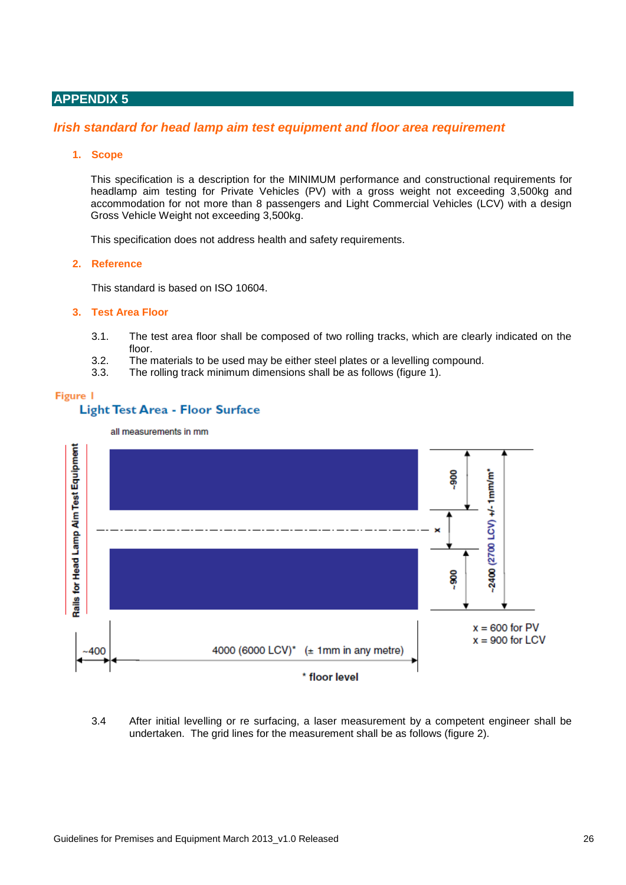## APPENDIX 5

### *Irish standard for head lamp aim test equipment and floor area requirement*

#### 1. Scope

This specification is a description for the MINIMUM performance and constructional requirements for headlamp aim testing for Private Vehicles (PV) with a gross weight not exceeding 3,500kg and accommodation for not more than 8 passengers and Light Commercial Vehicles (LCV) with a design Gross Vehicle Weight not exceeding 3,500kg.

This specification does not address health and safety requirements.

#### 2. Reference

This standard is based on ISO 10604.

#### 3. Test Area Floor

3.1. The test area floor shall be composed of two rolling tracks, which are clearly indicated on the floor.

3.2. The materials to be used may be either steel plates or a levelling compound.

3.3. The rolling track minimum dimensions shall be as follows (figure 1).

Figure 1

Light Test Area - Floor Surface

all measurements in mm

Rails for Head Lamp Aim Test Equipment

~900

x

~900

~2400 (2700 LCV) +/- 1mm/m*

~400

4000 (6000 LCV)* (± 1mm in any metre)

x = 600 for PV
x = 900 for LCV

\* floor level

3.4 After initial levelling or re surfacing, a laser measurement by a competent engineer shall be undertaken. The grid lines for the measurement shall be as follows (figure 2).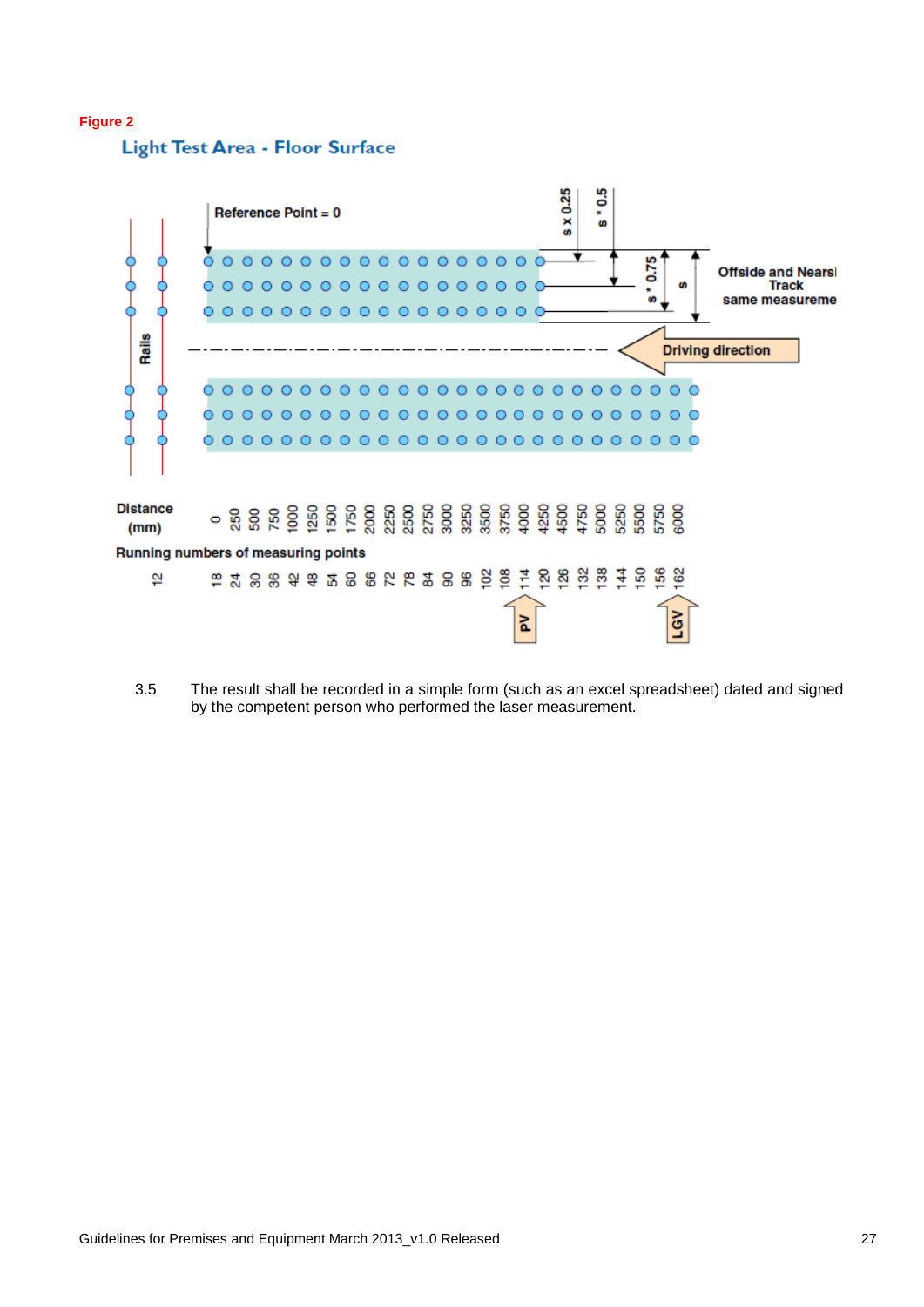**Figure 2**

Light Test Area - Floor Surface

Reference Point = 0

s x 0.25

s * 0.5

s * 0.75

s

Offside and Nearsi
Track
same measureme

Rails

Driving direction

Distance (mm)

0 250 500 750 1000 1250 1500 1750 2000 2250 2500 2750 3000 3250 3500 3750 4000 4250 4500 4750 5000 5250 5500 5750 6000

Running numbers of measuring points

12 18 24 30 36 42 48 54 60 66 72 78 84 90 96 102 108 114 120 126 132 138 144 150 156 162

PV

LGV

3.5 The result shall be recorded in a simple form (such as an excel spreadsheet) dated and signed by the competent person who performed the laser measurement.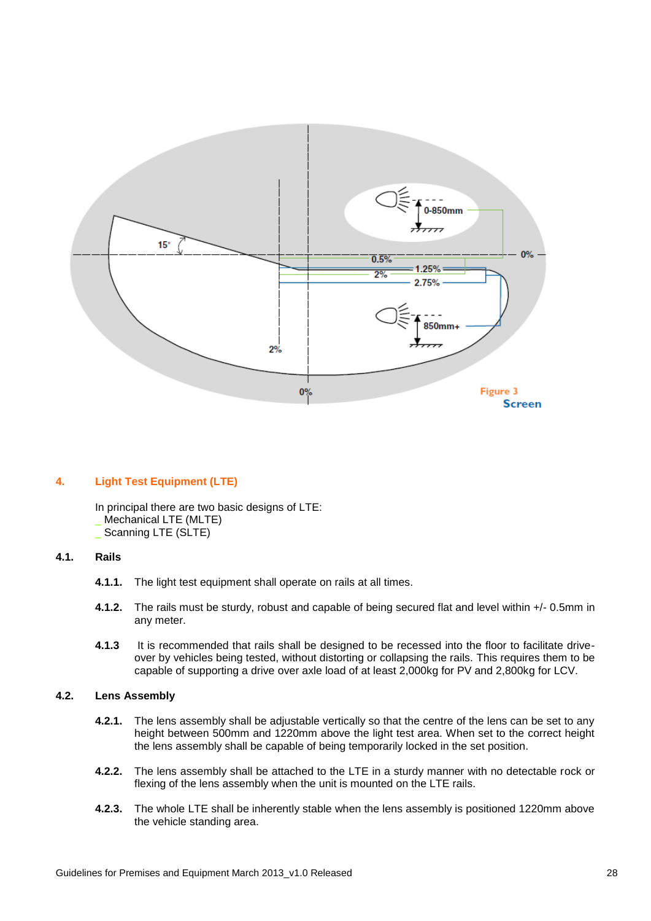15°

0.5%

0-850mm

0%

1.25%

2%

2.75%

850mm+

2%

0%

Figure 3
Screen

## 4. Light Test Equipment (LTE)

In principal there are two basic designs of LTE:
_ Mechanical LTE (MLTE)
_ Scanning LTE (SLTE)

### 4.1. Rails

**4.1.1.** The light test equipment shall operate on rails at all times.

**4.1.2.** The rails must be sturdy, robust and capable of being secured flat and level within +/- 0.5mm in any meter.

**4.1.3** It is recommended that rails shall be designed to be recessed into the floor to facilitate drive-over by vehicles being tested, without distorting or collapsing the rails. This requires them to be capable of supporting a drive over axle load of at least 2,000kg for PV and 2,800kg for LCV.

### 4.2. Lens Assembly

**4.2.1.** The lens assembly shall be adjustable vertically so that the centre of the lens can be set to any height between 500mm and 1220mm above the light test area. When set to the correct height the lens assembly shall be capable of being temporarily locked in the set position.

**4.2.2.** The lens assembly shall be attached to the LTE in a sturdy manner with no detectable rock or flexing of the lens assembly when the unit is mounted on the LTE rails.

**4.2.3.** The whole LTE shall be inherently stable when the lens assembly is positioned 1220mm above the vehicle standing area.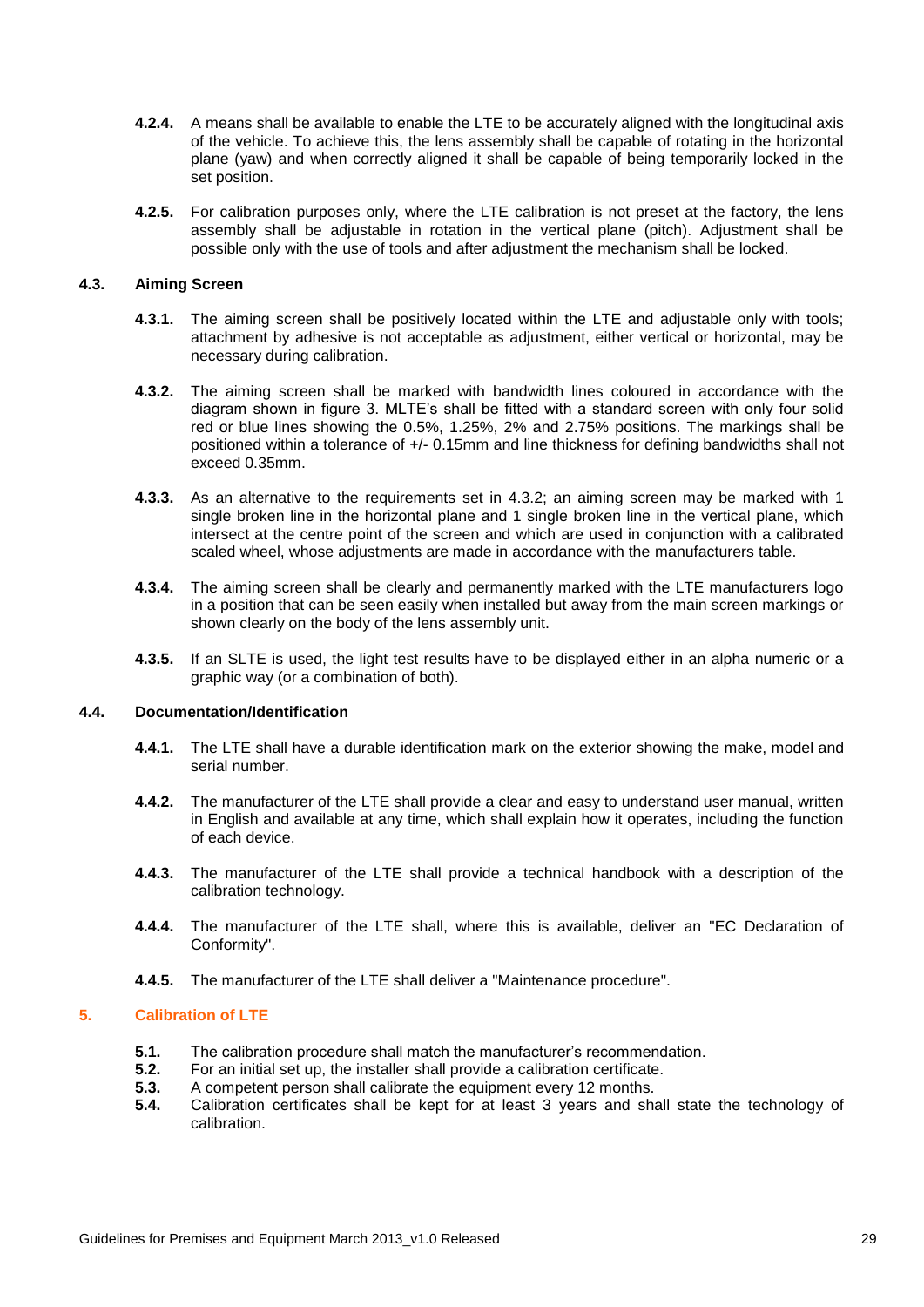**4.2.4.** A means shall be available to enable the LTE to be accurately aligned with the longitudinal axis of the vehicle. To achieve this, the lens assembly shall be capable of rotating in the horizontal plane (yaw) and when correctly aligned it shall be capable of being temporarily locked in the set position.

**4.2.5.** For calibration purposes only, where the LTE calibration is not preset at the factory, the lens assembly shall be adjustable in rotation in the vertical plane (pitch). Adjustment shall be possible only with the use of tools and after adjustment the mechanism shall be locked.

### 4.3. Aiming Screen

**4.3.1.** The aiming screen shall be positively located within the LTE and adjustable only with tools; attachment by adhesive is not acceptable as adjustment, either vertical or horizontal, may be necessary during calibration.

**4.3.2.** The aiming screen shall be marked with bandwidth lines coloured in accordance with the diagram shown in figure 3. MLTE's shall be fitted with a standard screen with only four solid red or blue lines showing the 0.5%, 1.25%, 2% and 2.75% positions. The markings shall be positioned within a tolerance of +/- 0.15mm and line thickness for defining bandwidths shall not exceed 0.35mm.

**4.3.3.** As an alternative to the requirements set in 4.3.2; an aiming screen may be marked with 1 single broken line in the horizontal plane and 1 single broken line in the vertical plane, which intersect at the centre point of the screen and which are used in conjunction with a calibrated scaled wheel, whose adjustments are made in accordance with the manufacturers table.

**4.3.4.** The aiming screen shall be clearly and permanently marked with the LTE manufacturers logo in a position that can be seen easily when installed but away from the main screen markings or shown clearly on the body of the lens assembly unit.

**4.3.5.** If an SLTE is used, the light test results have to be displayed either in an alpha numeric or a graphic way (or a combination of both).

### 4.4. Documentation/Identification

**4.4.1.** The LTE shall have a durable identification mark on the exterior showing the make, model and serial number.

**4.4.2.** The manufacturer of the LTE shall provide a clear and easy to understand user manual, written in English and available at any time, which shall explain how it operates, including the function of each device.

**4.4.3.** The manufacturer of the LTE shall provide a technical handbook with a description of the calibration technology.

**4.4.4.** The manufacturer of the LTE shall, where this is available, deliver an "EC Declaration of Conformity".

**4.4.5.** The manufacturer of the LTE shall deliver a "Maintenance procedure".

## 5. Calibration of LTE

**5.1.** The calibration procedure shall match the manufacturer's recommendation.
**5.2.** For an initial set up, the installer shall provide a calibration certificate.
**5.3.** A competent person shall calibrate the equipment every 12 months.
**5.4.** Calibration certificates shall be kept for at least 3 years and shall state the technology of calibration.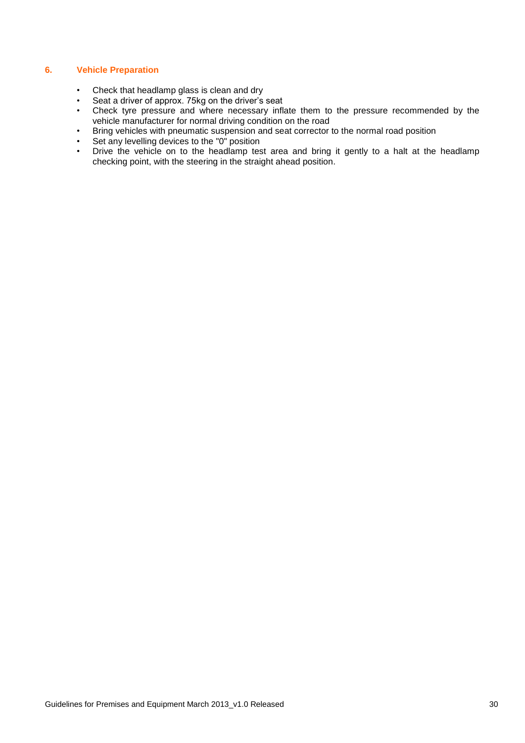## 6. Vehicle Preparation

- Check that headlamp glass is clean and dry
- Seat a driver of approx. 75kg on the driver's seat
- Check tyre pressure and where necessary inflate them to the pressure recommended by the vehicle manufacturer for normal driving condition on the road
- Bring vehicles with pneumatic suspension and seat corrector to the normal road position
- Set any levelling devices to the "0" position
- Drive the vehicle on to the headlamp test area and bring it gently to a halt at the headlamp checking point, with the steering in the straight ahead position.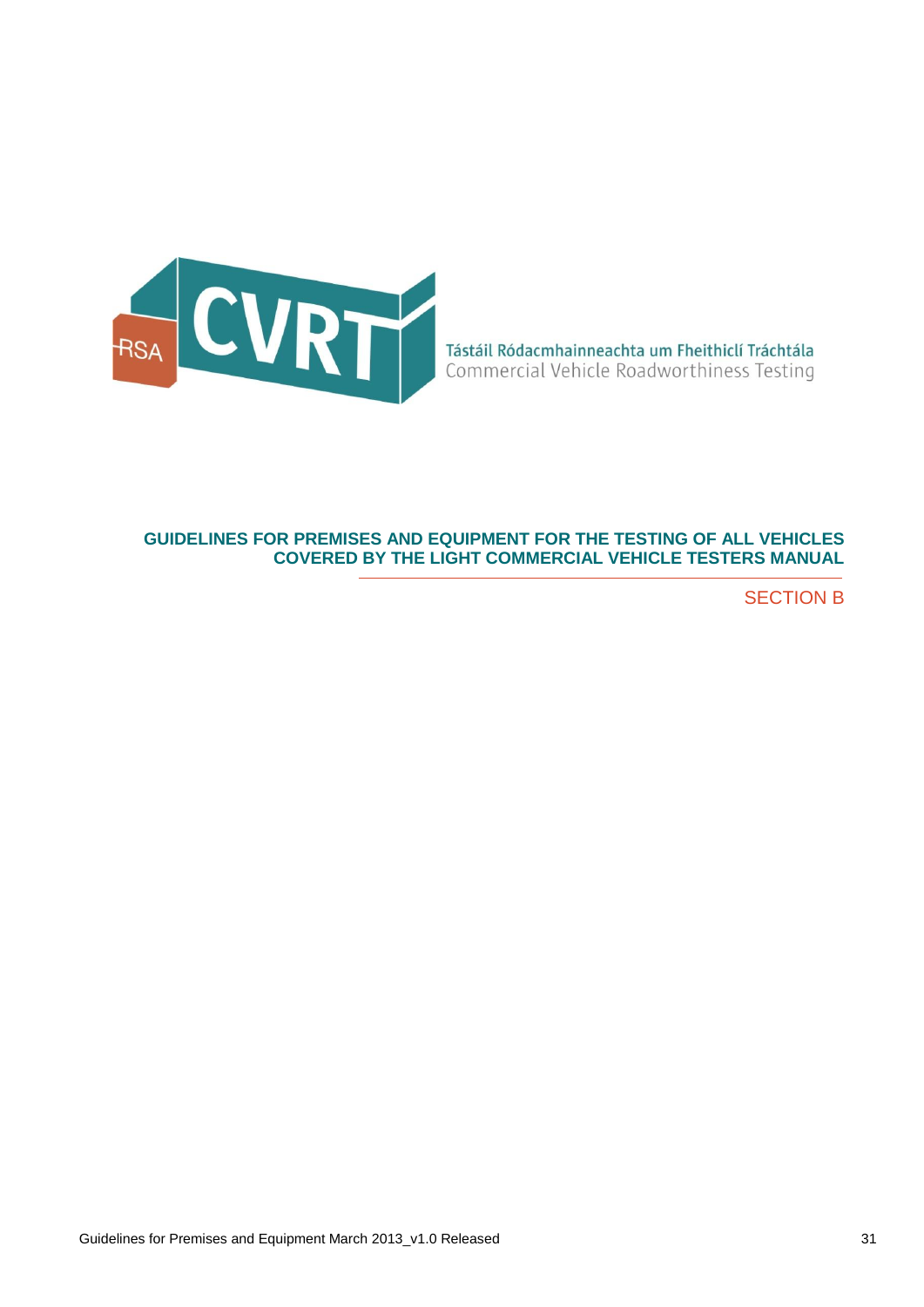Tástáil Ródacmhainneachta um Fheithiclí Tráchtála
Commercial Vehicle Roadworthiness Testing

## GUIDELINES FOR PREMISES AND EQUIPMENT FOR THE TESTING OF ALL VEHICLES COVERED BY THE LIGHT COMMERCIAL VEHICLE TESTERS MANUAL

SECTION B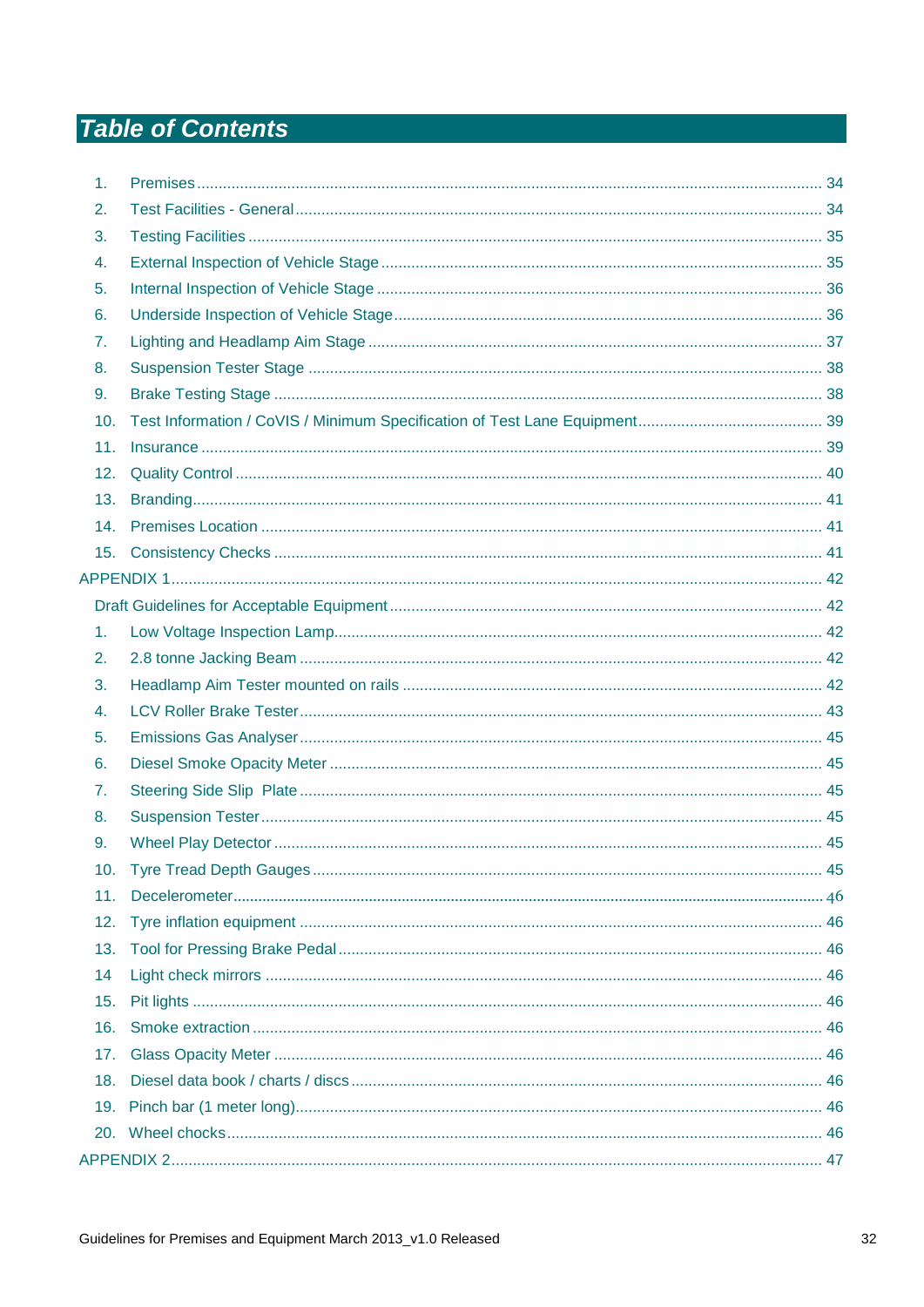# Table of Contents

1. Premises ..... 34
2. Test Facilities - General ..... 34
3. Testing Facilities ..... 35
4. External Inspection of Vehicle Stage ..... 35
5. Internal Inspection of Vehicle Stage ..... 36
6. Underside Inspection of Vehicle Stage ..... 36
7. Lighting and Headlamp Aim Stage ..... 37
8. Suspension Tester Stage ..... 38
9. Brake Testing Stage ..... 38
10. Test Information / CoVIS / Minimum Specification of Test Lane Equipment ..... 39
11. Insurance ..... 39
12. Quality Control ..... 40
13. Branding ..... 41
14. Premises Location ..... 41
15. Consistency Checks ..... 41

APPENDIX 1 ..... 42

Draft Guidelines for Acceptable Equipment ..... 42

1. Low Voltage Inspection Lamp ..... 42
2. 2.8 tonne Jacking Beam ..... 42
3. Headlamp Aim Tester mounted on rails ..... 42
4. LCV Roller Brake Tester ..... 43
5. Emissions Gas Analyser ..... 45
6. Diesel Smoke Opacity Meter ..... 45
7. Steering Side Slip Plate ..... 45
8. Suspension Tester ..... 45
9. Wheel Play Detector ..... 45
10. Tyre Tread Depth Gauges ..... 45
11. Decelerometer ..... 46
12. Tyre inflation equipment ..... 46
13. Tool for Pressing Brake Pedal ..... 46
14. Light check mirrors ..... 46
15. Pit lights ..... 46
16. Smoke extraction ..... 46
17. Glass Opacity Meter ..... 46
18. Diesel data book / charts / discs ..... 46
19. Pinch bar (1 meter long) ..... 46
20. Wheel chocks ..... 46

APPENDIX 2 ..... 47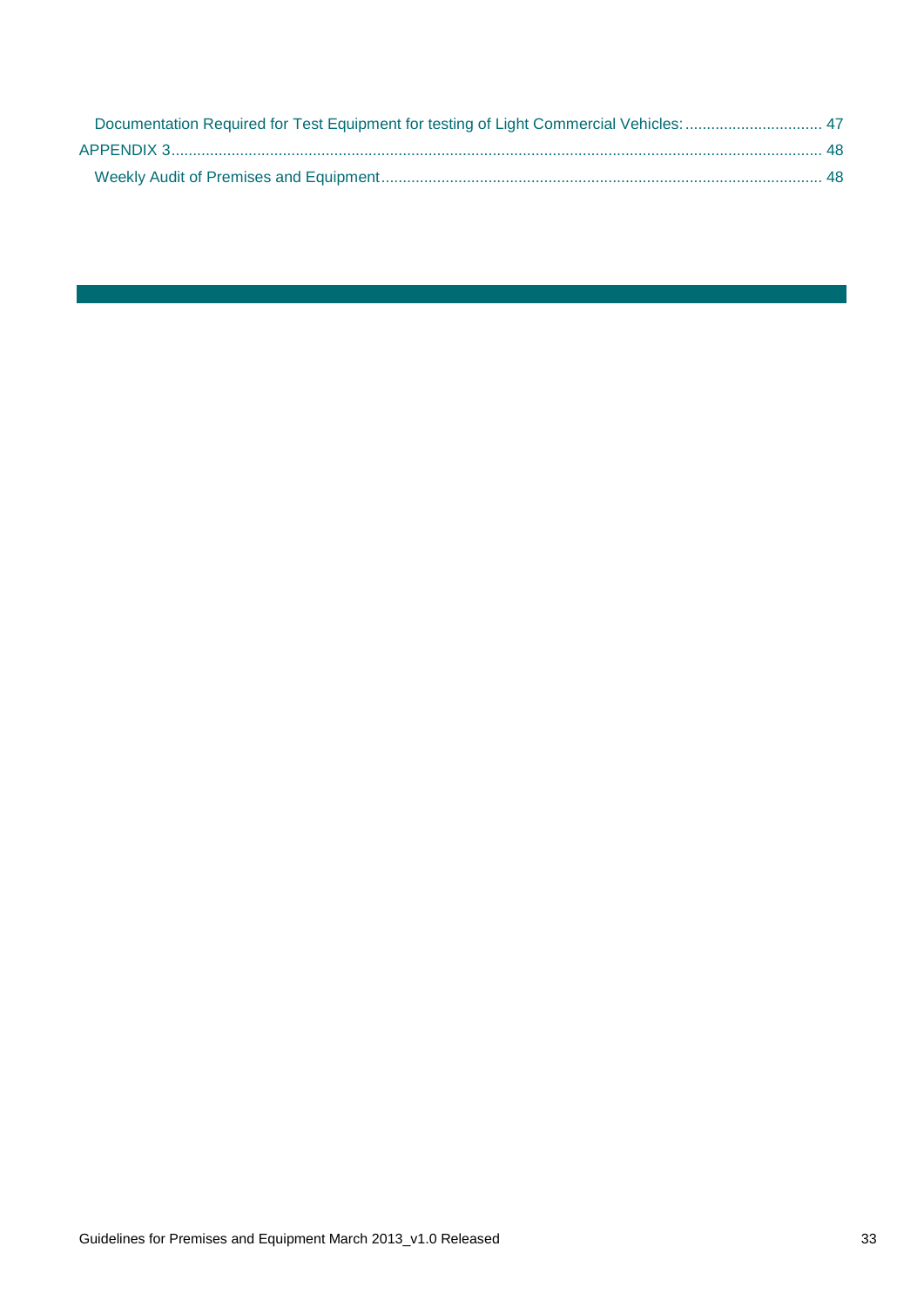Documentation Required for Test Equipment for testing of Light Commercial Vehicles: ............................... 47

APPENDIX 3 ........................................................................................................................................ 48

Weekly Audit of Premises and Equipment ........................................................................................ 48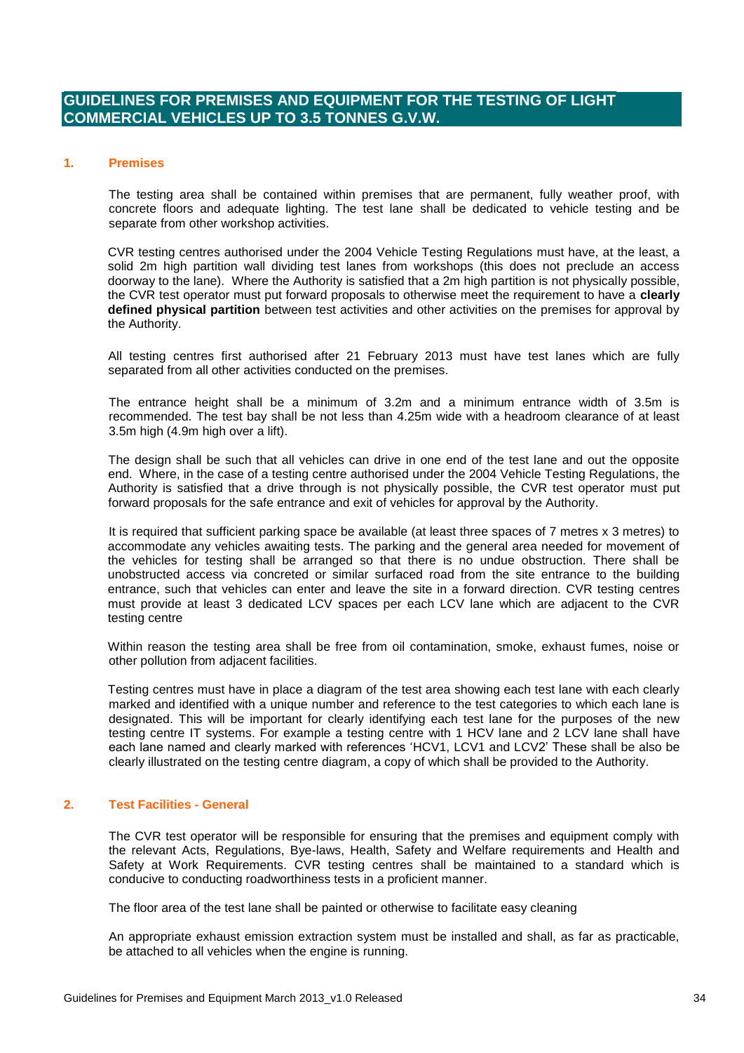# GUIDELINES FOR PREMISES AND EQUIPMENT FOR THE TESTING OF LIGHT COMMERCIAL VEHICLES UP TO 3.5 TONNES G.V.W.

## 1. Premises

The testing area shall be contained within premises that are permanent, fully weather proof, with concrete floors and adequate lighting. The test lane shall be dedicated to vehicle testing and be separate from other workshop activities.

CVR testing centres authorised under the 2004 Vehicle Testing Regulations must have, at the least, a solid 2m high partition wall dividing test lanes from workshops (this does not preclude an access doorway to the lane). Where the Authority is satisfied that a 2m high partition is not physically possible, the CVR test operator must put forward proposals to otherwise meet the requirement to have a **clearly defined physical partition** between test activities and other activities on the premises for approval by the Authority.

All testing centres first authorised after 21 February 2013 must have test lanes which are fully separated from all other activities conducted on the premises.

The entrance height shall be a minimum of 3.2m and a minimum entrance width of 3.5m is recommended. The test bay shall be not less than 4.25m wide with a headroom clearance of at least 3.5m high (4.9m high over a lift).

The design shall be such that all vehicles can drive in one end of the test lane and out the opposite end. Where, in the case of a testing centre authorised under the 2004 Vehicle Testing Regulations, the Authority is satisfied that a drive through is not physically possible, the CVR test operator must put forward proposals for the safe entrance and exit of vehicles for approval by the Authority.

It is required that sufficient parking space be available (at least three spaces of 7 metres x 3 metres) to accommodate any vehicles awaiting tests. The parking and the general area needed for movement of the vehicles for testing shall be arranged so that there is no undue obstruction. There shall be unobstructed access via concreted or similar surfaced road from the site entrance to the building entrance, such that vehicles can enter and leave the site in a forward direction. CVR testing centres must provide at least 3 dedicated LCV spaces per each LCV lane which are adjacent to the CVR testing centre

Within reason the testing area shall be free from oil contamination, smoke, exhaust fumes, noise or other pollution from adjacent facilities.

Testing centres must have in place a diagram of the test area showing each test lane with each clearly marked and identified with a unique number and reference to the test categories to which each lane is designated. This will be important for clearly identifying each test lane for the purposes of the new testing centre IT systems. For example a testing centre with 1 HCV lane and 2 LCV lane shall have each lane named and clearly marked with references 'HCV1, LCV1 and LCV2' These shall be also be clearly illustrated on the testing centre diagram, a copy of which shall be provided to the Authority.

## 2. Test Facilities - General

The CVR test operator will be responsible for ensuring that the premises and equipment comply with the relevant Acts, Regulations, Bye-laws, Health, Safety and Welfare requirements and Health and Safety at Work Requirements. CVR testing centres shall be maintained to a standard which is conducive to conducting roadworthiness tests in a proficient manner.

The floor area of the test lane shall be painted or otherwise to facilitate easy cleaning

An appropriate exhaust emission extraction system must be installed and shall, as far as practicable, be attached to all vehicles when the engine is running.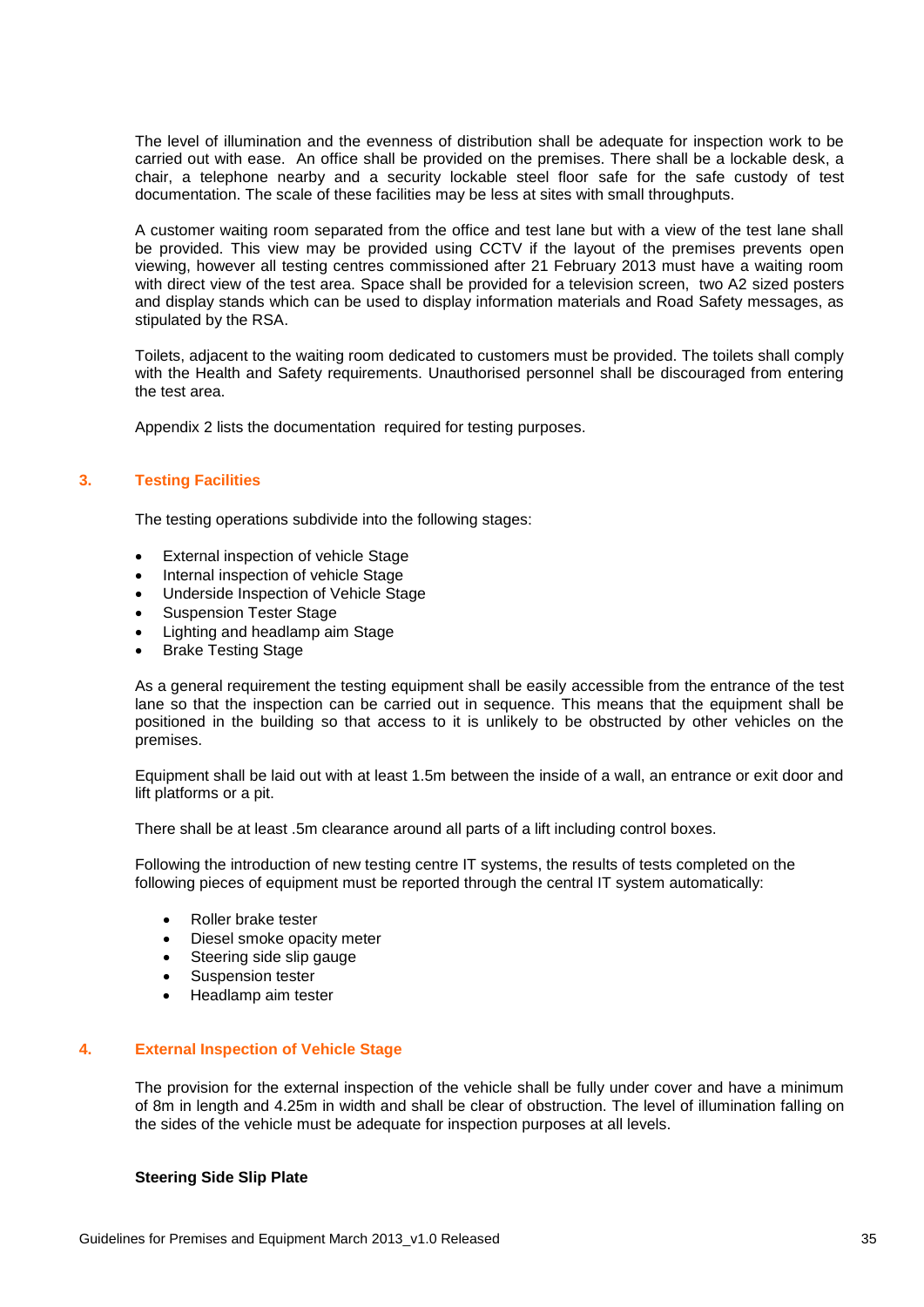The level of illumination and the evenness of distribution shall be adequate for inspection work to be carried out with ease. An office shall be provided on the premises. There shall be a lockable desk, a chair, a telephone nearby and a security lockable steel floor safe for the safe custody of test documentation. The scale of these facilities may be less at sites with small throughputs.

A customer waiting room separated from the office and test lane but with a view of the test lane shall be provided. This view may be provided using CCTV if the layout of the premises prevents open viewing, however all testing centres commissioned after 21 February 2013 must have a waiting room with direct view of the test area. Space shall be provided for a television screen, two A2 sized posters and display stands which can be used to display information materials and Road Safety messages, as stipulated by the RSA.

Toilets, adjacent to the waiting room dedicated to customers must be provided. The toilets shall comply with the Health and Safety requirements. Unauthorised personnel shall be discouraged from entering the test area.

Appendix 2 lists the documentation required for testing purposes.

## 3. Testing Facilities

The testing operations subdivide into the following stages:

- External inspection of vehicle Stage
- Internal inspection of vehicle Stage
- Underside Inspection of Vehicle Stage
- Suspension Tester Stage
- Lighting and headlamp aim Stage
- Brake Testing Stage

As a general requirement the testing equipment shall be easily accessible from the entrance of the test lane so that the inspection can be carried out in sequence. This means that the equipment shall be positioned in the building so that access to it is unlikely to be obstructed by other vehicles on the premises.

Equipment shall be laid out with at least 1.5m between the inside of a wall, an entrance or exit door and lift platforms or a pit.

There shall be at least .5m clearance around all parts of a lift including control boxes.

Following the introduction of new testing centre IT systems, the results of tests completed on the following pieces of equipment must be reported through the central IT system automatically:

- Roller brake tester
- Diesel smoke opacity meter
- Steering side slip gauge
- Suspension tester
- Headlamp aim tester

## 4. External Inspection of Vehicle Stage

The provision for the external inspection of the vehicle shall be fully under cover and have a minimum of 8m in length and 4.25m in width and shall be clear of obstruction. The level of illumination falling on the sides of the vehicle must be adequate for inspection purposes at all levels.

**Steering Side Slip Plate**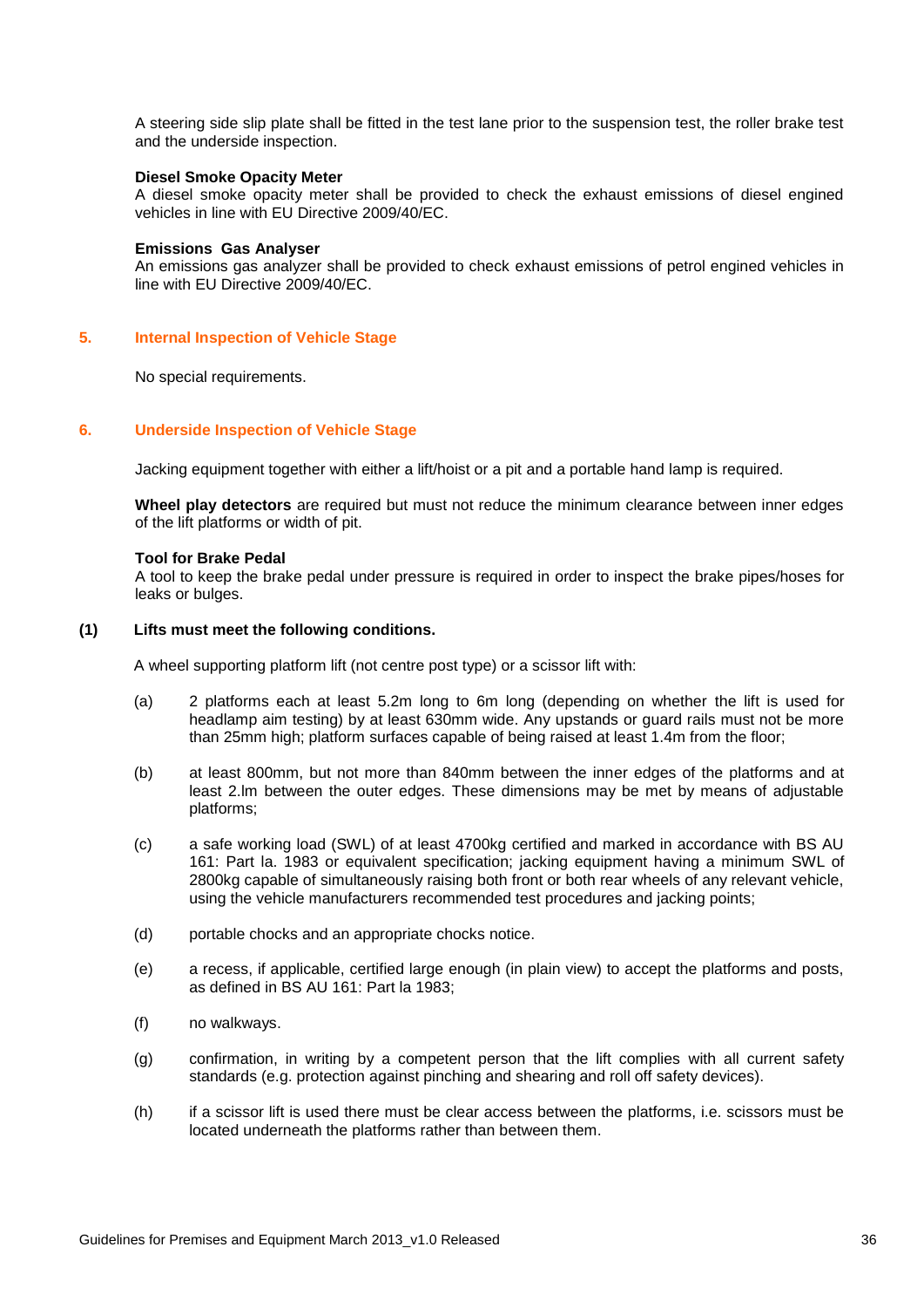A steering side slip plate shall be fitted in the test lane prior to the suspension test, the roller brake test and the underside inspection.

**Diesel Smoke Opacity Meter**
A diesel smoke opacity meter shall be provided to check the exhaust emissions of diesel engined vehicles in line with EU Directive 2009/40/EC.

**Emissions Gas Analyser**
An emissions gas analyzer shall be provided to check exhaust emissions of petrol engined vehicles in line with EU Directive 2009/40/EC.

## 5. Internal Inspection of Vehicle Stage

No special requirements.

## 6. Underside Inspection of Vehicle Stage

Jacking equipment together with either a lift/hoist or a pit and a portable hand lamp is required.

**Wheel play detectors** are required but must not reduce the minimum clearance between inner edges of the lift platforms or width of pit.

**Tool for Brake Pedal**
A tool to keep the brake pedal under pressure is required in order to inspect the brake pipes/hoses for leaks or bulges.

**(1) Lifts must meet the following conditions.**

A wheel supporting platform lift (not centre post type) or a scissor lift with:

(a) 2 platforms each at least 5.2m long to 6m long (depending on whether the lift is used for headlamp aim testing) by at least 630mm wide. Any upstands or guard rails must not be more than 25mm high; platform surfaces capable of being raised at least 1.4m from the floor;

(b) at least 800mm, but not more than 840mm between the inner edges of the platforms and at least 2.lm between the outer edges. These dimensions may be met by means of adjustable platforms;

(c) a safe working load (SWL) of at least 4700kg certified and marked in accordance with BS AU 161: Part la. 1983 or equivalent specification; jacking equipment having a minimum SWL of 2800kg capable of simultaneously raising both front or both rear wheels of any relevant vehicle, using the vehicle manufacturers recommended test procedures and jacking points;

(d) portable chocks and an appropriate chocks notice.

(e) a recess, if applicable, certified large enough (in plain view) to accept the platforms and posts, as defined in BS AU 161: Part la 1983;

(f) no walkways.

(g) confirmation, in writing by a competent person that the lift complies with all current safety standards (e.g. protection against pinching and shearing and roll off safety devices).

(h) if a scissor lift is used there must be clear access between the platforms, i.e. scissors must be located underneath the platforms rather than between them.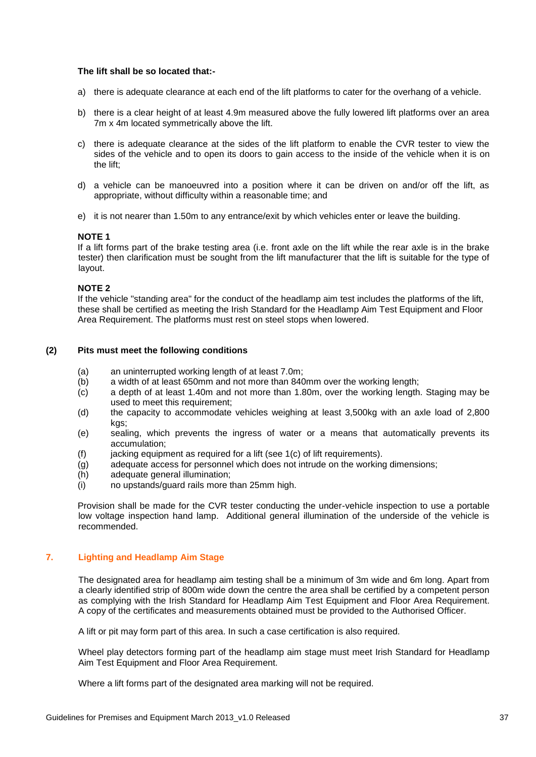**The lift shall be so located that:-**

a) there is adequate clearance at each end of the lift platforms to cater for the overhang of a vehicle.

b) there is a clear height of at least 4.9m measured above the fully lowered lift platforms over an area 7m x 4m located symmetrically above the lift.

c) there is adequate clearance at the sides of the lift platform to enable the CVR tester to view the sides of the vehicle and to open its doors to gain access to the inside of the vehicle when it is on the lift;

d) a vehicle can be manoeuvred into a position where it can be driven on and/or off the lift, as appropriate, without difficulty within a reasonable time; and

e) it is not nearer than 1.50m to any entrance/exit by which vehicles enter or leave the building.

**NOTE 1**
If a lift forms part of the brake testing area (i.e. front axle on the lift while the rear axle is in the brake tester) then clarification must be sought from the lift manufacturer that the lift is suitable for the type of layout.

**NOTE 2**
If the vehicle "standing area" for the conduct of the headlamp aim test includes the platforms of the lift, these shall be certified as meeting the Irish Standard for the Headlamp Aim Test Equipment and Floor Area Requirement. The platforms must rest on steel stops when lowered.

**(2) Pits must meet the following conditions**

(a) an uninterrupted working length of at least 7.0m;
(b) a width of at least 650mm and not more than 840mm over the working length;
(c) a depth of at least 1.40m and not more than 1.80m, over the working length. Staging may be used to meet this requirement;
(d) the capacity to accommodate vehicles weighing at least 3,500kg with an axle load of 2,800 kgs;
(e) sealing, which prevents the ingress of water or a means that automatically prevents its accumulation;
(f) jacking equipment as required for a lift (see 1(c) of lift requirements).
(g) adequate access for personnel which does not intrude on the working dimensions;
(h) adequate general illumination;
(i) no upstands/guard rails more than 25mm high.

Provision shall be made for the CVR tester conducting the under-vehicle inspection to use a portable low voltage inspection hand lamp. Additional general illumination of the underside of the vehicle is recommended.

## 7. Lighting and Headlamp Aim Stage

The designated area for headlamp aim testing shall be a minimum of 3m wide and 6m long. Apart from a clearly identified strip of 800m wide down the centre the area shall be certified by a competent person as complying with the Irish Standard for Headlamp Aim Test Equipment and Floor Area Requirement. A copy of the certificates and measurements obtained must be provided to the Authorised Officer.

A lift or pit may form part of this area. In such a case certification is also required.

Wheel play detectors forming part of the headlamp aim stage must meet Irish Standard for Headlamp Aim Test Equipment and Floor Area Requirement.

Where a lift forms part of the designated area marking will not be required.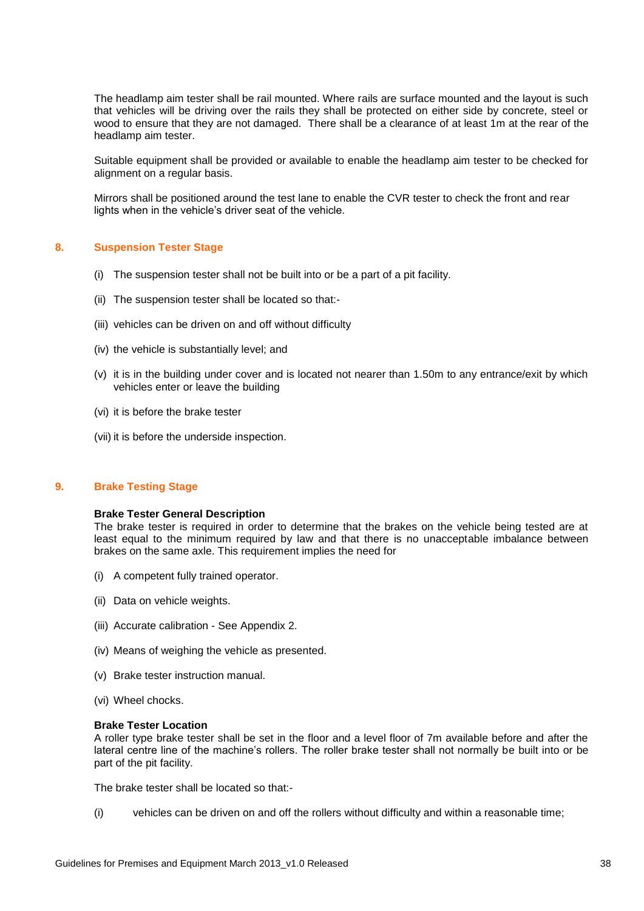The headlamp aim tester shall be rail mounted. Where rails are surface mounted and the layout is such that vehicles will be driving over the rails they shall be protected on either side by concrete, steel or wood to ensure that they are not damaged. There shall be a clearance of at least 1m at the rear of the headlamp aim tester.

Suitable equipment shall be provided or available to enable the headlamp aim tester to be checked for alignment on a regular basis.

Mirrors shall be positioned around the test lane to enable the CVR tester to check the front and rear lights when in the vehicle's driver seat of the vehicle.

## 8. Suspension Tester Stage

(i) The suspension tester shall not be built into or be a part of a pit facility.

(ii) The suspension tester shall be located so that:-

(iii) vehicles can be driven on and off without difficulty

(iv) the vehicle is substantially level; and

(v) it is in the building under cover and is located not nearer than 1.50m to any entrance/exit by which vehicles enter or leave the building

(vi) it is before the brake tester

(vii) it is before the underside inspection.

## 9. Brake Testing Stage

**Brake Tester General Description**

The brake tester is required in order to determine that the brakes on the vehicle being tested are at least equal to the minimum required by law and that there is no unacceptable imbalance between brakes on the same axle. This requirement implies the need for

(i) A competent fully trained operator.

(ii) Data on vehicle weights.

(iii) Accurate calibration - See Appendix 2.

(iv) Means of weighing the vehicle as presented.

(v) Brake tester instruction manual.

(vi) Wheel chocks.

**Brake Tester Location**

A roller type brake tester shall be set in the floor and a level floor of 7m available before and after the lateral centre line of the machine's rollers. The roller brake tester shall not normally be built into or be part of the pit facility.

The brake tester shall be located so that:-

(i) vehicles can be driven on and off the rollers without difficulty and within a reasonable time;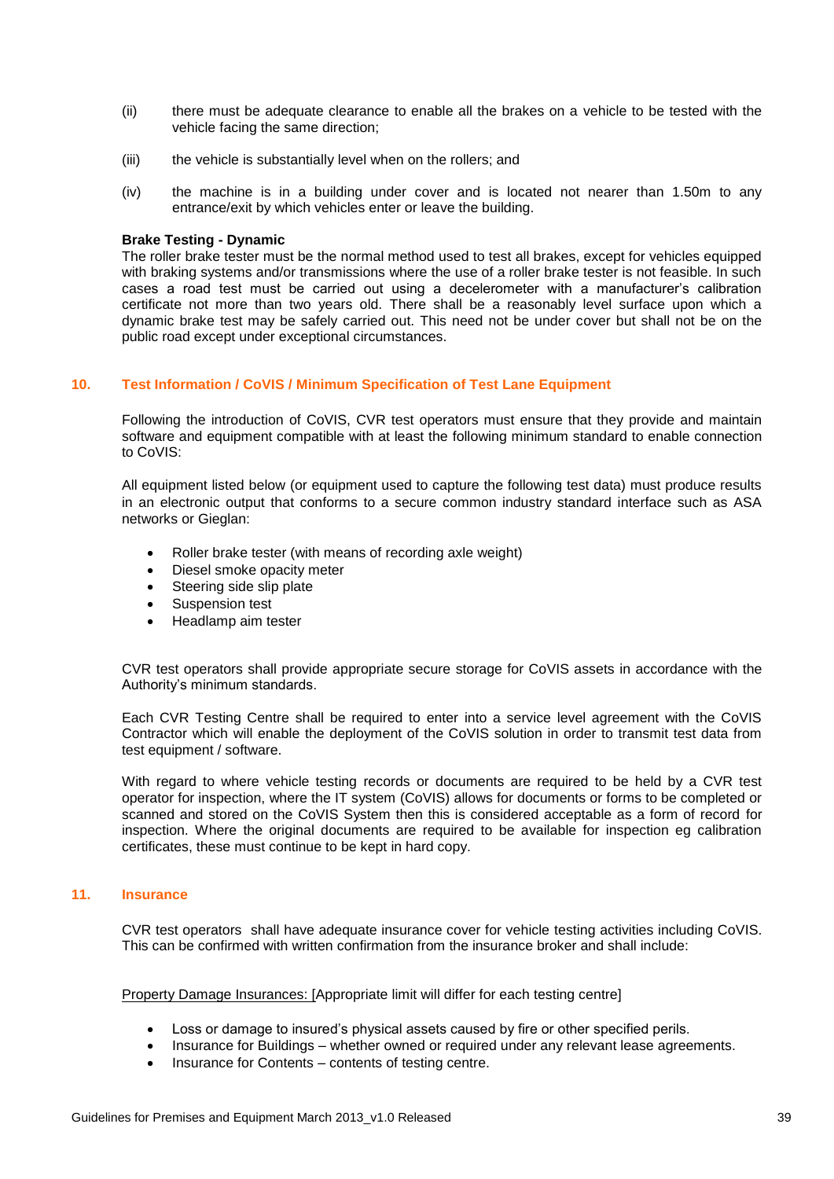(ii) there must be adequate clearance to enable all the brakes on a vehicle to be tested with the vehicle facing the same direction;

(iii) the vehicle is substantially level when on the rollers; and

(iv) the machine is in a building under cover and is located not nearer than 1.50m to any entrance/exit by which vehicles enter or leave the building.

**Brake Testing - Dynamic**

The roller brake tester must be the normal method used to test all brakes, except for vehicles equipped with braking systems and/or transmissions where the use of a roller brake tester is not feasible. In such cases a road test must be carried out using a decelerometer with a manufacturer's calibration certificate not more than two years old. There shall be a reasonably level surface upon which a dynamic brake test may be safely carried out. This need not be under cover but shall not be on the public road except under exceptional circumstances.

## 10. Test Information / CoVIS / Minimum Specification of Test Lane Equipment

Following the introduction of CoVIS, CVR test operators must ensure that they provide and maintain software and equipment compatible with at least the following minimum standard to enable connection to CoVIS:

All equipment listed below (or equipment used to capture the following test data) must produce results in an electronic output that conforms to a secure common industry standard interface such as ASA networks or Gieglan:

- Roller brake tester (with means of recording axle weight)
- Diesel smoke opacity meter
- Steering side slip plate
- Suspension test
- Headlamp aim tester

CVR test operators shall provide appropriate secure storage for CoVIS assets in accordance with the Authority's minimum standards.

Each CVR Testing Centre shall be required to enter into a service level agreement with the CoVIS Contractor which will enable the deployment of the CoVIS solution in order to transmit test data from test equipment / software.

With regard to where vehicle testing records or documents are required to be held by a CVR test operator for inspection, where the IT system (CoVIS) allows for documents or forms to be completed or scanned and stored on the CoVIS System then this is considered acceptable as a form of record for inspection. Where the original documents are required to be available for inspection eg calibration certificates, these must continue to be kept in hard copy.

## 11. Insurance

CVR test operators shall have adequate insurance cover for vehicle testing activities including CoVIS. This can be confirmed with written confirmation from the insurance broker and shall include:

<u>Property Damage Insurances:</u> [Appropriate limit will differ for each testing centre]

- Loss or damage to insured's physical assets caused by fire or other specified perils.
- Insurance for Buildings – whether owned or required under any relevant lease agreements.
- Insurance for Contents – contents of testing centre.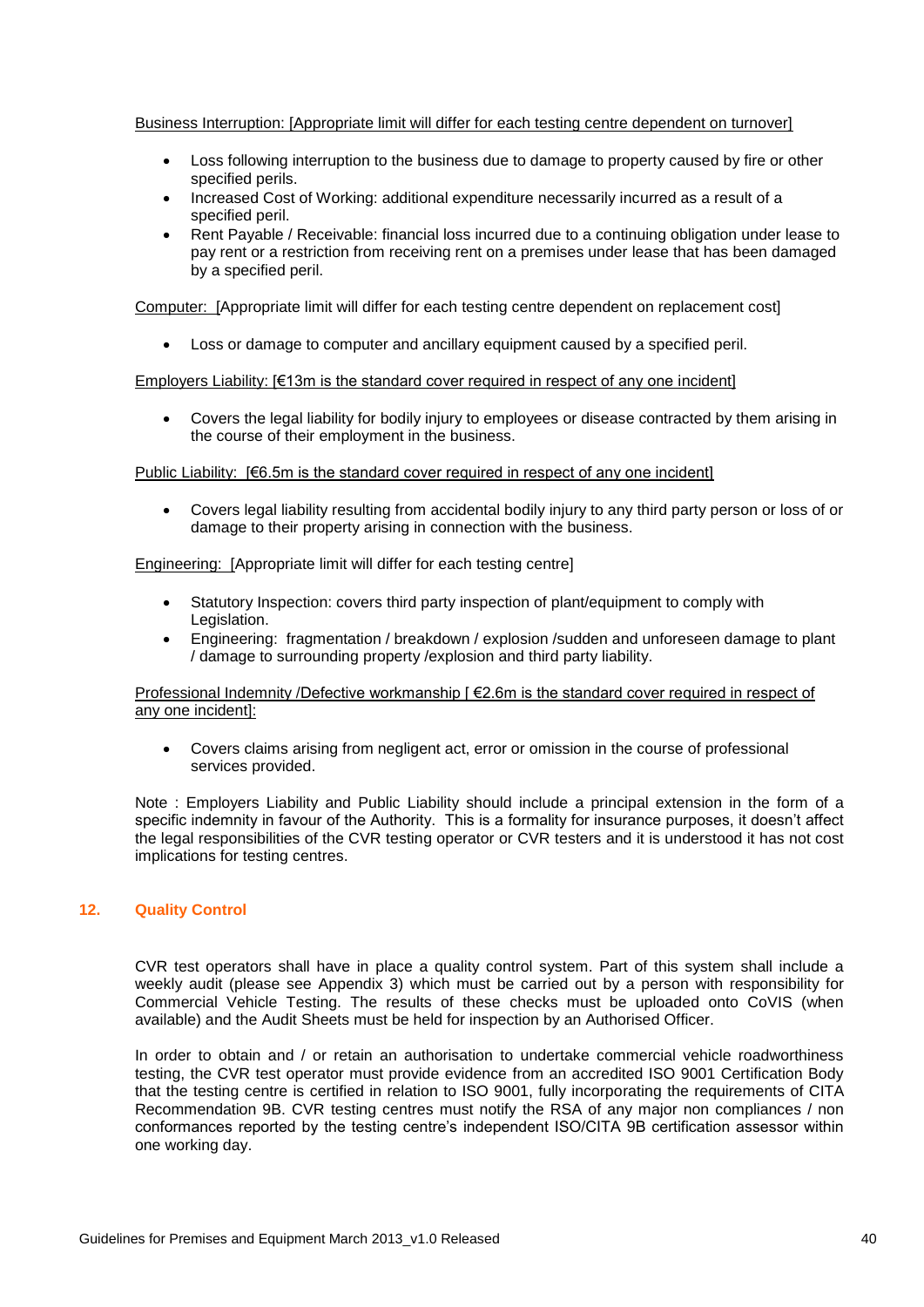Business Interruption: [Appropriate limit will differ for each testing centre dependent on turnover]

- Loss following interruption to the business due to damage to property caused by fire or other specified perils.
- Increased Cost of Working: additional expenditure necessarily incurred as a result of a specified peril.
- Rent Payable / Receivable: financial loss incurred due to a continuing obligation under lease to pay rent or a restriction from receiving rent on a premises under lease that has been damaged by a specified peril.

Computer: [Appropriate limit will differ for each testing centre dependent on replacement cost]

- Loss or damage to computer and ancillary equipment caused by a specified peril.

Employers Liability: [€13m is the standard cover required in respect of any one incident]

- Covers the legal liability for bodily injury to employees or disease contracted by them arising in the course of their employment in the business.

Public Liability: [€6.5m is the standard cover required in respect of any one incident]

- Covers legal liability resulting from accidental bodily injury to any third party person or loss of or damage to their property arising in connection with the business.

Engineering: [Appropriate limit will differ for each testing centre]

- Statutory Inspection: covers third party inspection of plant/equipment to comply with Legislation.
- Engineering: fragmentation / breakdown / explosion /sudden and unforeseen damage to plant / damage to surrounding property /explosion and third party liability.

Professional Indemnity /Defective workmanship [ €2.6m is the standard cover required in respect of any one incident]:

- Covers claims arising from negligent act, error or omission in the course of professional services provided.

Note : Employers Liability and Public Liability should include a principal extension in the form of a specific indemnity in favour of the Authority. This is a formality for insurance purposes, it doesn't affect the legal responsibilities of the CVR testing operator or CVR testers and it is understood it has not cost implications for testing centres.

## 12. Quality Control

CVR test operators shall have in place a quality control system. Part of this system shall include a weekly audit (please see Appendix 3) which must be carried out by a person with responsibility for Commercial Vehicle Testing. The results of these checks must be uploaded onto CoVIS (when available) and the Audit Sheets must be held for inspection by an Authorised Officer.

In order to obtain and / or retain an authorisation to undertake commercial vehicle roadworthiness testing, the CVR test operator must provide evidence from an accredited ISO 9001 Certification Body that the testing centre is certified in relation to ISO 9001, fully incorporating the requirements of CITA Recommendation 9B. CVR testing centres must notify the RSA of any major non compliances / non conformances reported by the testing centre's independent ISO/CITA 9B certification assessor within one working day.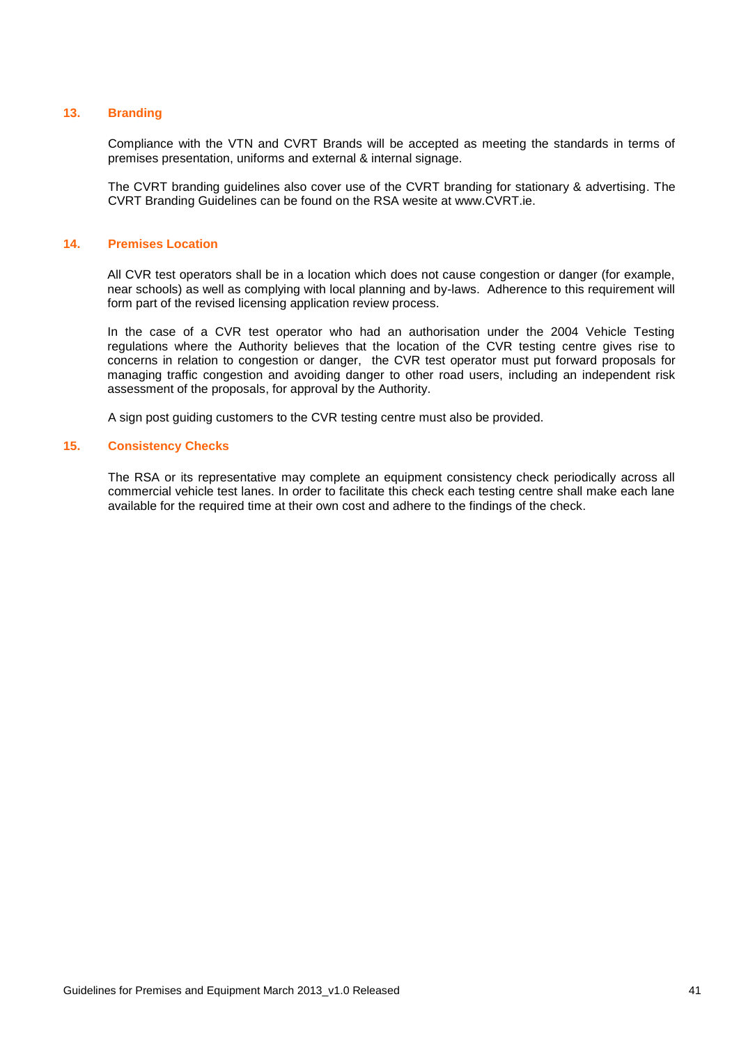## 13. Branding

Compliance with the VTN and CVRT Brands will be accepted as meeting the standards in terms of premises presentation, uniforms and external & internal signage.

The CVRT branding guidelines also cover use of the CVRT branding for stationary & advertising. The CVRT Branding Guidelines can be found on the RSA wesite at www.CVRT.ie.

## 14. Premises Location

All CVR test operators shall be in a location which does not cause congestion or danger (for example, near schools) as well as complying with local planning and by-laws. Adherence to this requirement will form part of the revised licensing application review process.

In the case of a CVR test operator who had an authorisation under the 2004 Vehicle Testing regulations where the Authority believes that the location of the CVR testing centre gives rise to concerns in relation to congestion or danger, the CVR test operator must put forward proposals for managing traffic congestion and avoiding danger to other road users, including an independent risk assessment of the proposals, for approval by the Authority.

A sign post guiding customers to the CVR testing centre must also be provided.

## 15. Consistency Checks

The RSA or its representative may complete an equipment consistency check periodically across all commercial vehicle test lanes. In order to facilitate this check each testing centre shall make each lane available for the required time at their own cost and adhere to the findings of the check.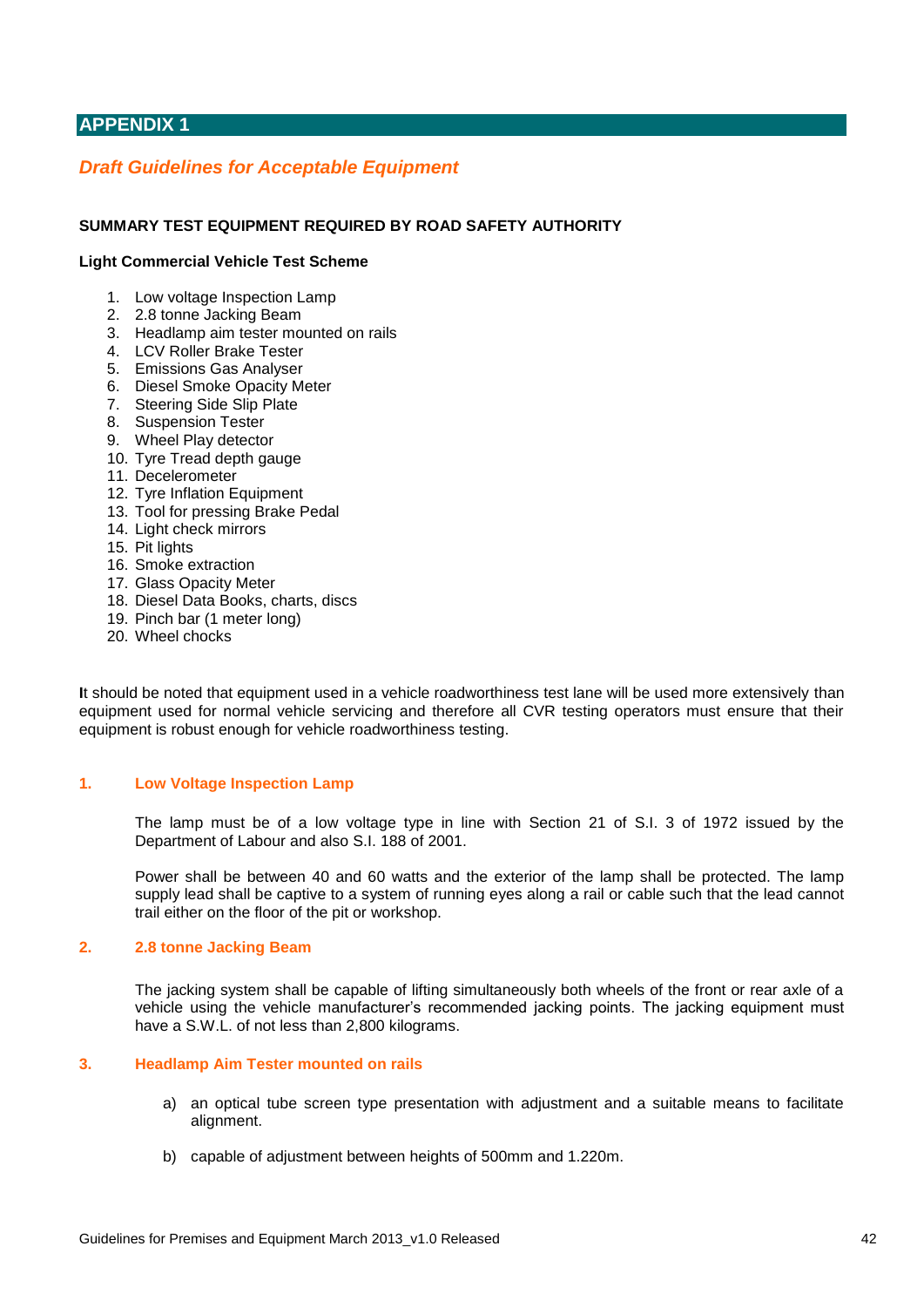# APPENDIX 1

## *Draft Guidelines for Acceptable Equipment*

**SUMMARY TEST EQUIPMENT REQUIRED BY ROAD SAFETY AUTHORITY**

**Light Commercial Vehicle Test Scheme**

1. Low voltage Inspection Lamp
2. 2.8 tonne Jacking Beam
3. Headlamp aim tester mounted on rails
4. LCV Roller Brake Tester
5. Emissions Gas Analyser
6. Diesel Smoke Opacity Meter
7. Steering Side Slip Plate
8. Suspension Tester
9. Wheel Play detector
10. Tyre Tread depth gauge
11. Decelerometer
12. Tyre Inflation Equipment
13. Tool for pressing Brake Pedal
14. Light check mirrors
15. Pit lights
16. Smoke extraction
17. Glass Opacity Meter
18. Diesel Data Books, charts, discs
19. Pinch bar (1 meter long)
20. Wheel chocks

It should be noted that equipment used in a vehicle roadworthiness test lane will be used more extensively than equipment used for normal vehicle servicing and therefore all CVR testing operators must ensure that their equipment is robust enough for vehicle roadworthiness testing.

### 1. Low Voltage Inspection Lamp

The lamp must be of a low voltage type in line with Section 21 of S.I. 3 of 1972 issued by the Department of Labour and also S.I. 188 of 2001.

Power shall be between 40 and 60 watts and the exterior of the lamp shall be protected. The lamp supply lead shall be captive to a system of running eyes along a rail or cable such that the lead cannot trail either on the floor of the pit or workshop.

### 2. 2.8 tonne Jacking Beam

The jacking system shall be capable of lifting simultaneously both wheels of the front or rear axle of a vehicle using the vehicle manufacturer's recommended jacking points. The jacking equipment must have a S.W.L. of not less than 2,800 kilograms.

### 3. Headlamp Aim Tester mounted on rails

a) an optical tube screen type presentation with adjustment and a suitable means to facilitate alignment.

b) capable of adjustment between heights of 500mm and 1.220m.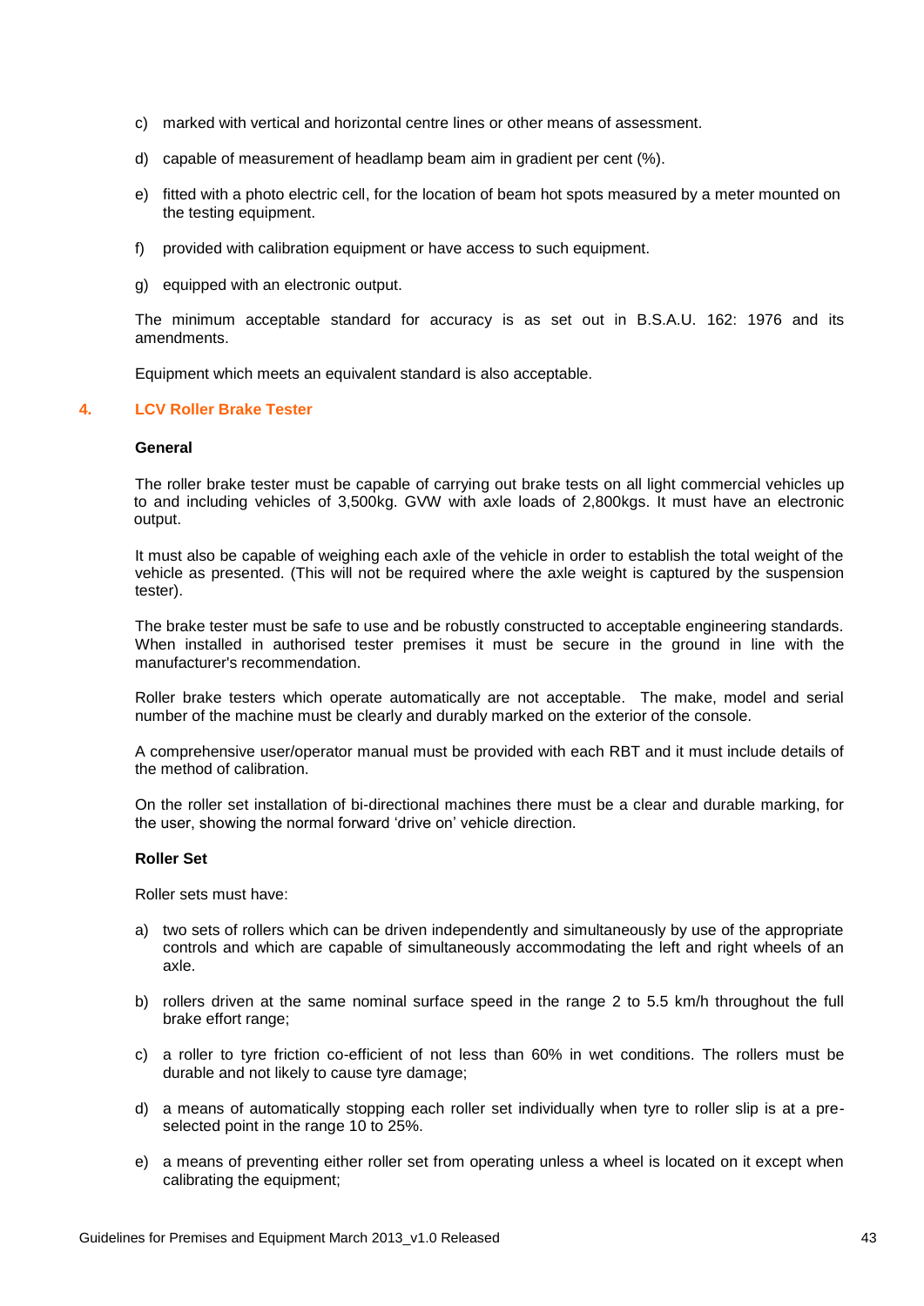c) marked with vertical and horizontal centre lines or other means of assessment.

d) capable of measurement of headlamp beam aim in gradient per cent (%).

e) fitted with a photo electric cell, for the location of beam hot spots measured by a meter mounted on the testing equipment.

f) provided with calibration equipment or have access to such equipment.

g) equipped with an electronic output.

The minimum acceptable standard for accuracy is as set out in B.S.A.U. 162: 1976 and its amendments.

Equipment which meets an equivalent standard is also acceptable.

## 4. LCV Roller Brake Tester

### General

The roller brake tester must be capable of carrying out brake tests on all light commercial vehicles up to and including vehicles of 3,500kg. GVW with axle loads of 2,800kgs. It must have an electronic output.

It must also be capable of weighing each axle of the vehicle in order to establish the total weight of the vehicle as presented. (This will not be required where the axle weight is captured by the suspension tester).

The brake tester must be safe to use and be robustly constructed to acceptable engineering standards. When installed in authorised tester premises it must be secure in the ground in line with the manufacturer's recommendation.

Roller brake testers which operate automatically are not acceptable. The make, model and serial number of the machine must be clearly and durably marked on the exterior of the console.

A comprehensive user/operator manual must be provided with each RBT and it must include details of the method of calibration.

On the roller set installation of bi-directional machines there must be a clear and durable marking, for the user, showing the normal forward 'drive on' vehicle direction.

### Roller Set

Roller sets must have:

a) two sets of rollers which can be driven independently and simultaneously by use of the appropriate controls and which are capable of simultaneously accommodating the left and right wheels of an axle.

b) rollers driven at the same nominal surface speed in the range 2 to 5.5 km/h throughout the full brake effort range;

c) a roller to tyre friction co-efficient of not less than 60% in wet conditions. The rollers must be durable and not likely to cause tyre damage;

d) a means of automatically stopping each roller set individually when tyre to roller slip is at a pre-selected point in the range 10 to 25%.

e) a means of preventing either roller set from operating unless a wheel is located on it except when calibrating the equipment;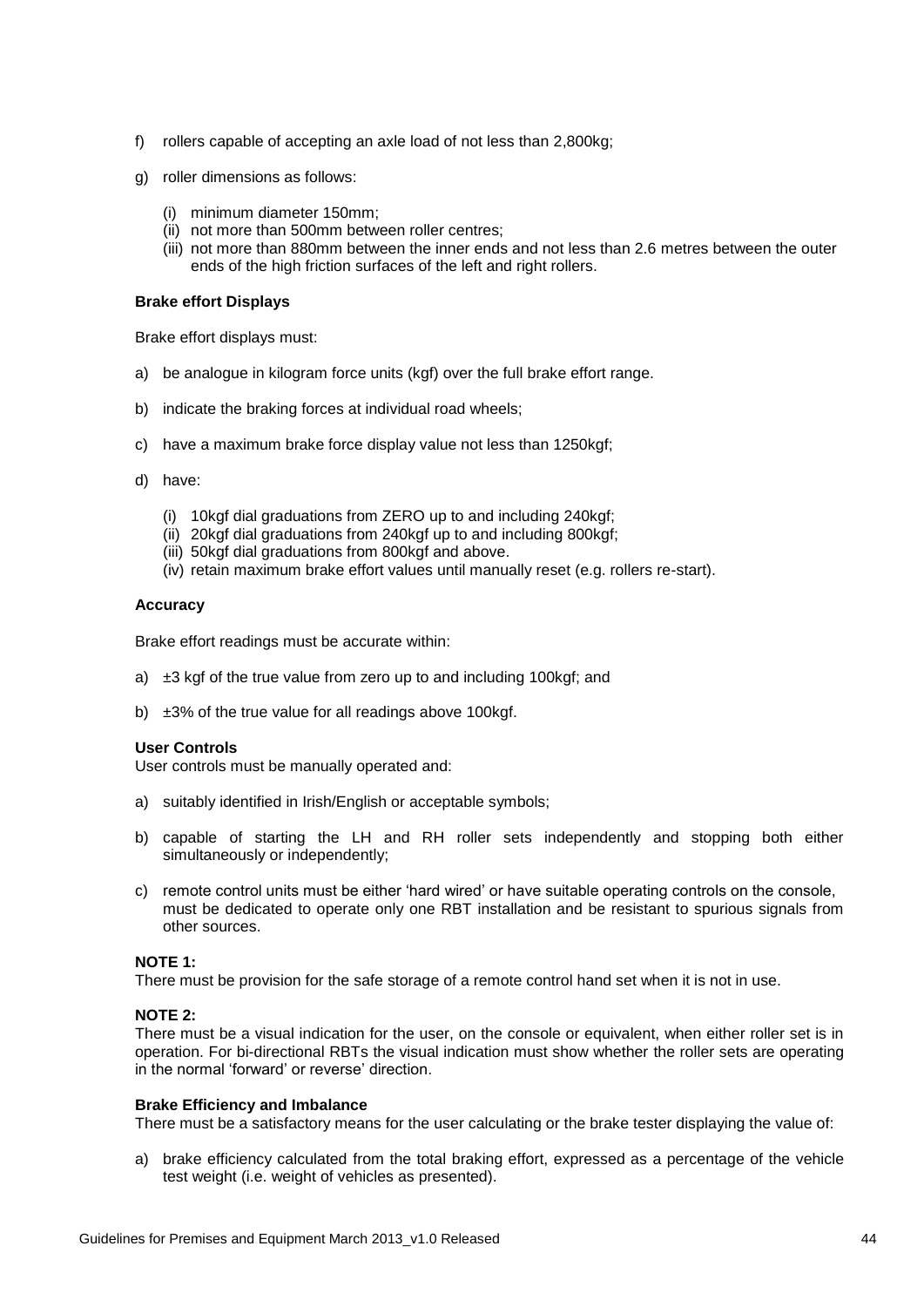f) rollers capable of accepting an axle load of not less than 2,800kg;

g) roller dimensions as follows:

   (i) minimum diameter 150mm;
   (ii) not more than 500mm between roller centres;
   (iii) not more than 880mm between the inner ends and not less than 2.6 metres between the outer ends of the high friction surfaces of the left and right rollers.

**Brake effort Displays**

Brake effort displays must:

a) be analogue in kilogram force units (kgf) over the full brake effort range.

b) indicate the braking forces at individual road wheels;

c) have a maximum brake force display value not less than 1250kgf;

d) have:

   (i) 10kgf dial graduations from ZERO up to and including 240kgf;
   (ii) 20kgf dial graduations from 240kgf up to and including 800kgf;
   (iii) 50kgf dial graduations from 800kgf and above.
   (iv) retain maximum brake effort values until manually reset (e.g. rollers re-start).

**Accuracy**

Brake effort readings must be accurate within:

a) ±3 kgf of the true value from zero up to and including 100kgf; and

b) ±3% of the true value for all readings above 100kgf.

**User Controls**

User controls must be manually operated and:

a) suitably identified in Irish/English or acceptable symbols;

b) capable of starting the LH and RH roller sets independently and stopping both either simultaneously or independently;

c) remote control units must be either 'hard wired' or have suitable operating controls on the console, must be dedicated to operate only one RBT installation and be resistant to spurious signals from other sources.

**NOTE 1:**

There must be provision for the safe storage of a remote control hand set when it is not in use.

**NOTE 2:**

There must be a visual indication for the user, on the console or equivalent, when either roller set is in operation. For bi-directional RBTs the visual indication must show whether the roller sets are operating in the normal 'forward' or reverse' direction.

**Brake Efficiency and Imbalance**

There must be a satisfactory means for the user calculating or the brake tester displaying the value of:

a) brake efficiency calculated from the total braking effort, expressed as a percentage of the vehicle test weight (i.e. weight of vehicles as presented).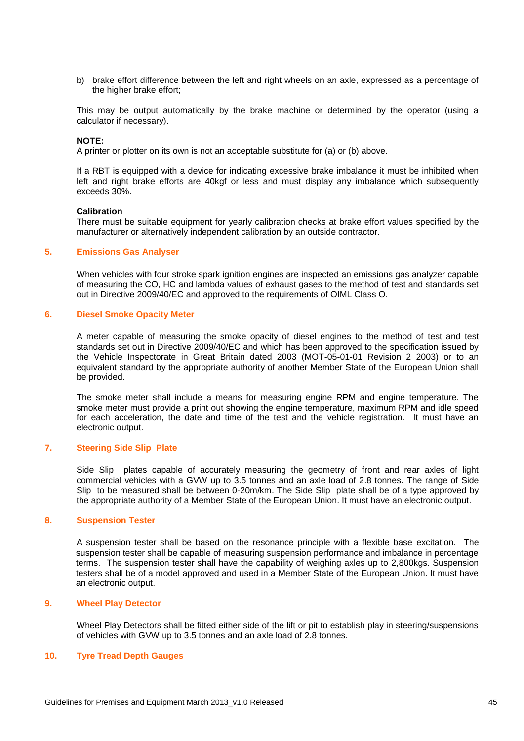b) brake effort difference between the left and right wheels on an axle, expressed as a percentage of the higher brake effort;

This may be output automatically by the brake machine or determined by the operator (using a calculator if necessary).

**NOTE:**
A printer or plotter on its own is not an acceptable substitute for (a) or (b) above.

If a RBT is equipped with a device for indicating excessive brake imbalance it must be inhibited when left and right brake efforts are 40kgf or less and must display any imbalance which subsequently exceeds 30%.

**Calibration**
There must be suitable equipment for yearly calibration checks at brake effort values specified by the manufacturer or alternatively independent calibration by an outside contractor.

## 5. Emissions Gas Analyser

When vehicles with four stroke spark ignition engines are inspected an emissions gas analyzer capable of measuring the CO, HC and lambda values of exhaust gases to the method of test and standards set out in Directive 2009/40/EC and approved to the requirements of OIML Class O.

## 6. Diesel Smoke Opacity Meter

A meter capable of measuring the smoke opacity of diesel engines to the method of test and test standards set out in Directive 2009/40/EC and which has been approved to the specification issued by the Vehicle Inspectorate in Great Britain dated 2003 (MOT-05-01-01 Revision 2 2003) or to an equivalent standard by the appropriate authority of another Member State of the European Union shall be provided.

The smoke meter shall include a means for measuring engine RPM and engine temperature. The smoke meter must provide a print out showing the engine temperature, maximum RPM and idle speed for each acceleration, the date and time of the test and the vehicle registration. It must have an electronic output.

## 7. Steering Side Slip Plate

Side Slip plates capable of accurately measuring the geometry of front and rear axles of light commercial vehicles with a GVW up to 3.5 tonnes and an axle load of 2.8 tonnes. The range of Side Slip to be measured shall be between 0-20m/km. The Side Slip plate shall be of a type approved by the appropriate authority of a Member State of the European Union. It must have an electronic output.

## 8. Suspension Tester

A suspension tester shall be based on the resonance principle with a flexible base excitation. The suspension tester shall be capable of measuring suspension performance and imbalance in percentage terms. The suspension tester shall have the capability of weighing axles up to 2,800kgs. Suspension testers shall be of a model approved and used in a Member State of the European Union. It must have an electronic output.

## 9. Wheel Play Detector

Wheel Play Detectors shall be fitted either side of the lift or pit to establish play in steering/suspensions of vehicles with GVW up to 3.5 tonnes and an axle load of 2.8 tonnes.

## 10. Tyre Tread Depth Gauges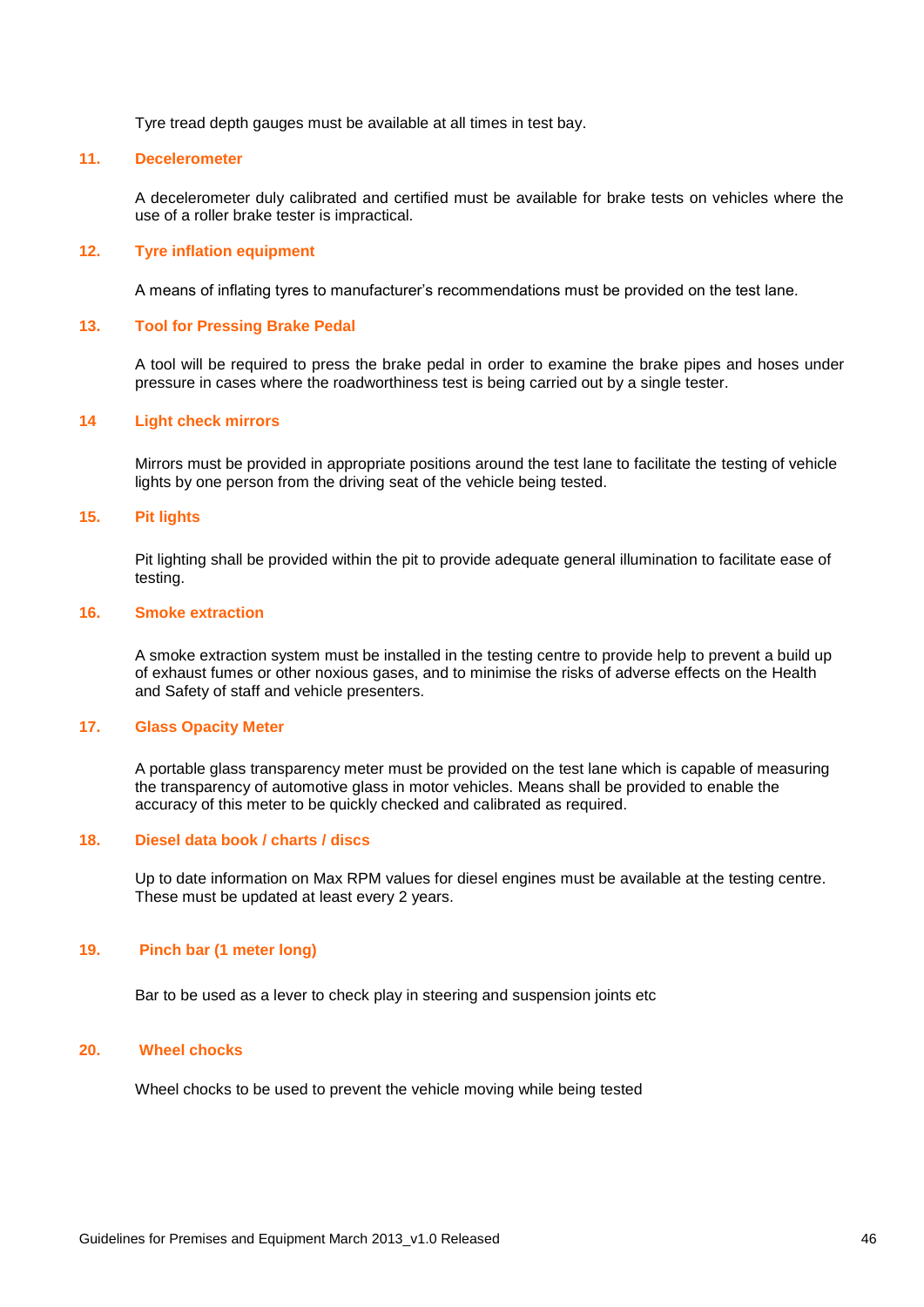Tyre tread depth gauges must be available at all times in test bay.

### 11. Decelerometer

A decelerometer duly calibrated and certified must be available for brake tests on vehicles where the use of a roller brake tester is impractical.

### 12. Tyre inflation equipment

A means of inflating tyres to manufacturer's recommendations must be provided on the test lane.

### 13. Tool for Pressing Brake Pedal

A tool will be required to press the brake pedal in order to examine the brake pipes and hoses under pressure in cases where the roadworthiness test is being carried out by a single tester.

### 14 Light check mirrors

Mirrors must be provided in appropriate positions around the test lane to facilitate the testing of vehicle lights by one person from the driving seat of the vehicle being tested.

### 15. Pit lights

Pit lighting shall be provided within the pit to provide adequate general illumination to facilitate ease of testing.

### 16. Smoke extraction

A smoke extraction system must be installed in the testing centre to provide help to prevent a build up of exhaust fumes or other noxious gases, and to minimise the risks of adverse effects on the Health and Safety of staff and vehicle presenters.

### 17. Glass Opacity Meter

A portable glass transparency meter must be provided on the test lane which is capable of measuring the transparency of automotive glass in motor vehicles. Means shall be provided to enable the accuracy of this meter to be quickly checked and calibrated as required.

### 18. Diesel data book / charts / discs

Up to date information on Max RPM values for diesel engines must be available at the testing centre. These must be updated at least every 2 years.

### 19. Pinch bar (1 meter long)

Bar to be used as a lever to check play in steering and suspension joints etc

### 20. Wheel chocks

Wheel chocks to be used to prevent the vehicle moving while being tested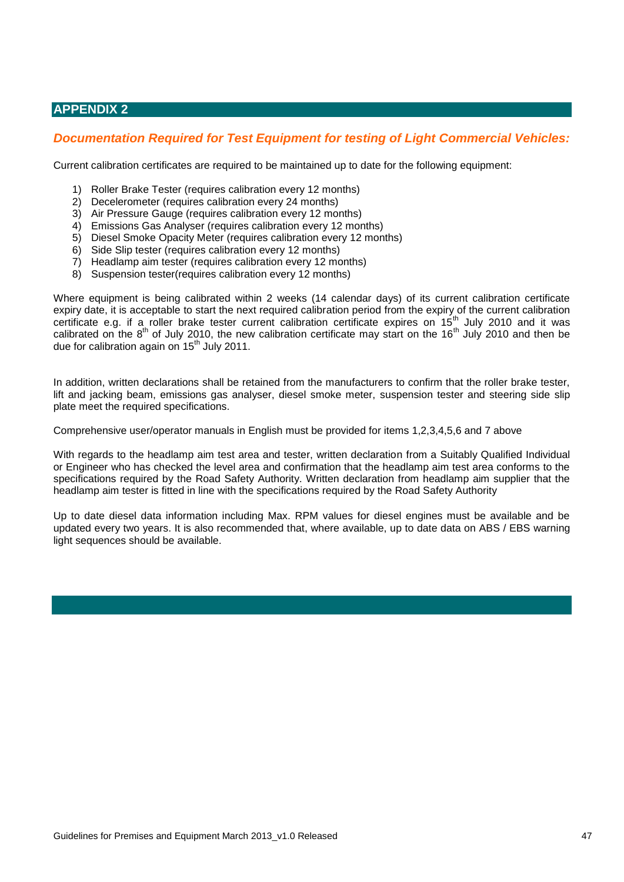## APPENDIX 2

### *Documentation Required for Test Equipment for testing of Light Commercial Vehicles:*

Current calibration certificates are required to be maintained up to date for the following equipment:

1) Roller Brake Tester (requires calibration every 12 months)
2) Decelerometer (requires calibration every 24 months)
3) Air Pressure Gauge (requires calibration every 12 months)
4) Emissions Gas Analyser (requires calibration every 12 months)
5) Diesel Smoke Opacity Meter (requires calibration every 12 months)
6) Side Slip tester (requires calibration every 12 months)
7) Headlamp aim tester (requires calibration every 12 months)
8) Suspension tester(requires calibration every 12 months)

Where equipment is being calibrated within 2 weeks (14 calendar days) of its current calibration certificate expiry date, it is acceptable to start the next required calibration period from the expiry of the current calibration certificate e.g. if a roller brake tester current calibration certificate expires on 15th July 2010 and it was calibrated on the 8th of July 2010, the new calibration certificate may start on the 16th July 2010 and then be due for calibration again on 15th July 2011.

In addition, written declarations shall be retained from the manufacturers to confirm that the roller brake tester, lift and jacking beam, emissions gas analyser, diesel smoke meter, suspension tester and steering side slip plate meet the required specifications.

Comprehensive user/operator manuals in English must be provided for items 1,2,3,4,5,6 and 7 above

With regards to the headlamp aim test area and tester, written declaration from a Suitably Qualified Individual or Engineer who has checked the level area and confirmation that the headlamp aim test area conforms to the specifications required by the Road Safety Authority. Written declaration from headlamp aim supplier that the headlamp aim tester is fitted in line with the specifications required by the Road Safety Authority

Up to date diesel data information including Max. RPM values for diesel engines must be available and be updated every two years. It is also recommended that, where available, up to date data on ABS / EBS warning light sequences should be available.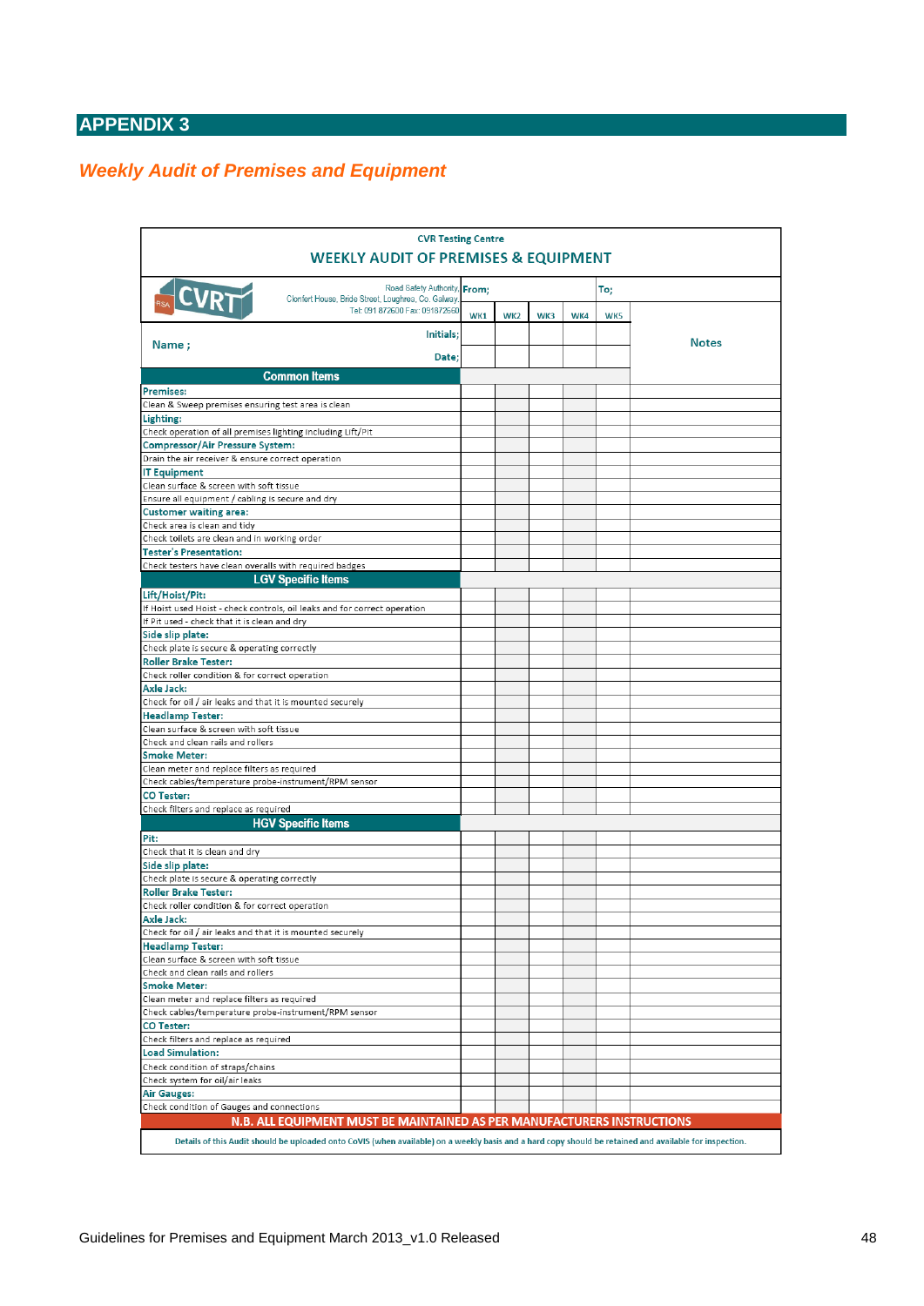## APPENDIX 3

### *Weekly Audit of Premises and Equipment*

**CVR Testing Centre**

**WEEKLY AUDIT OF PREMISES & EQUIPMENT**

CVRT — Road Safety Authority, Clonfert House, Bride Street, Loughrea, Co. Galway. Tel: 091 872600 Fax: 091872660

| | From; | | | | To; | |
|---|---|---|---|---|---|---|
| | WK1 | WK2 | WK3 | WK4 | WK5 | Notes |
| Name ; Initials; | | | | | | |
| Date; | | | | | | |
| **Common Items** | | | | | | |
| **Premises:** | | | | | | |
| Clean & Sweep premises ensuring test area is clean | | | | | | |
| **Lighting:** | | | | | | |
| Check operation of all premises lighting including Lift/Pit | | | | | | |
| **Compressor/Air Pressure System:** | | | | | | |
| Drain the air receiver & ensure correct operation | | | | | | |
| **IT Equipment** | | | | | | |
| Clean surface & screen with soft tissue | | | | | | |
| Ensure all equipment / cabling is secure and dry | | | | | | |
| **Customer waiting area:** | | | | | | |
| Check area is clean and tidy | | | | | | |
| Check toilets are clean and in working order | | | | | | |
| **Tester's Presentation:** | | | | | | |
| Check testers have clean overalls with required badges | | | | | | |
| **LGV Specific Items** | | | | | | |
| **Lift/Hoist/Pit:** | | | | | | |
| If Hoist used Hoist - check controls, oil leaks and for correct operation | | | | | | |
| If Pit used - check that it is clean and dry | | | | | | |
| **Side slip plate:** | | | | | | |
| Check plate is secure & operating correctly | | | | | | |
| **Roller Brake Tester:** | | | | | | |
| Check roller condition & for correct operation | | | | | | |
| **Axle Jack:** | | | | | | |
| Check for oil / air leaks and that it is mounted securely | | | | | | |
| **Headlamp Tester:** | | | | | | |
| Clean surface & screen with soft tissue | | | | | | |
| Check and clean rails and rollers | | | | | | |
| **Smoke Meter:** | | | | | | |
| Clean meter and replace filters as required | | | | | | |
| Check cables/temperature probe-instrument/RPM sensor | | | | | | |
| **CO Tester:** | | | | | | |
| Check filters and replace as required | | | | | | |
| **HGV Specific Items** | | | | | | |
| **Pit:** | | | | | | |
| Check that it is clean and dry | | | | | | |
| **Side slip plate:** | | | | | | |
| Check plate is secure & operating correctly | | | | | | |
| **Roller Brake Tester:** | | | | | | |
| Check roller condition & for correct operation | | | | | | |
| **Axle Jack:** | | | | | | |
| Check for oil / air leaks and that it is mounted securely | | | | | | |
| **Headlamp Tester:** | | | | | | |
| Clean surface & screen with soft tissue | | | | | | |
| Check and clean rails and rollers | | | | | | |
| **Smoke Meter:** | | | | | | |
| Clean meter and replace filters as required | | | | | | |
| Check cables/temperature probe-instrument/RPM sensor | | | | | | |
| **CO Tester:** | | | | | | |
| Check filters and replace as required | | | | | | |
| **Load Simulation:** | | | | | | |
| Check condition of straps/chains | | | | | | |
| Check system for oil/air leaks | | | | | | |
| **Air Gauges:** | | | | | | |
| Check condition of Gauges and connections | | | | | | |

**N.B. ALL EQUIPMENT MUST BE MAINTAINED AS PER MANUFACTURERS INSTRUCTIONS**

Details of this Audit should be uploaded onto CoVIS (when available) on a weekly basis and a hard copy should be retained and available for inspection.